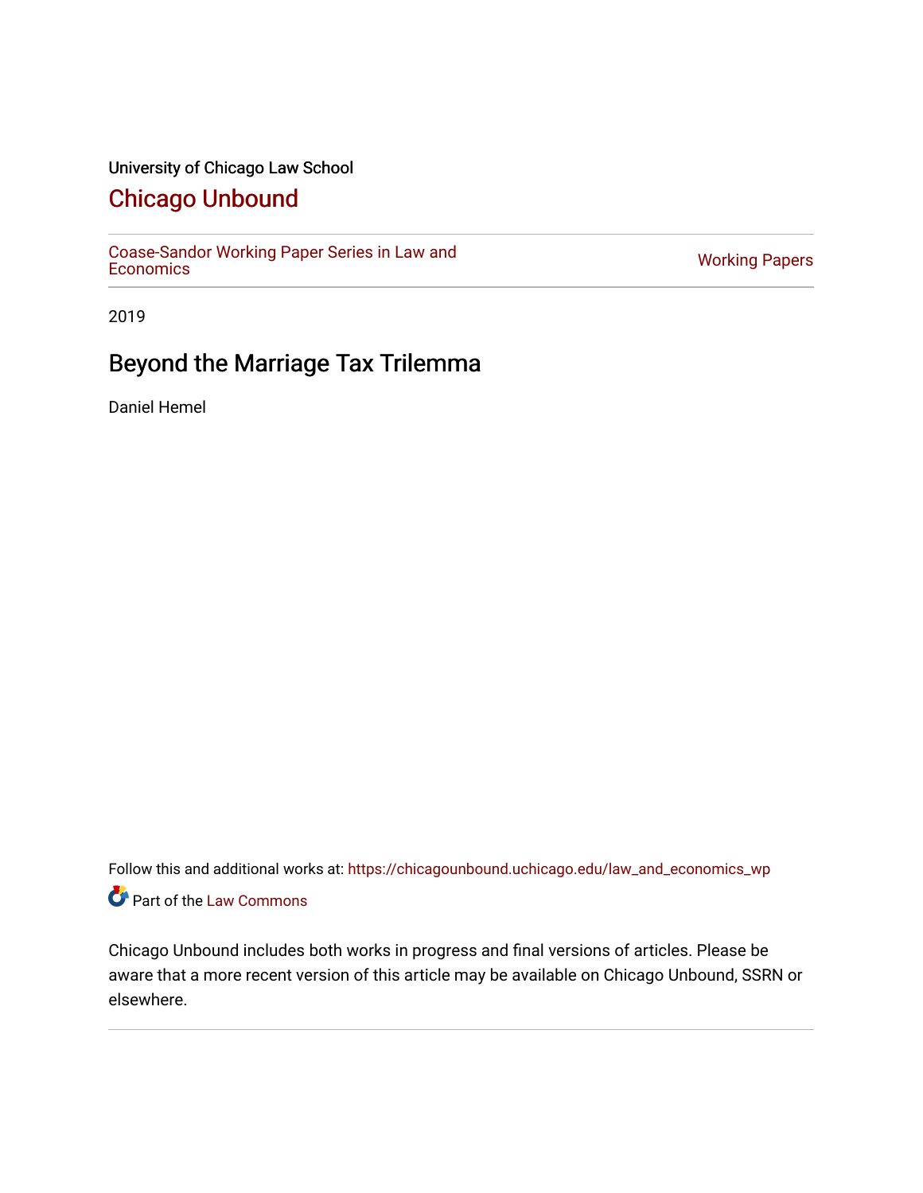University of Chicago Law School

# Chicago Unbound

Coase-Sandor Working Paper Series in Law and Economics | Working Papers

2019

## Beyond the Marriage Tax Trilemma

Daniel Hemel

Follow this and additional works at: https://chicagounbound.uchicago.edu/law_and_economics_wp

Part of the Law Commons

Chicago Unbound includes both works in progress and final versions of articles. Please be aware that a more recent version of this article may be available on Chicago Unbound, SSRN or elsewhere.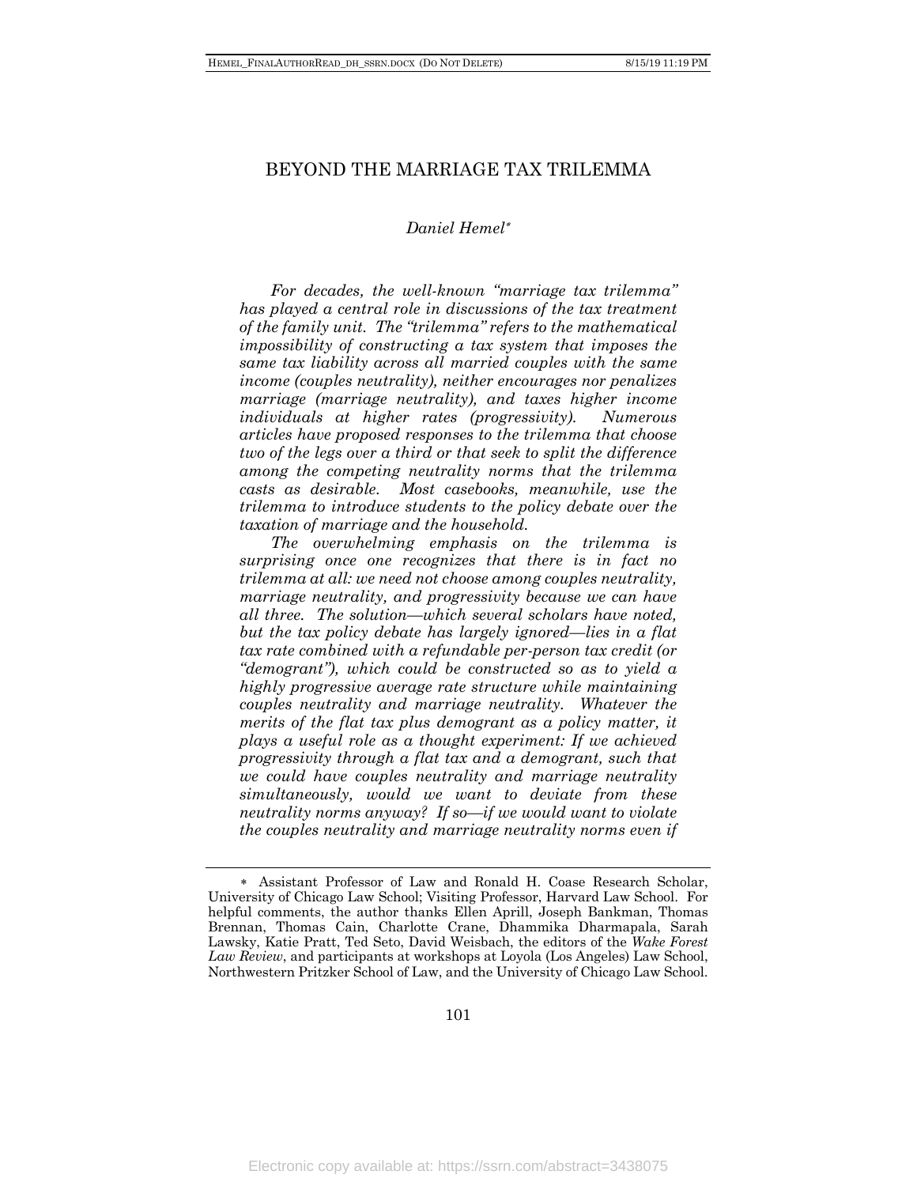# BEYOND THE MARRIAGE TAX TRILEMMA

*Daniel Hemel*[*]

*For decades, the well-known "marriage tax trilemma" has played a central role in discussions of the tax treatment of the family unit. The "trilemma" refers to the mathematical impossibility of constructing a tax system that imposes the same tax liability across all married couples with the same income (couples neutrality), neither encourages nor penalizes marriage (marriage neutrality), and taxes higher income individuals at higher rates (progressivity). Numerous articles have proposed responses to the trilemma that choose two of the legs over a third or that seek to split the difference among the competing neutrality norms that the trilemma casts as desirable. Most casebooks, meanwhile, use the trilemma to introduce students to the policy debate over the taxation of marriage and the household.*

*The overwhelming emphasis on the trilemma is surprising once one recognizes that there is in fact no trilemma at all: we need not choose among couples neutrality, marriage neutrality, and progressivity because we can have all three. The solution—which several scholars have noted, but the tax policy debate has largely ignored—lies in a flat tax rate combined with a refundable per-person tax credit (or "demogrant"), which could be constructed so as to yield a highly progressive average rate structure while maintaining couples neutrality and marriage neutrality. Whatever the merits of the flat tax plus demogrant as a policy matter, it plays a useful role as a thought experiment: If we achieved progressivity through a flat tax and a demogrant, such that we could have couples neutrality and marriage neutrality simultaneously, would we want to deviate from these neutrality norms anyway? If so—if we would want to violate the couples neutrality and marriage neutrality norms even if*

---

[*] Assistant Professor of Law and Ronald H. Coase Research Scholar, University of Chicago Law School; Visiting Professor, Harvard Law School. For helpful comments, the author thanks Ellen Aprill, Joseph Bankman, Thomas Brennan, Thomas Cain, Charlotte Crane, Dhammika Dharmapala, Sarah Lawsky, Katie Pratt, Ted Seto, David Weisbach, the editors of the *Wake Forest Law Review*, and participants at workshops at Loyola (Los Angeles) Law School, Northwestern Pritzker School of Law, and the University of Chicago Law School.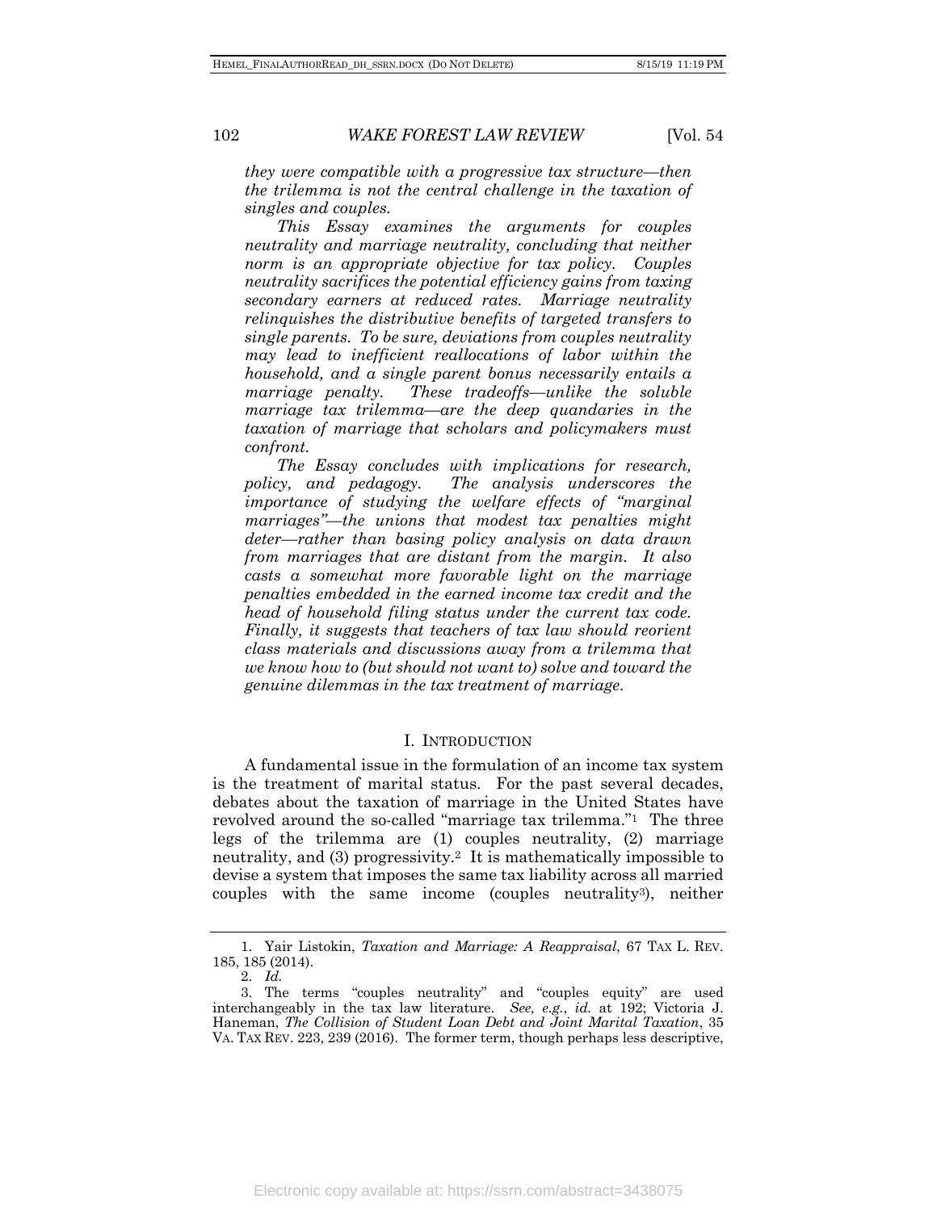*they were compatible with a progressive tax structure—then the trilemma is not the central challenge in the taxation of singles and couples.*

*This Essay examines the arguments for couples neutrality and marriage neutrality, concluding that neither norm is an appropriate objective for tax policy. Couples neutrality sacrifices the potential efficiency gains from taxing secondary earners at reduced rates. Marriage neutrality relinquishes the distributive benefits of targeted transfers to single parents. To be sure, deviations from couples neutrality may lead to inefficient reallocations of labor within the household, and a single parent bonus necessarily entails a marriage penalty. These tradeoffs—unlike the soluble marriage tax trilemma—are the deep quandaries in the taxation of marriage that scholars and policymakers must confront.*

*The Essay concludes with implications for research, policy, and pedagogy. The analysis underscores the importance of studying the welfare effects of "marginal marriages"—the unions that modest tax penalties might deter—rather than basing policy analysis on data drawn from marriages that are distant from the margin. It also casts a somewhat more favorable light on the marriage penalties embedded in the earned income tax credit and the head of household filing status under the current tax code. Finally, it suggests that teachers of tax law should reorient class materials and discussions away from a trilemma that we know how to (but should not want to) solve and toward the genuine dilemmas in the tax treatment of marriage.*

## I. INTRODUCTION

A fundamental issue in the formulation of an income tax system is the treatment of marital status. For the past several decades, debates about the taxation of marriage in the United States have revolved around the so-called "marriage tax trilemma."[1] The three legs of the trilemma are (1) couples neutrality, (2) marriage neutrality, and (3) progressivity.[2] It is mathematically impossible to devise a system that imposes the same tax liability across all married couples with the same income (couples neutrality[3]), neither

---

1. Yair Listokin, *Taxation and Marriage: A Reappraisal*, 67 TAX L. REV. 185, 185 (2014).

2. *Id.*

3. The terms "couples neutrality" and "couples equity" are used interchangeably in the tax law literature. *See, e.g.*, *id.* at 192; Victoria J. Haneman, *The Collision of Student Loan Debt and Joint Marital Taxation*, 35 VA. TAX REV. 223, 239 (2016). The former term, though perhaps less descriptive,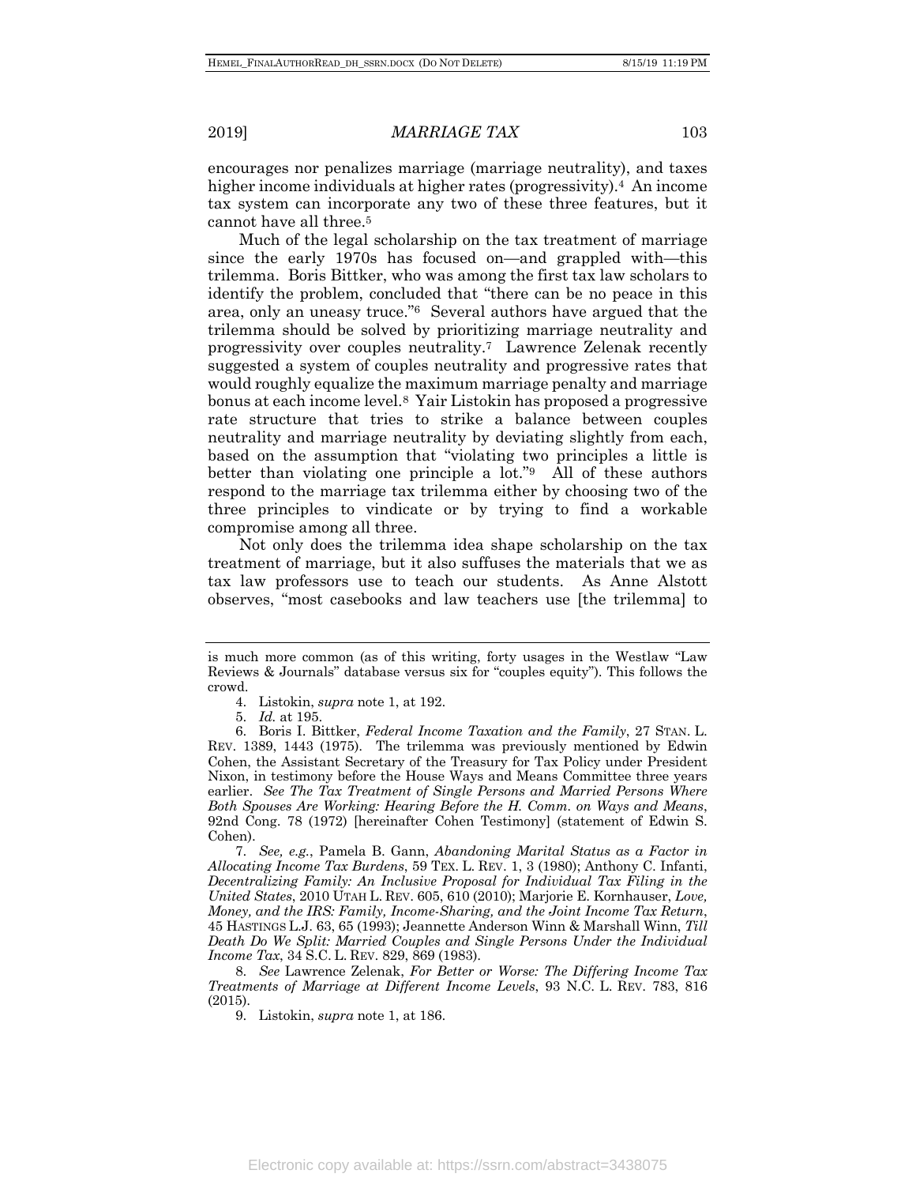encourages nor penalizes marriage (marriage neutrality), and taxes higher income individuals at higher rates (progressivity).[4] An income tax system can incorporate any two of these three features, but it cannot have all three.[5]

Much of the legal scholarship on the tax treatment of marriage since the early 1970s has focused on—and grappled with—this trilemma. Boris Bittker, who was among the first tax law scholars to identify the problem, concluded that "there can be no peace in this area, only an uneasy truce."[6] Several authors have argued that the trilemma should be solved by prioritizing marriage neutrality and progressivity over couples neutrality.[7] Lawrence Zelenak recently suggested a system of couples neutrality and progressive rates that would roughly equalize the maximum marriage penalty and marriage bonus at each income level.[8] Yair Listokin has proposed a progressive rate structure that tries to strike a balance between couples neutrality and marriage neutrality by deviating slightly from each, based on the assumption that "violating two principles a little is better than violating one principle a lot."[9] All of these authors respond to the marriage tax trilemma either by choosing two of the three principles to vindicate or by trying to find a workable compromise among all three.

Not only does the trilemma idea shape scholarship on the tax treatment of marriage, but it also suffuses the materials that we as tax law professors use to teach our students. As Anne Alstott observes, "most casebooks and law teachers use [the trilemma] to

---

is much more common (as of this writing, forty usages in the Westlaw "Law Reviews & Journals" database versus six for "couples equity"). This follows the crowd.

4. Listokin, *supra* note 1, at 192.

5. *Id.* at 195.

6. Boris I. Bittker, *Federal Income Taxation and the Family*, 27 STAN. L. REV. 1389, 1443 (1975). The trilemma was previously mentioned by Edwin Cohen, the Assistant Secretary of the Treasury for Tax Policy under President Nixon, in testimony before the House Ways and Means Committee three years earlier. *See The Tax Treatment of Single Persons and Married Persons Where Both Spouses Are Working: Hearing Before the H. Comm. on Ways and Means*, 92nd Cong. 78 (1972) [hereinafter Cohen Testimony] (statement of Edwin S. Cohen).

7. *See, e.g.*, Pamela B. Gann, *Abandoning Marital Status as a Factor in Allocating Income Tax Burdens*, 59 TEX. L. REV. 1, 3 (1980); Anthony C. Infanti, *Decentralizing Family: An Inclusive Proposal for Individual Tax Filing in the United States*, 2010 UTAH L. REV. 605, 610 (2010); Marjorie E. Kornhauser, *Love, Money, and the IRS: Family, Income-Sharing, and the Joint Income Tax Return*, 45 HASTINGS L.J. 63, 65 (1993); Jeannette Anderson Winn & Marshall Winn, *Till Death Do We Split: Married Couples and Single Persons Under the Individual Income Tax*, 34 S.C. L. REV. 829, 869 (1983).

8. *See* Lawrence Zelenak, *For Better or Worse: The Differing Income Tax Treatments of Marriage at Different Income Levels*, 93 N.C. L. REV. 783, 816 (2015).

9. Listokin, *supra* note 1, at 186.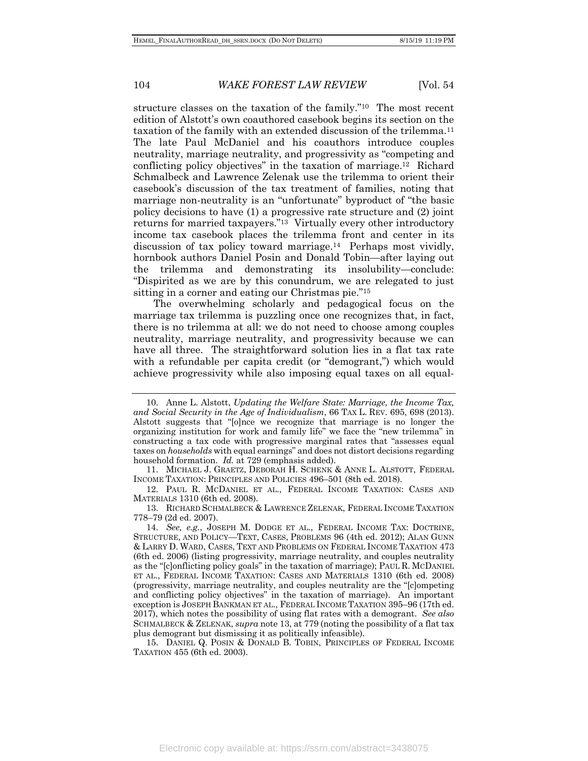structure classes on the taxation of the family."[10] The most recent edition of Alstott's own coauthored casebook begins its section on the taxation of the family with an extended discussion of the trilemma.[11] The late Paul McDaniel and his coauthors introduce couples neutrality, marriage neutrality, and progressivity as "competing and conflicting policy objectives" in the taxation of marriage.[12] Richard Schmalbeck and Lawrence Zelenak use the trilemma to orient their casebook's discussion of the tax treatment of families, noting that marriage non-neutrality is an "unfortunate" byproduct of "the basic policy decisions to have (1) a progressive rate structure and (2) joint returns for married taxpayers."[13] Virtually every other introductory income tax casebook places the trilemma front and center in its discussion of tax policy toward marriage.[14] Perhaps most vividly, hornbook authors Daniel Posin and Donald Tobin—after laying out the trilemma and demonstrating its insolubility—conclude: "Dispirited as we are by this conundrum, we are relegated to just sitting in a corner and eating our Christmas pie."[15]

The overwhelming scholarly and pedagogical focus on the marriage tax trilemma is puzzling once one recognizes that, in fact, there is no trilemma at all: we do not need to choose among couples neutrality, marriage neutrality, and progressivity because we can have all three. The straightforward solution lies in a flat tax rate with a refundable per capita credit (or "demogrant,") which would achieve progressivity while also imposing equal taxes on all equal-

---

10. Anne L. Alstott, *Updating the Welfare State: Marriage, the Income Tax, and Social Security in the Age of Individualism*, 66 TAX L. REV. 695, 698 (2013). Alstott suggests that "[o]nce we recognize that marriage is no longer the organizing institution for work and family life" we face the "new trilemma" in constructing a tax code with progressive marginal rates that "assesses equal taxes on *households* with equal earnings" and does not distort decisions regarding household formation. *Id.* at 729 (emphasis added).

11. MICHAEL J. GRAETZ, DEBORAH H. SCHENK & ANNE L. ALSTOTT, FEDERAL INCOME TAXATION: PRINCIPLES AND POLICIES 496–501 (8th ed. 2018).

12. PAUL R. MCDANIEL ET AL., FEDERAL INCOME TAXATION: CASES AND MATERIALS 1310 (6th ed. 2008).

13. RICHARD SCHMALBECK & LAWRENCE ZELENAK, FEDERAL INCOME TAXATION 778–79 (2d ed. 2007).

14. *See, e.g.*, JOSEPH M. DODGE ET AL., FEDERAL INCOME TAX: DOCTRINE, STRUCTURE, AND POLICY—TEXT, CASES, PROBLEMS 96 (4th ed. 2012); ALAN GUNN & LARRY D. WARD, CASES, TEXT AND PROBLEMS ON FEDERAL INCOME TAXATION 473 (6th ed. 2006) (listing progressivity, marriage neutrality, and couples neutrality as the "[c]onflicting policy goals" in the taxation of marriage); PAUL R. MCDANIEL ET AL., FEDERAL INCOME TAXATION: CASES AND MATERIALS 1310 (6th ed. 2008) (progressivity, marriage neutrality, and couples neutrality are the "[c]ompeting and conflicting policy objectives" in the taxation of marriage). An important exception is JOSEPH BANKMAN ET AL., FEDERAL INCOME TAXATION 395–96 (17th ed. 2017), which notes the possibility of using flat rates with a demogrant. *See also* SCHMALBECK & ZELENAK, *supra* note 13, at 779 (noting the possibility of a flat tax plus demogrant but dismissing it as politically infeasible).

15. DANIEL Q. POSIN & DONALD B. TOBIN, PRINCIPLES OF FEDERAL INCOME TAXATION 455 (6th ed. 2003).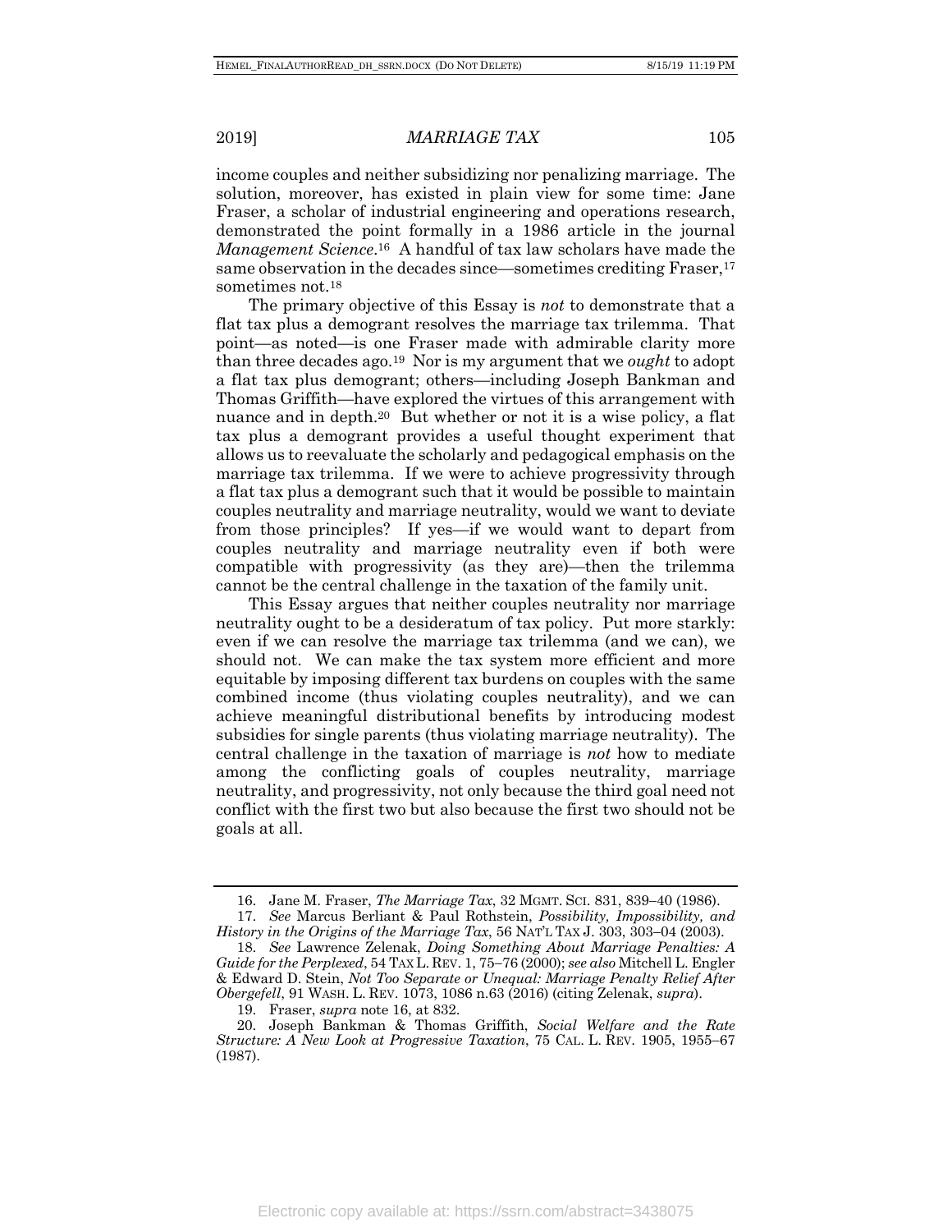income couples and neither subsidizing nor penalizing marriage. The solution, moreover, has existed in plain view for some time: Jane Fraser, a scholar of industrial engineering and operations research, demonstrated the point formally in a 1986 article in the journal *Management Science*.[16] A handful of tax law scholars have made the same observation in the decades since—sometimes crediting Fraser,[17] sometimes not.[18]

The primary objective of this Essay is *not* to demonstrate that a flat tax plus a demogrant resolves the marriage tax trilemma. That point—as noted—is one Fraser made with admirable clarity more than three decades ago.[19] Nor is my argument that we *ought* to adopt a flat tax plus demogrant; others—including Joseph Bankman and Thomas Griffith—have explored the virtues of this arrangement with nuance and in depth.[20] But whether or not it is a wise policy, a flat tax plus a demogrant provides a useful thought experiment that allows us to reevaluate the scholarly and pedagogical emphasis on the marriage tax trilemma. If we were to achieve progressivity through a flat tax plus a demogrant such that it would be possible to maintain couples neutrality and marriage neutrality, would we want to deviate from those principles? If yes—if we would want to depart from couples neutrality and marriage neutrality even if both were compatible with progressivity (as they are)—then the trilemma cannot be the central challenge in the taxation of the family unit.

This Essay argues that neither couples neutrality nor marriage neutrality ought to be a desideratum of tax policy. Put more starkly: even if we can resolve the marriage tax trilemma (and we can), we should not. We can make the tax system more efficient and more equitable by imposing different tax burdens on couples with the same combined income (thus violating couples neutrality), and we can achieve meaningful distributional benefits by introducing modest subsidies for single parents (thus violating marriage neutrality). The central challenge in the taxation of marriage is *not* how to mediate among the conflicting goals of couples neutrality, marriage neutrality, and progressivity, not only because the third goal need not conflict with the first two but also because the first two should not be goals at all.

---

16. Jane M. Fraser, *The Marriage Tax*, 32 MGMT. SCI. 831, 839–40 (1986).

17. *See* Marcus Berliant & Paul Rothstein, *Possibility, Impossibility, and History in the Origins of the Marriage Tax*, 56 NAT'L TAX J. 303, 303–04 (2003).

18. *See* Lawrence Zelenak, *Doing Something About Marriage Penalties: A Guide for the Perplexed*, 54 TAX L. REV. 1, 75–76 (2000); *see also* Mitchell L. Engler & Edward D. Stein, *Not Too Separate or Unequal: Marriage Penalty Relief After Obergefell*, 91 WASH. L. REV. 1073, 1086 n.63 (2016) (citing Zelenak, *supra*).

19. Fraser, *supra* note 16, at 832.

20. Joseph Bankman & Thomas Griffith, *Social Welfare and the Rate Structure: A New Look at Progressive Taxation*, 75 CAL. L. REV. 1905, 1955–67 (1987).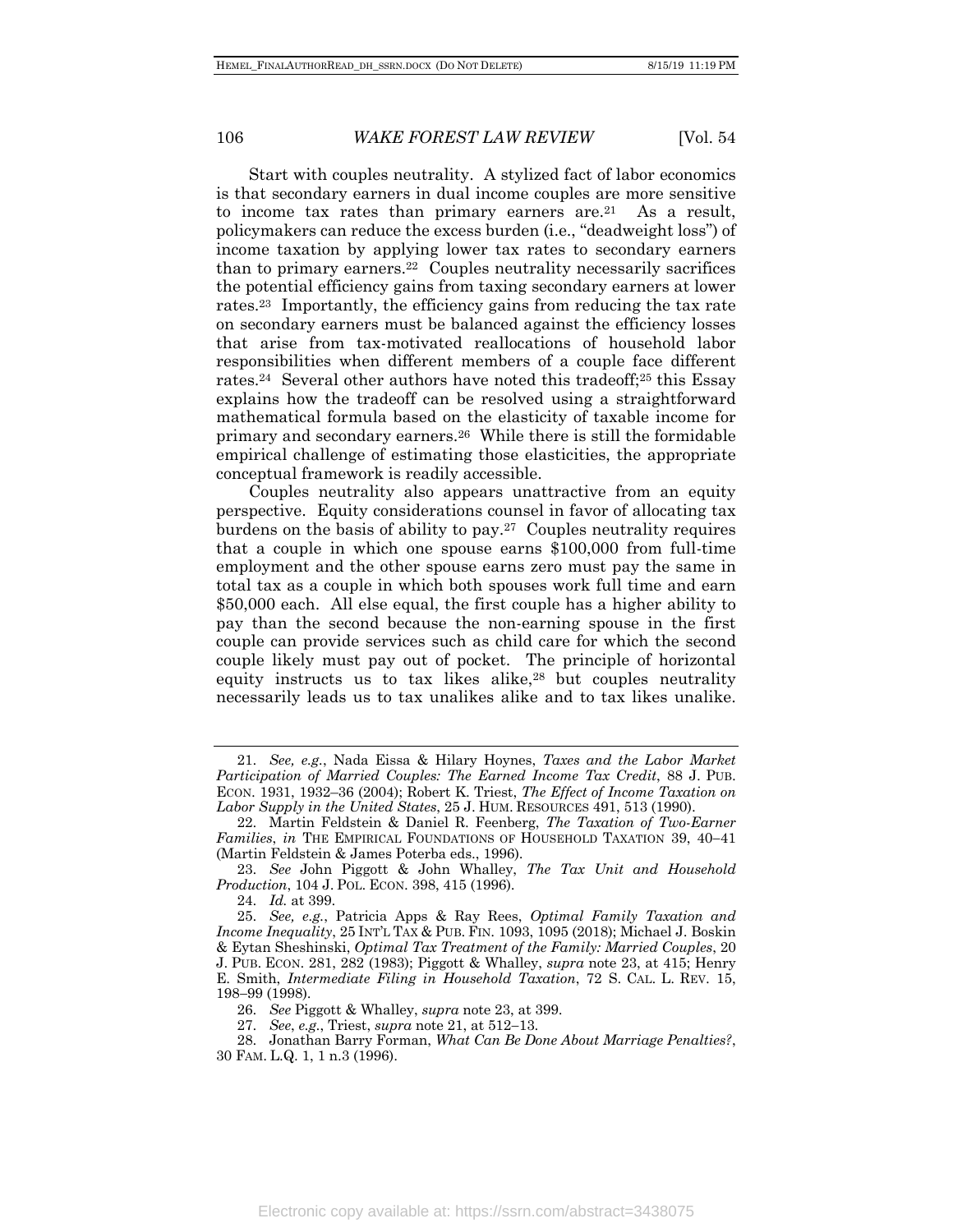Start with couples neutrality. A stylized fact of labor economics is that secondary earners in dual income couples are more sensitive to income tax rates than primary earners are.[21] As a result, policymakers can reduce the excess burden (i.e., "deadweight loss") of income taxation by applying lower tax rates to secondary earners than to primary earners.[22] Couples neutrality necessarily sacrifices the potential efficiency gains from taxing secondary earners at lower rates.[23] Importantly, the efficiency gains from reducing the tax rate on secondary earners must be balanced against the efficiency losses that arise from tax-motivated reallocations of household labor responsibilities when different members of a couple face different rates.[24] Several other authors have noted this tradeoff;[25] this Essay explains how the tradeoff can be resolved using a straightforward mathematical formula based on the elasticity of taxable income for primary and secondary earners.[26] While there is still the formidable empirical challenge of estimating those elasticities, the appropriate conceptual framework is readily accessible.

Couples neutrality also appears unattractive from an equity perspective. Equity considerations counsel in favor of allocating tax burdens on the basis of ability to pay.[27] Couples neutrality requires that a couple in which one spouse earns $100,000 from full-time employment and the other spouse earns zero must pay the same in total tax as a couple in which both spouses work full time and earn $50,000 each. All else equal, the first couple has a higher ability to pay than the second because the non-earning spouse in the first couple can provide services such as child care for which the second couple likely must pay out of pocket. The principle of horizontal equity instructs us to tax likes alike,[28] but couples neutrality necessarily leads us to tax unalikes alike and to tax likes unalike.

---

21. *See, e.g.*, Nada Eissa & Hilary Hoynes, *Taxes and the Labor Market Participation of Married Couples: The Earned Income Tax Credit*, 88 J. PUB. ECON. 1931, 1932–36 (2004); Robert K. Triest, *The Effect of Income Taxation on Labor Supply in the United States*, 25 J. HUM. RESOURCES 491, 513 (1990).

22. Martin Feldstein & Daniel R. Feenberg, *The Taxation of Two-Earner Families*, *in* THE EMPIRICAL FOUNDATIONS OF HOUSEHOLD TAXATION 39, 40–41 (Martin Feldstein & James Poterba eds., 1996).

23. *See* John Piggott & John Whalley, *The Tax Unit and Household Production*, 104 J. POL. ECON. 398, 415 (1996).

24. *Id.* at 399.

25. *See, e.g.*, Patricia Apps & Ray Rees, *Optimal Family Taxation and Income Inequality*, 25 INT'L TAX & PUB. FIN. 1093, 1095 (2018); Michael J. Boskin & Eytan Sheshinski, *Optimal Tax Treatment of the Family: Married Couples*, 20 J. PUB. ECON. 281, 282 (1983); Piggott & Whalley, *supra* note 23, at 415; Henry E. Smith, *Intermediate Filing in Household Taxation*, 72 S. CAL. L. REV. 15, 198–99 (1998).

26. *See* Piggott & Whalley, *supra* note 23, at 399.

27. *See*, *e.g.*, Triest, *supra* note 21, at 512–13.

28. Jonathan Barry Forman, *What Can Be Done About Marriage Penalties?*, 30 FAM. L.Q. 1, 1 n.3 (1996).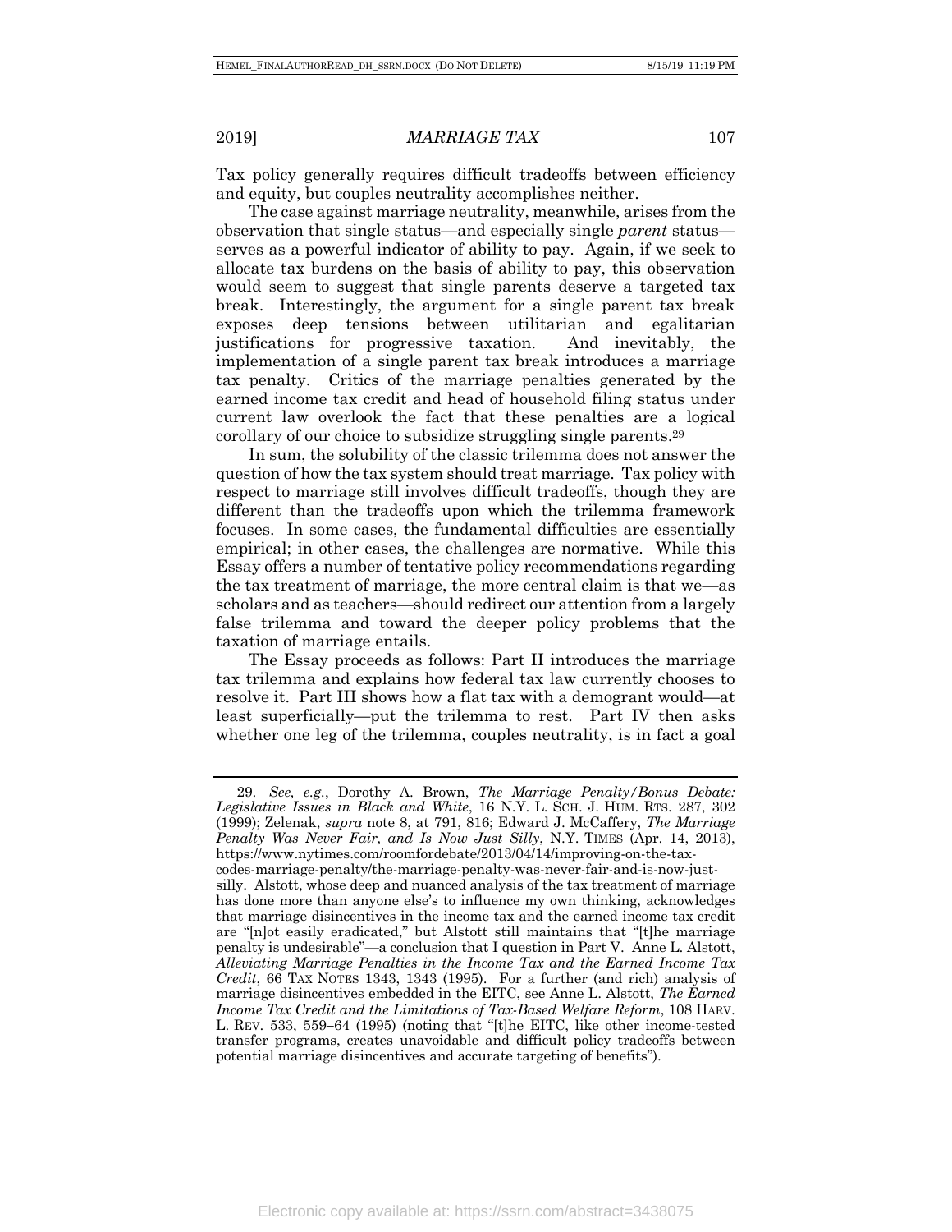Tax policy generally requires difficult tradeoffs between efficiency and equity, but couples neutrality accomplishes neither.

The case against marriage neutrality, meanwhile, arises from the observation that single status—and especially single *parent* status—serves as a powerful indicator of ability to pay. Again, if we seek to allocate tax burdens on the basis of ability to pay, this observation would seem to suggest that single parents deserve a targeted tax break. Interestingly, the argument for a single parent tax break exposes deep tensions between utilitarian and egalitarian justifications for progressive taxation. And inevitably, the implementation of a single parent tax break introduces a marriage tax penalty. Critics of the marriage penalties generated by the earned income tax credit and head of household filing status under current law overlook the fact that these penalties are a logical corollary of our choice to subsidize struggling single parents.[29]

In sum, the solubility of the classic trilemma does not answer the question of how the tax system should treat marriage. Tax policy with respect to marriage still involves difficult tradeoffs, though they are different than the tradeoffs upon which the trilemma framework focuses. In some cases, the fundamental difficulties are essentially empirical; in other cases, the challenges are normative. While this Essay offers a number of tentative policy recommendations regarding the tax treatment of marriage, the more central claim is that we—as scholars and as teachers—should redirect our attention from a largely false trilemma and toward the deeper policy problems that the taxation of marriage entails.

The Essay proceeds as follows: Part II introduces the marriage tax trilemma and explains how federal tax law currently chooses to resolve it. Part III shows how a flat tax with a demogrant would—at least superficially—put the trilemma to rest. Part IV then asks whether one leg of the trilemma, couples neutrality, is in fact a goal

---

29. *See, e.g.*, Dorothy A. Brown, *The Marriage Penalty/Bonus Debate: Legislative Issues in Black and White*, 16 N.Y. L. SCH. J. HUM. RTS. 287, 302 (1999); Zelenak, *supra* note 8, at 791, 816; Edward J. McCaffery, *The Marriage Penalty Was Never Fair, and Is Now Just Silly*, N.Y. TIMES (Apr. 14, 2013), https://www.nytimes.com/roomfordebate/2013/04/14/improving-on-the-tax-codes-marriage-penalty/the-marriage-penalty-was-never-fair-and-is-now-just-silly. Alstott, whose deep and nuanced analysis of the tax treatment of marriage has done more than anyone else's to influence my own thinking, acknowledges that marriage disincentives in the income tax and the earned income tax credit are "[n]ot easily eradicated," but Alstott still maintains that "[t]he marriage penalty is undesirable"—a conclusion that I question in Part V. Anne L. Alstott, *Alleviating Marriage Penalties in the Income Tax and the Earned Income Tax Credit*, 66 TAX NOTES 1343, 1343 (1995). For a further (and rich) analysis of marriage disincentives embedded in the EITC, see Anne L. Alstott, *The Earned Income Tax Credit and the Limitations of Tax-Based Welfare Reform*, 108 HARV. L. REV. 533, 559–64 (1995) (noting that "[t]he EITC, like other income-tested transfer programs, creates unavoidable and difficult policy tradeoffs between potential marriage disincentives and accurate targeting of benefits").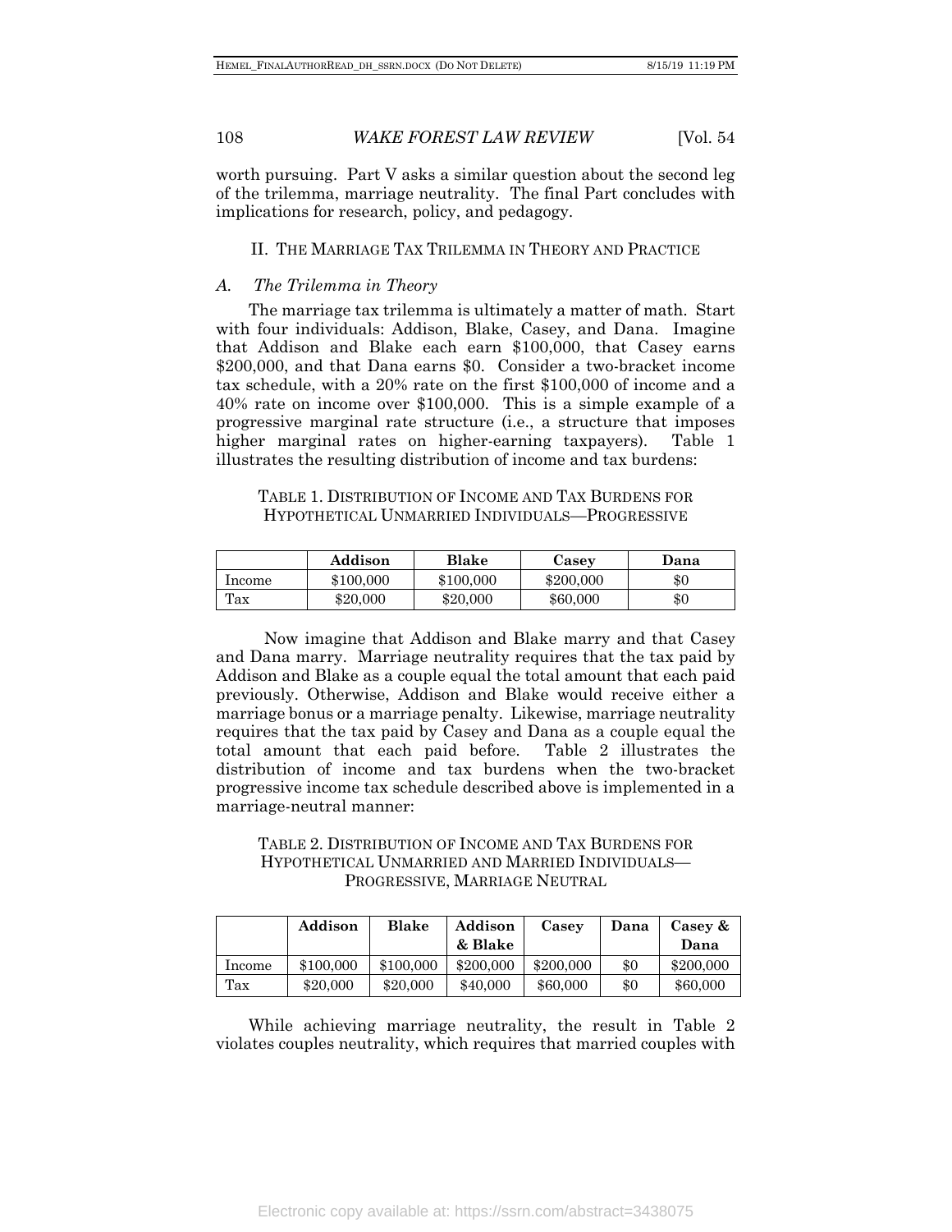worth pursuing. Part V asks a similar question about the second leg of the trilemma, marriage neutrality. The final Part concludes with implications for research, policy, and pedagogy.

## II. THE MARRIAGE TAX TRILEMMA IN THEORY AND PRACTICE

### A. *The Trilemma in Theory*

The marriage tax trilemma is ultimately a matter of math. Start with four individuals: Addison, Blake, Casey, and Dana. Imagine that Addison and Blake each earn \$100,000, that Casey earns \$200,000, and that Dana earns \$0. Consider a two-bracket income tax schedule, with a 20% rate on the first \$100,000 of income and a 40% rate on income over \$100,000. This is a simple example of a progressive marginal rate structure (i.e., a structure that imposes higher marginal rates on higher-earning taxpayers). Table 1 illustrates the resulting distribution of income and tax burdens:

TABLE 1. DISTRIBUTION OF INCOME AND TAX BURDENS FOR HYPOTHETICAL UNMARRIED INDIVIDUALS—PROGRESSIVE

| | **Addison** | **Blake** | **Casey** | **Dana** |
|---|---|---|---|---|
| Income | \$100,000 | \$100,000 | \$200,000 | \$0 |
| Tax | \$20,000 | \$20,000 | \$60,000 | \$0 |

Now imagine that Addison and Blake marry and that Casey and Dana marry. Marriage neutrality requires that the tax paid by Addison and Blake as a couple equal the total amount that each paid previously. Otherwise, Addison and Blake would receive either a marriage bonus or a marriage penalty. Likewise, marriage neutrality requires that the tax paid by Casey and Dana as a couple equal the total amount that each paid before. Table 2 illustrates the distribution of income and tax burdens when the two-bracket progressive income tax schedule described above is implemented in a marriage-neutral manner:

TABLE 2. DISTRIBUTION OF INCOME AND TAX BURDENS FOR HYPOTHETICAL UNMARRIED AND MARRIED INDIVIDUALS—PROGRESSIVE, MARRIAGE NEUTRAL

| | **Addison** | **Blake** | **Addison & Blake** | **Casey** | **Dana** | **Casey & Dana** |
|---|---|---|---|---|---|---|
| Income | \$100,000 | \$100,000 | \$200,000 | \$200,000 | \$0 | \$200,000 |
| Tax | \$20,000 | \$20,000 | \$40,000 | \$60,000 | \$0 | \$60,000 |

While achieving marriage neutrality, the result in Table 2 violates couples neutrality, which requires that married couples with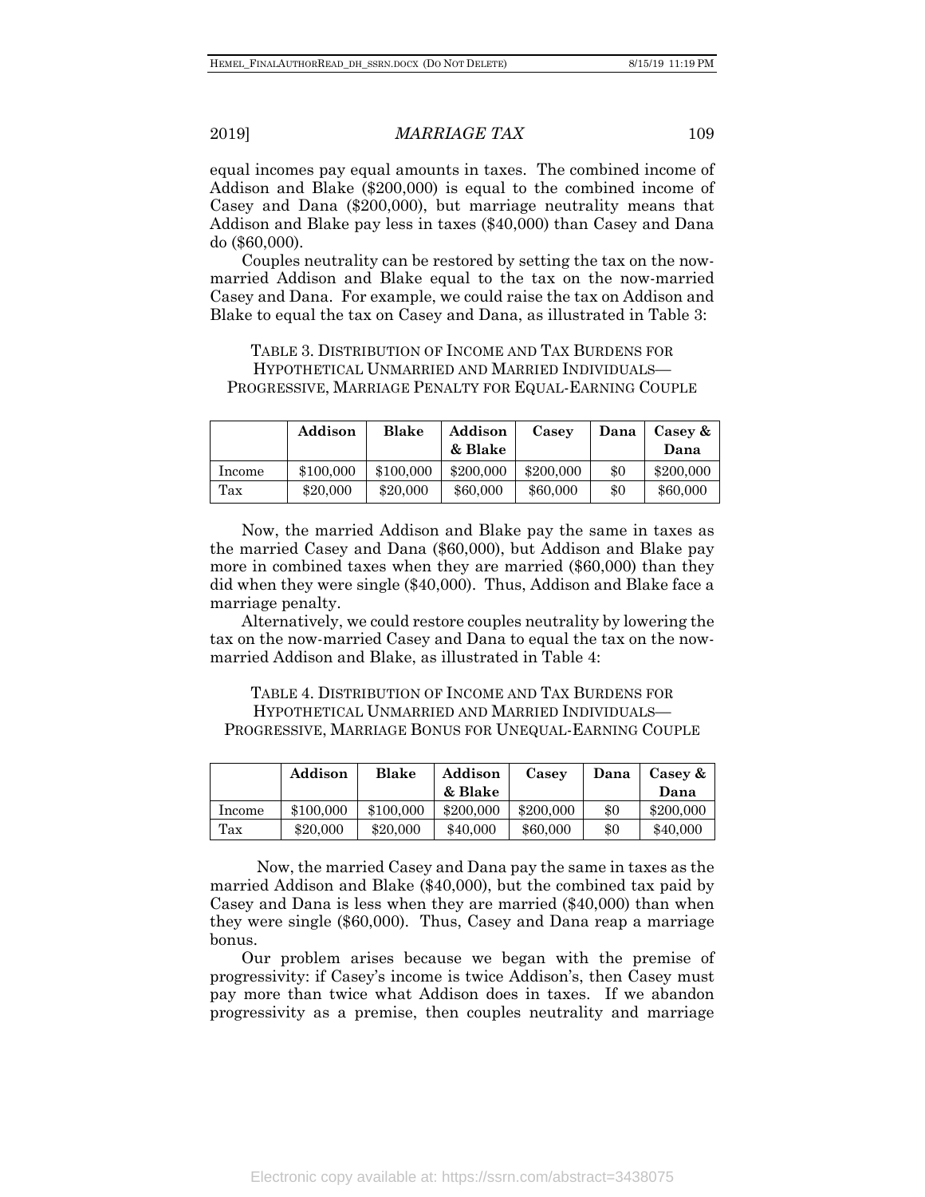equal incomes pay equal amounts in taxes. The combined income of Addison and Blake ($200,000) is equal to the combined income of Casey and Dana ($200,000), but marriage neutrality means that Addison and Blake pay less in taxes ($40,000) than Casey and Dana do ($60,000).

Couples neutrality can be restored by setting the tax on the now-married Addison and Blake equal to the tax on the now-married Casey and Dana. For example, we could raise the tax on Addison and Blake to equal the tax on Casey and Dana, as illustrated in Table 3:

TABLE 3. DISTRIBUTION OF INCOME AND TAX BURDENS FOR HYPOTHETICAL UNMARRIED AND MARRIED INDIVIDUALS—PROGRESSIVE, MARRIAGE PENALTY FOR EQUAL-EARNING COUPLE

| | **Addison** | **Blake** | **Addison & Blake** | **Casey** | **Dana** | **Casey & Dana** |
|---|---|---|---|---|---|---|
| Income | $100,000 | $100,000 | $200,000 | $200,000 | $0 | $200,000 |
| Tax | $20,000 | $20,000 | $60,000 | $60,000 | $0 | $60,000 |

Now, the married Addison and Blake pay the same in taxes as the married Casey and Dana ($60,000), but Addison and Blake pay more in combined taxes when they are married ($60,000) than they did when they were single ($40,000). Thus, Addison and Blake face a marriage penalty.

Alternatively, we could restore couples neutrality by lowering the tax on the now-married Casey and Dana to equal the tax on the now-married Addison and Blake, as illustrated in Table 4:

TABLE 4. DISTRIBUTION OF INCOME AND TAX BURDENS FOR HYPOTHETICAL UNMARRIED AND MARRIED INDIVIDUALS—PROGRESSIVE, MARRIAGE BONUS FOR UNEQUAL-EARNING COUPLE

| | **Addison** | **Blake** | **Addison & Blake** | **Casey** | **Dana** | **Casey & Dana** |
|---|---|---|---|---|---|---|
| Income | $100,000 | $100,000 | $200,000 | $200,000 | $0 | $200,000 |
| Tax | $20,000 | $20,000 | $40,000 | $60,000 | $0 | $40,000 |

Now, the married Casey and Dana pay the same in taxes as the married Addison and Blake ($40,000), but the combined tax paid by Casey and Dana is less when they are married ($40,000) than when they were single ($60,000). Thus, Casey and Dana reap a marriage bonus.

Our problem arises because we began with the premise of progressivity: if Casey's income is twice Addison's, then Casey must pay more than twice what Addison does in taxes. If we abandon progressivity as a premise, then couples neutrality and marriage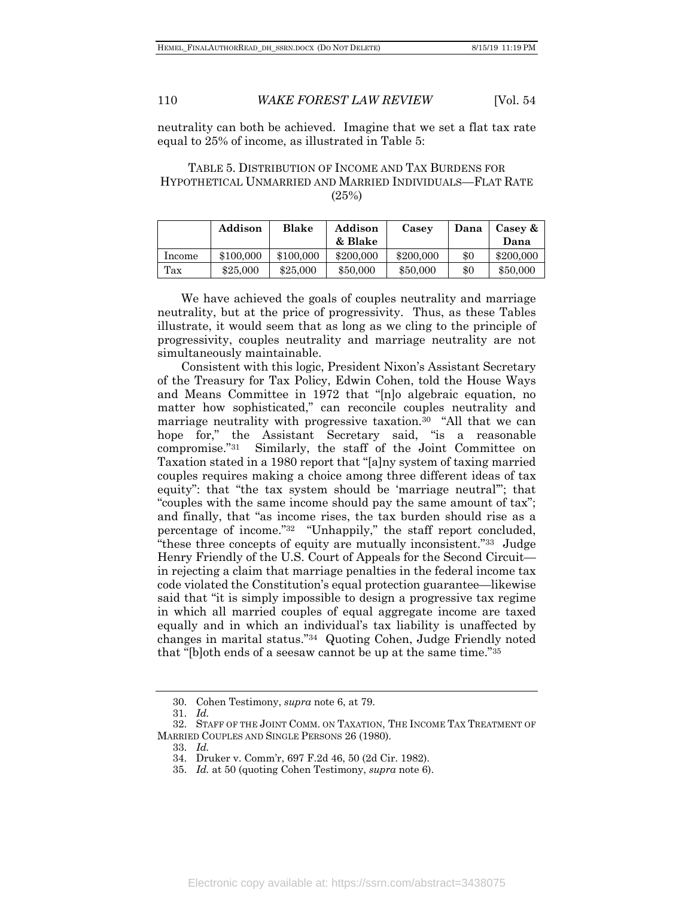neutrality can both be achieved. Imagine that we set a flat tax rate equal to 25% of income, as illustrated in Table 5:

TABLE 5. DISTRIBUTION OF INCOME AND TAX BURDENS FOR HYPOTHETICAL UNMARRIED AND MARRIED INDIVIDUALS—FLAT RATE (25%)

| | **Addison** | **Blake** | **Addison & Blake** | **Casey** | **Dana** | **Casey & Dana** |
|---|---|---|---|---|---|---|
| Income | \$100,000 | \$100,000 | \$200,000 | \$200,000 | \$0 | \$200,000 |
| Tax | \$25,000 | \$25,000 | \$50,000 | \$50,000 | \$0 | \$50,000 |

We have achieved the goals of couples neutrality and marriage neutrality, but at the price of progressivity. Thus, as these Tables illustrate, it would seem that as long as we cling to the principle of progressivity, couples neutrality and marriage neutrality are not simultaneously maintainable.

Consistent with this logic, President Nixon's Assistant Secretary of the Treasury for Tax Policy, Edwin Cohen, told the House Ways and Means Committee in 1972 that "[n]o algebraic equation, no matter how sophisticated," can reconcile couples neutrality and marriage neutrality with progressive taxation.[30] "All that we can hope for," the Assistant Secretary said, "is a reasonable compromise."[31] Similarly, the staff of the Joint Committee on Taxation stated in a 1980 report that "[a]ny system of taxing married couples requires making a choice among three different ideas of tax equity": that "the tax system should be 'marriage neutral'"; that "couples with the same income should pay the same amount of tax"; and finally, that "as income rises, the tax burden should rise as a percentage of income."[32] "Unhappily," the staff report concluded, "these three concepts of equity are mutually inconsistent."[33] Judge Henry Friendly of the U.S. Court of Appeals for the Second Circuit—in rejecting a claim that marriage penalties in the federal income tax code violated the Constitution's equal protection guarantee—likewise said that "it is simply impossible to design a progressive tax regime in which all married couples of equal aggregate income are taxed equally and in which an individual's tax liability is unaffected by changes in marital status."[34] Quoting Cohen, Judge Friendly noted that "[b]oth ends of a seesaw cannot be up at the same time."[35]

---

30. Cohen Testimony, *supra* note 6, at 79.

31. *Id.*

32. STAFF OF THE JOINT COMM. ON TAXATION, THE INCOME TAX TREATMENT OF MARRIED COUPLES AND SINGLE PERSONS 26 (1980).

33. *Id.*

34. Druker v. Comm'r, 697 F.2d 46, 50 (2d Cir. 1982).

35. *Id.* at 50 (quoting Cohen Testimony, *supra* note 6).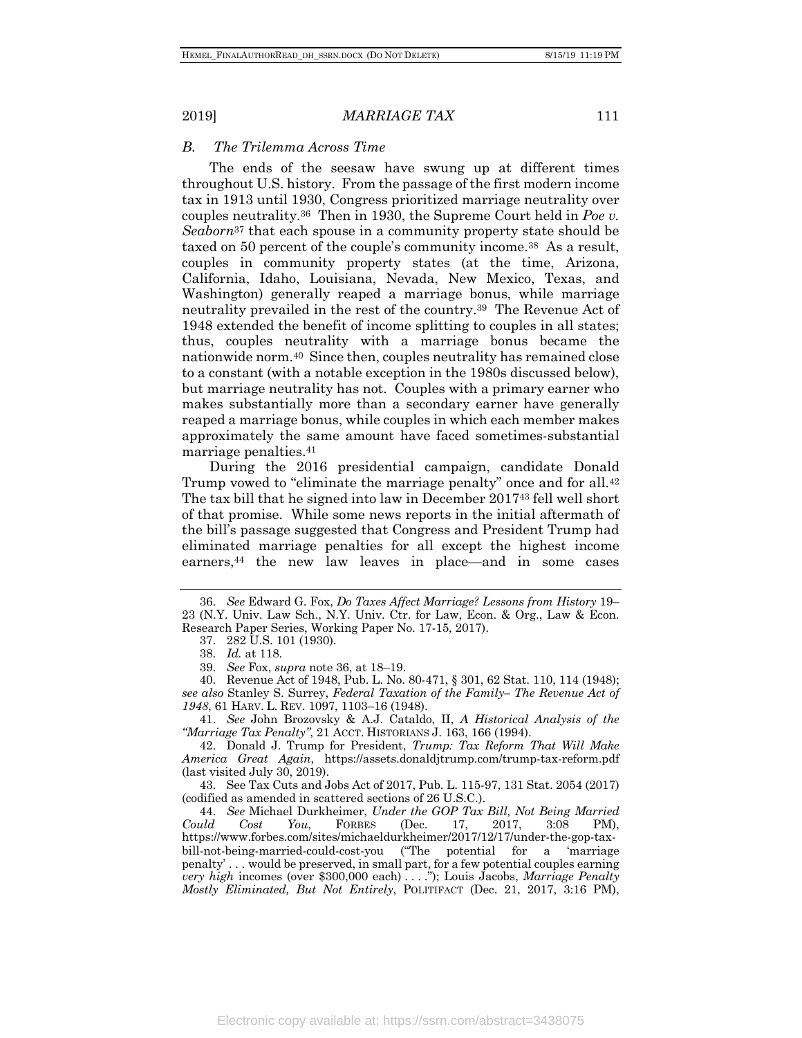### *B. The Trilemma Across Time*

The ends of the seesaw have swung up at different times throughout U.S. history. From the passage of the first modern income tax in 1913 until 1930, Congress prioritized marriage neutrality over couples neutrality.[36] Then in 1930, the Supreme Court held in *Poe v. Seaborn*[37] that each spouse in a community property state should be taxed on 50 percent of the couple's community income.[38] As a result, couples in community property states (at the time, Arizona, California, Idaho, Louisiana, Nevada, New Mexico, Texas, and Washington) generally reaped a marriage bonus, while marriage neutrality prevailed in the rest of the country.[39] The Revenue Act of 1948 extended the benefit of income splitting to couples in all states; thus, couples neutrality with a marriage bonus became the nationwide norm.[40] Since then, couples neutrality has remained close to a constant (with a notable exception in the 1980s discussed below), but marriage neutrality has not. Couples with a primary earner who makes substantially more than a secondary earner have generally reaped a marriage bonus, while couples in which each member makes approximately the same amount have faced sometimes-substantial marriage penalties.[41]

During the 2016 presidential campaign, candidate Donald Trump vowed to "eliminate the marriage penalty" once and for all.[42] The tax bill that he signed into law in December 2017[43] fell well short of that promise. While some news reports in the initial aftermath of the bill's passage suggested that Congress and President Trump had eliminated marriage penalties for all except the highest income earners,[44] the new law leaves in place—and in some cases

---

36. *See* Edward G. Fox, *Do Taxes Affect Marriage? Lessons from History* 19–23 (N.Y. Univ. Law Sch., N.Y. Univ. Ctr. for Law, Econ. & Org., Law & Econ. Research Paper Series, Working Paper No. 17-15, 2017).

37. 282 U.S. 101 (1930).

38. *Id.* at 118.

39. *See* Fox, *supra* note 36, at 18–19.

40. Revenue Act of 1948, Pub. L. No. 80-471, § 301, 62 Stat. 110, 114 (1948); *see also* Stanley S. Surrey, *Federal Taxation of the Family– The Revenue Act of 1948*, 61 HARV. L. REV. 1097, 1103–16 (1948).

41. *See* John Brozovsky & A.J. Cataldo, II, *A Historical Analysis of the "Marriage Tax Penalty"*, 21 ACCT. HISTORIANS J. 163, 166 (1994).

42. Donald J. Trump for President, *Trump: Tax Reform That Will Make America Great Again*, https://assets.donaldjtrump.com/trump-tax-reform.pdf (last visited July 30, 2019).

43. See Tax Cuts and Jobs Act of 2017, Pub. L. 115-97, 131 Stat. 2054 (2017) (codified as amended in scattered sections of 26 U.S.C.).

44. *See* Michael Durkheimer, *Under the GOP Tax Bill, Not Being Married Could Cost You*, FORBES (Dec. 17, 2017, 3:08 PM), https://www.forbes.com/sites/michaeldurkheimer/2017/12/17/under-the-gop-tax-bill-not-being-married-could-cost-you ("The potential for a 'marriage penalty' . . . would be preserved, in small part, for a few potential couples earning *very high* incomes (over $300,000 each) . . . ."); Louis Jacobs, *Marriage Penalty Mostly Eliminated, But Not Entirely*, POLITIFACT (Dec. 21, 2017, 3:16 PM),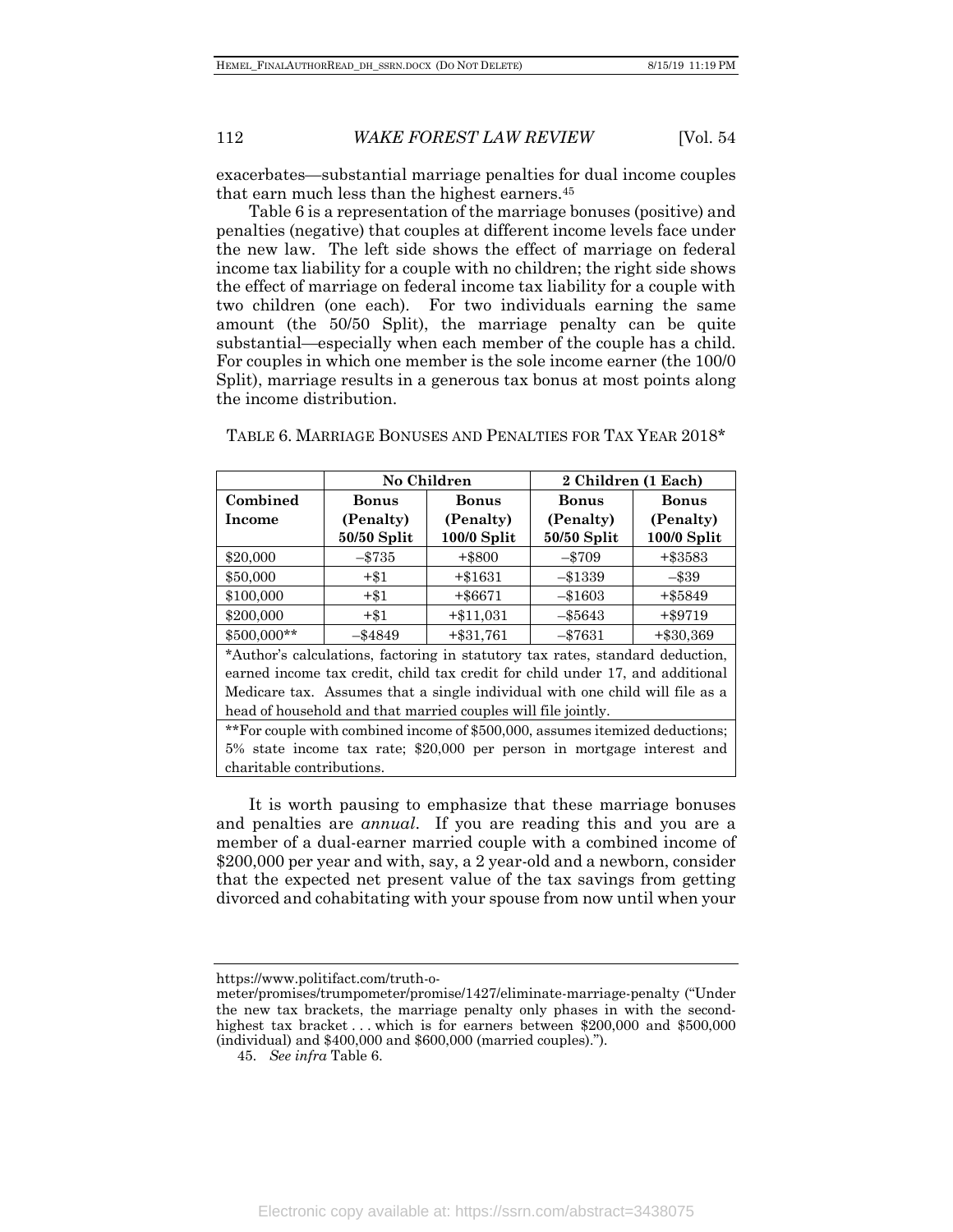exacerbates—substantial marriage penalties for dual income couples that earn much less than the highest earners.[45]

Table 6 is a representation of the marriage bonuses (positive) and penalties (negative) that couples at different income levels face under the new law. The left side shows the effect of marriage on federal income tax liability for a couple with no children; the right side shows the effect of marriage on federal income tax liability for a couple with two children (one each). For two individuals earning the same amount (the 50/50 Split), the marriage penalty can be quite substantial—especially when each member of the couple has a child. For couples in which one member is the sole income earner (the 100/0 Split), marriage results in a generous tax bonus at most points along the income distribution.

TABLE 6. MARRIAGE BONUSES AND PENALTIES FOR TAX YEAR 2018*

| | **No Children** | | **2 Children (1 Each)** | |
|---|---|---|---|---|
| **Combined Income** | **Bonus (Penalty) 50/50 Split** | **Bonus (Penalty) 100/0 Split** | **Bonus (Penalty) 50/50 Split** | **Bonus (Penalty) 100/0 Split** |
| $20,000 | –$735 | +$800 | –$709 | +$3583 |
| $50,000 | +$1 | +$1631 | –$1339 | –$39 |
| $100,000 | +$1 | +$6671 | –$1603 | +$5849 |
| $200,000 | +$1 | +$11,031 | –$5643 | +$9719 |
| $500,000** | –$4849 | +$31,761 | –$7631 | +$30,369 |

*Author's calculations, factoring in statutory tax rates, standard deduction, earned income tax credit, child tax credit for child under 17, and additional Medicare tax. Assumes that a single individual with one child will file as a head of household and that married couples will file jointly.

**For couple with combined income of $500,000, assumes itemized deductions; 5% state income tax rate; $20,000 per person in mortgage interest and charitable contributions.

It is worth pausing to emphasize that these marriage bonuses and penalties are *annual*. If you are reading this and you are a member of a dual-earner married couple with a combined income of $200,000 per year and with, say, a 2 year-old and a newborn, consider that the expected net present value of the tax savings from getting divorced and cohabitating with your spouse from now until when your

https://www.politifact.com/truth-o-meter/promises/trumpometer/promise/1427/eliminate-marriage-penalty ("Under the new tax brackets, the marriage penalty only phases in with the second-highest tax bracket . . . which is for earners between $200,000 and $500,000 (individual) and $400,000 and $600,000 (married couples).").

45. *See infra* Table 6.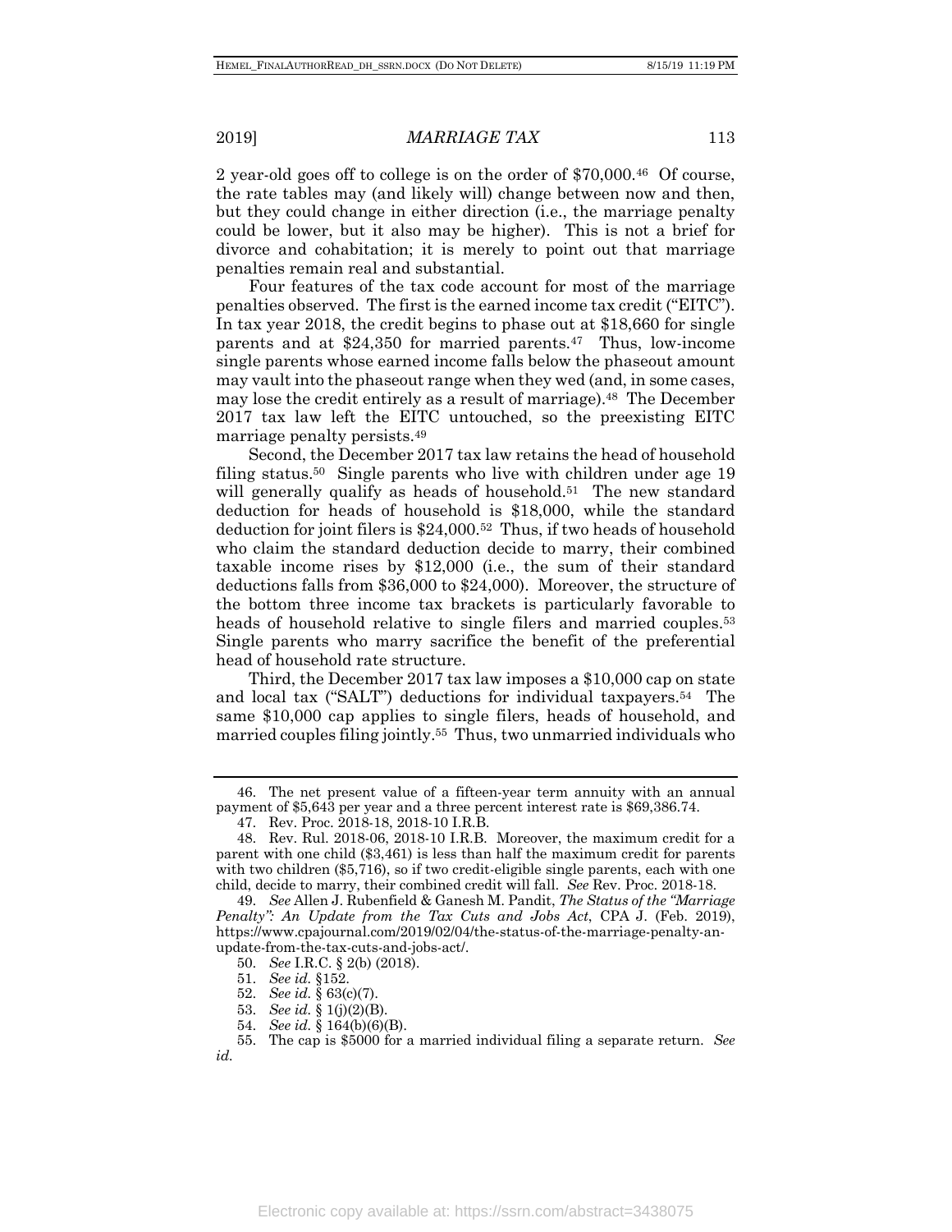2 year-old goes off to college is on the order of $70,000.[46] Of course, the rate tables may (and likely will) change between now and then, but they could change in either direction (i.e., the marriage penalty could be lower, but it also may be higher). This is not a brief for divorce and cohabitation; it is merely to point out that marriage penalties remain real and substantial.

Four features of the tax code account for most of the marriage penalties observed. The first is the earned income tax credit ("EITC"). In tax year 2018, the credit begins to phase out at $18,660 for single parents and at $24,350 for married parents.[47] Thus, low-income single parents whose earned income falls below the phaseout amount may vault into the phaseout range when they wed (and, in some cases, may lose the credit entirely as a result of marriage).[48] The December 2017 tax law left the EITC untouched, so the preexisting EITC marriage penalty persists.[49]

Second, the December 2017 tax law retains the head of household filing status.[50] Single parents who live with children under age 19 will generally qualify as heads of household.[51] The new standard deduction for heads of household is $18,000, while the standard deduction for joint filers is $24,000.[52] Thus, if two heads of household who claim the standard deduction decide to marry, their combined taxable income rises by $12,000 (i.e., the sum of their standard deductions falls from $36,000 to $24,000). Moreover, the structure of the bottom three income tax brackets is particularly favorable to heads of household relative to single filers and married couples.[53] Single parents who marry sacrifice the benefit of the preferential head of household rate structure.

Third, the December 2017 tax law imposes a $10,000 cap on state and local tax ("SALT") deductions for individual taxpayers.[54] The same $10,000 cap applies to single filers, heads of household, and married couples filing jointly.[55] Thus, two unmarried individuals who

---

46. The net present value of a fifteen-year term annuity with an annual payment of $5,643 per year and a three percent interest rate is $69,386.74.

47. Rev. Proc. 2018-18, 2018-10 I.R.B.

48. Rev. Rul. 2018-06, 2018-10 I.R.B. Moreover, the maximum credit for a parent with one child ($3,461) is less than half the maximum credit for parents with two children ($5,716), so if two credit-eligible single parents, each with one child, decide to marry, their combined credit will fall. *See* Rev. Proc. 2018-18.

49. *See* Allen J. Rubenfield & Ganesh M. Pandit, *The Status of the "Marriage Penalty": An Update from the Tax Cuts and Jobs Act*, CPA J. (Feb. 2019), https://www.cpajournal.com/2019/02/04/the-status-of-the-marriage-penalty-an-update-from-the-tax-cuts-and-jobs-act/.

50. *See* I.R.C. § 2(b) (2018).

51. *See id.* §152.

52. *See id.* § 63(c)(7).

53. *See id.* § 1(j)(2)(B).

54. *See id.* § 164(b)(6)(B).

55. The cap is $5000 for a married individual filing a separate return. *See id.*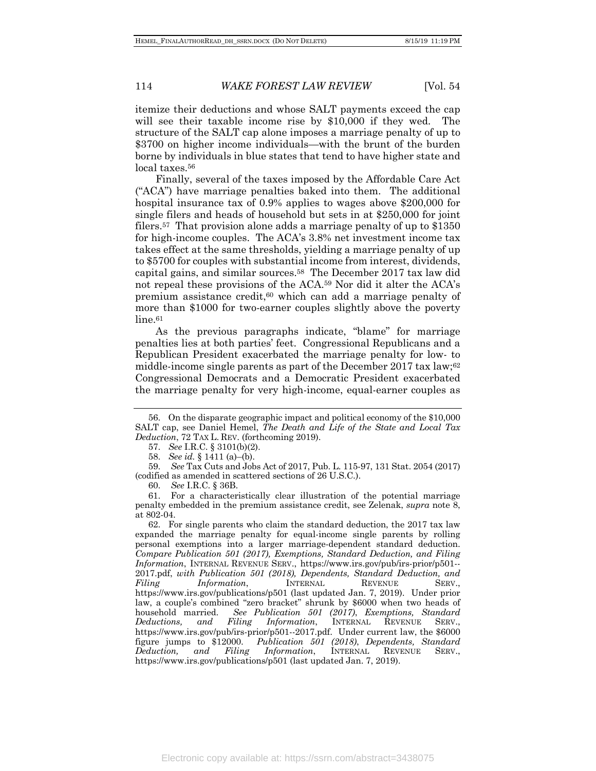itemize their deductions and whose SALT payments exceed the cap will see their taxable income rise by $10,000 if they wed. The structure of the SALT cap alone imposes a marriage penalty of up to $3700 on higher income individuals—with the brunt of the burden borne by individuals in blue states that tend to have higher state and local taxes.[56]

Finally, several of the taxes imposed by the Affordable Care Act ("ACA") have marriage penalties baked into them. The additional hospital insurance tax of 0.9% applies to wages above $200,000 for single filers and heads of household but sets in at $250,000 for joint filers.[57] That provision alone adds a marriage penalty of up to $1350 for high-income couples. The ACA's 3.8% net investment income tax takes effect at the same thresholds, yielding a marriage penalty of up to $5700 for couples with substantial income from interest, dividends, capital gains, and similar sources.[58] The December 2017 tax law did not repeal these provisions of the ACA.[59] Nor did it alter the ACA's premium assistance credit,[60] which can add a marriage penalty of more than $1000 for two-earner couples slightly above the poverty line.[61]

As the previous paragraphs indicate, "blame" for marriage penalties lies at both parties' feet. Congressional Republicans and a Republican President exacerbated the marriage penalty for low- to middle-income single parents as part of the December 2017 tax law;[62] Congressional Democrats and a Democratic President exacerbated the marriage penalty for very high-income, equal-earner couples as

---

56. On the disparate geographic impact and political economy of the $10,000 SALT cap, see Daniel Hemel, *The Death and Life of the State and Local Tax Deduction*, 72 TAX L. REV. (forthcoming 2019).

57. *See* I.R.C. § 3101(b)(2).

58. *See id.* § 1411 (a)–(b).

59. *See* Tax Cuts and Jobs Act of 2017, Pub. L. 115-97, 131 Stat. 2054 (2017) (codified as amended in scattered sections of 26 U.S.C.).

60. *See* I.R.C. § 36B.

61. For a characteristically clear illustration of the potential marriage penalty embedded in the premium assistance credit, see Zelenak, *supra* note 8, at 802-04.

62. For single parents who claim the standard deduction, the 2017 tax law expanded the marriage penalty for equal-income single parents by rolling personal exemptions into a larger marriage-dependent standard deduction. *Compare Publication 501 (2017), Exemptions, Standard Deduction, and Filing Information*, INTERNAL REVENUE SERV., https://www.irs.gov/pub/irs-prior/p501--2017.pdf, *with Publication 501 (2018), Dependents, Standard Deduction, and Filing Information*, INTERNAL REVENUE SERV., https://www.irs.gov/publications/p501 (last updated Jan. 7, 2019). Under prior law, a couple's combined "zero bracket" shrunk by $6000 when two heads of household married. *See Publication 501 (2017)*, *Exemptions, Standard Deductions, and Filing Information*, INTERNAL REVENUE SERV., https://www.irs.gov/pub/irs-prior/p501--2017.pdf. Under current law, the $6000 figure jumps to $12000. *Publication 501 (2018)*, *Dependents, Standard Deduction, and Filing Information*, INTERNAL REVENUE SERV., https://www.irs.gov/publications/p501 (last updated Jan. 7, 2019).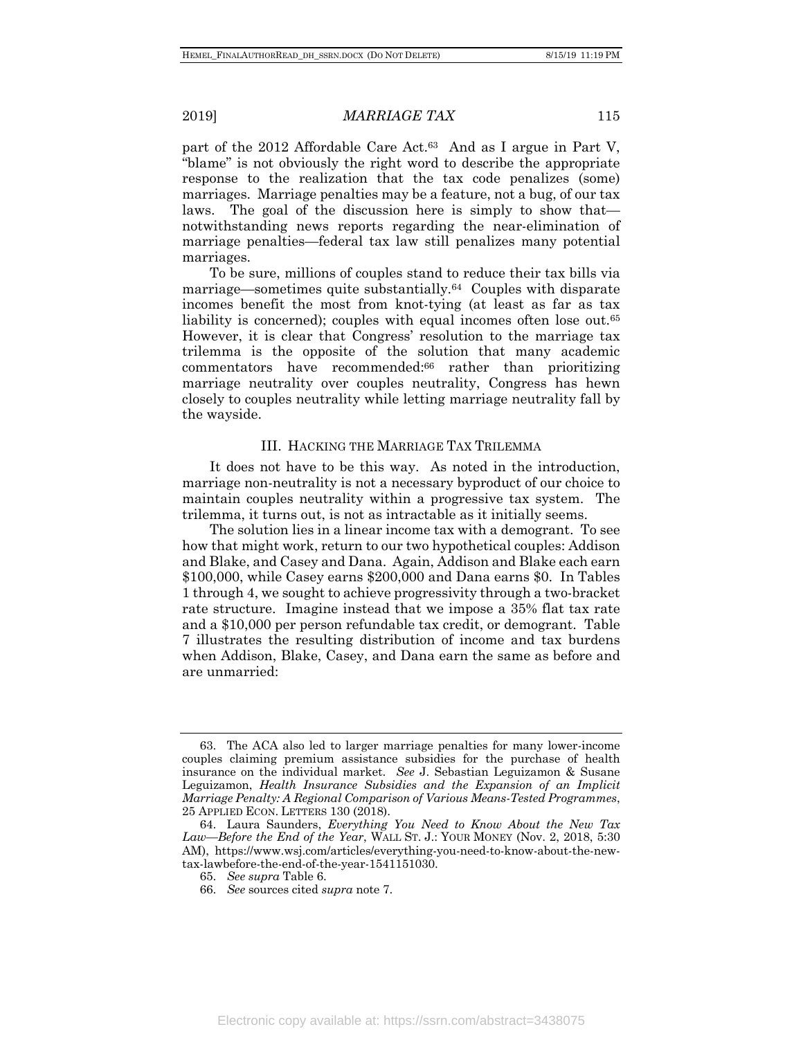part of the 2012 Affordable Care Act.[63] And as I argue in Part V, "blame" is not obviously the right word to describe the appropriate response to the realization that the tax code penalizes (some) marriages. Marriage penalties may be a feature, not a bug, of our tax laws. The goal of the discussion here is simply to show that—notwithstanding news reports regarding the near-elimination of marriage penalties—federal tax law still penalizes many potential marriages.

To be sure, millions of couples stand to reduce their tax bills via marriage—sometimes quite substantially.[64] Couples with disparate incomes benefit the most from knot-tying (at least as far as tax liability is concerned); couples with equal incomes often lose out.[65] However, it is clear that Congress' resolution to the marriage tax trilemma is the opposite of the solution that many academic commentators have recommended:[66] rather than prioritizing marriage neutrality over couples neutrality, Congress has hewn closely to couples neutrality while letting marriage neutrality fall by the wayside.

## III. HACKING THE MARRIAGE TAX TRILEMMA

It does not have to be this way. As noted in the introduction, marriage non-neutrality is not a necessary byproduct of our choice to maintain couples neutrality within a progressive tax system. The trilemma, it turns out, is not as intractable as it initially seems.

The solution lies in a linear income tax with a demogrant. To see how that might work, return to our two hypothetical couples: Addison and Blake, and Casey and Dana. Again, Addison and Blake each earn $100,000, while Casey earns $200,000 and Dana earns $0. In Tables 1 through 4, we sought to achieve progressivity through a two-bracket rate structure. Imagine instead that we impose a 35% flat tax rate and a $10,000 per person refundable tax credit, or demogrant. Table 7 illustrates the resulting distribution of income and tax burdens when Addison, Blake, Casey, and Dana earn the same as before and are unmarried:

---

63. The ACA also led to larger marriage penalties for many lower-income couples claiming premium assistance subsidies for the purchase of health insurance on the individual market. *See* J. Sebastian Leguizamon & Susane Leguizamon, *Health Insurance Subsidies and the Expansion of an Implicit Marriage Penalty: A Regional Comparison of Various Means-Tested Programmes*, 25 APPLIED ECON. LETTERS 130 (2018).

64. Laura Saunders, *Everything You Need to Know About the New Tax Law—Before the End of the Year*, WALL ST. J.: YOUR MONEY (Nov. 2, 2018, 5:30 AM), https://www.wsj.com/articles/everything-you-need-to-know-about-the-new-tax-lawbefore-the-end-of-the-year-1541151030.

65. *See supra* Table 6.

66. *See* sources cited *supra* note 7.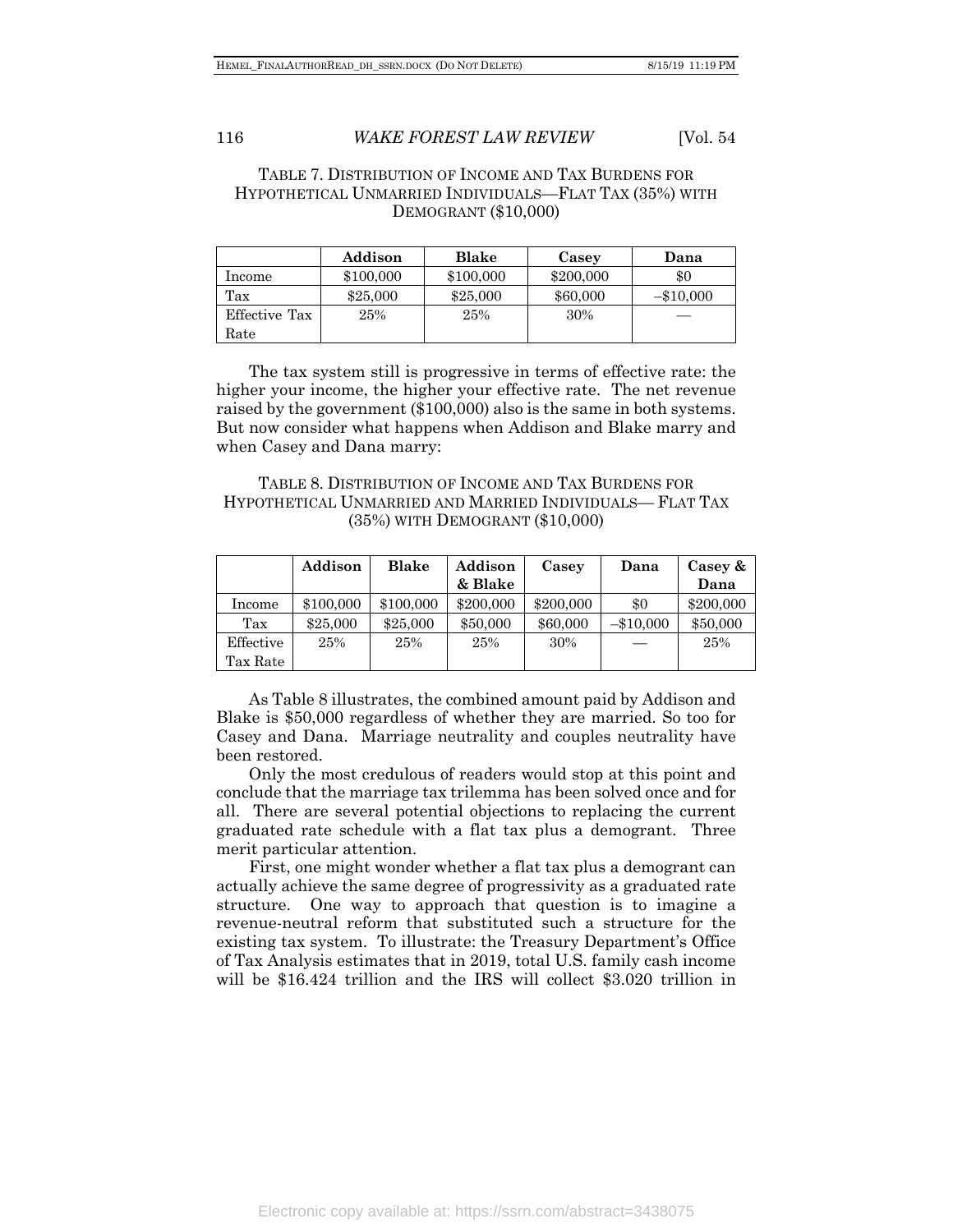TABLE 7. DISTRIBUTION OF INCOME AND TAX BURDENS FOR HYPOTHETICAL UNMARRIED INDIVIDUALS—FLAT TAX (35%) WITH DEMOGRANT ($10,000)

| | Addison | Blake | Casey | Dana |
|---|---|---|---|---|
| Income | $100,000 | $100,000 | $200,000 | $0 |
| Tax | $25,000 | $25,000 | $60,000 | –$10,000 |
| Effective Tax Rate | 25% | 25% | 30% | — |

The tax system still is progressive in terms of effective rate: the higher your income, the higher your effective rate. The net revenue raised by the government ($100,000) also is the same in both systems. But now consider what happens when Addison and Blake marry and when Casey and Dana marry:

TABLE 8. DISTRIBUTION OF INCOME AND TAX BURDENS FOR HYPOTHETICAL UNMARRIED AND MARRIED INDIVIDUALS— FLAT TAX (35%) WITH DEMOGRANT ($10,000)

| | Addison | Blake | Addison & Blake | Casey | Dana | Casey & Dana |
|---|---|---|---|---|---|---|
| Income | $100,000 | $100,000 | $200,000 | $200,000 | $0 | $200,000 |
| Tax | $25,000 | $25,000 | $50,000 | $60,000 | –$10,000 | $50,000 |
| Effective Tax Rate | 25% | 25% | 25% | 30% | — | 25% |

As Table 8 illustrates, the combined amount paid by Addison and Blake is $50,000 regardless of whether they are married. So too for Casey and Dana. Marriage neutrality and couples neutrality have been restored.

Only the most credulous of readers would stop at this point and conclude that the marriage tax trilemma has been solved once and for all. There are several potential objections to replacing the current graduated rate schedule with a flat tax plus a demogrant. Three merit particular attention.

First, one might wonder whether a flat tax plus a demogrant can actually achieve the same degree of progressivity as a graduated rate structure. One way to approach that question is to imagine a revenue-neutral reform that substituted such a structure for the existing tax system. To illustrate: the Treasury Department's Office of Tax Analysis estimates that in 2019, total U.S. family cash income will be $16.424 trillion and the IRS will collect $3.020 trillion in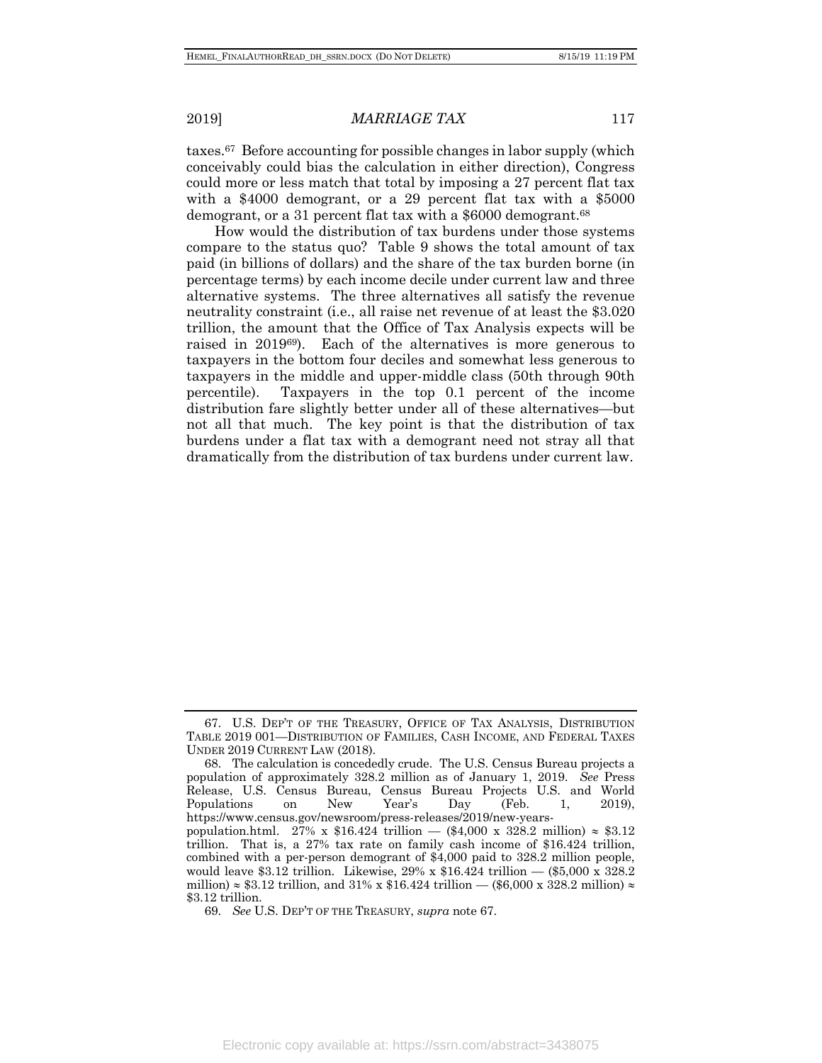taxes.[67] Before accounting for possible changes in labor supply (which conceivably could bias the calculation in either direction), Congress could more or less match that total by imposing a 27 percent flat tax with a $4000 demogrant, or a 29 percent flat tax with a $5000 demogrant, or a 31 percent flat tax with a $6000 demogrant.[68]

How would the distribution of tax burdens under those systems compare to the status quo? Table 9 shows the total amount of tax paid (in billions of dollars) and the share of the tax burden borne (in percentage terms) by each income decile under current law and three alternative systems. The three alternatives all satisfy the revenue neutrality constraint (i.e., all raise net revenue of at least the $3.020 trillion, the amount that the Office of Tax Analysis expects will be raised in 2019[69]). Each of the alternatives is more generous to taxpayers in the bottom four deciles and somewhat less generous to taxpayers in the middle and upper-middle class (50th through 90th percentile). Taxpayers in the top 0.1 percent of the income distribution fare slightly better under all of these alternatives—but not all that much. The key point is that the distribution of tax burdens under a flat tax with a demogrant need not stray all that dramatically from the distribution of tax burdens under current law.

---

67. U.S. DEP'T OF THE TREASURY, OFFICE OF TAX ANALYSIS, DISTRIBUTION TABLE 2019 001—DISTRIBUTION OF FAMILIES, CASH INCOME, AND FEDERAL TAXES UNDER 2019 CURRENT LAW (2018).

68. The calculation is concededly crude. The U.S. Census Bureau projects a population of approximately 328.2 million as of January 1, 2019. *See* Press Release, U.S. Census Bureau, Census Bureau Projects U.S. and World Populations on New Year's Day (Feb. 1, 2019), https://www.census.gov/newsroom/press-releases/2019/new-years-population.html. 27% x $16.424 trillion — ($4,000 x 328.2 million) ≈ $3.12 trillion. That is, a 27% tax rate on family cash income of $16.424 trillion, combined with a per-person demogrant of $4,000 paid to 328.2 million people, would leave $3.12 trillion. Likewise, 29% x $16.424 trillion — ($5,000 x 328.2 million) ≈ $3.12 trillion, and 31% x $16.424 trillion — ($6,000 x 328.2 million) ≈ $3.12 trillion.

69. *See* U.S. DEP'T OF THE TREASURY, *supra* note 67.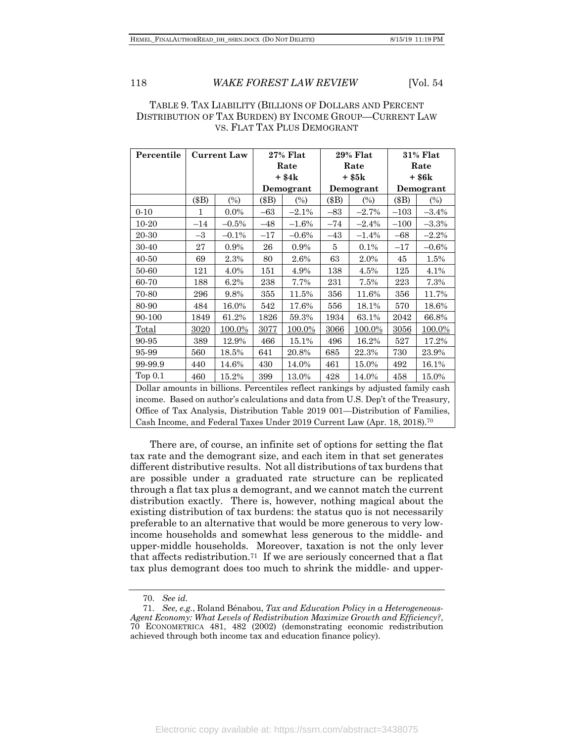TABLE 9. TAX LIABILITY (BILLIONS OF DOLLARS AND PERCENT DISTRIBUTION OF TAX BURDEN) BY INCOME GROUP—CURRENT LAW VS. FLAT TAX PLUS DEMOGRANT

| Percentile | Current Law | | 27% Flat Rate + $4k Demogrant | | 29% Flat Rate + $5k Demogrant | | 31% Flat Rate + $6k Demogrant | |
|---|---|---|---|---|---|---|---|---|
| | ($B) | (%) | ($B) | (%) | ($B) | (%) | ($B) | (%) |
| 0-10 | 1 | 0.0% | –63 | –2.1% | –83 | –2.7% | –103 | –3.4% |
| 10-20 | –14 | –0.5% | –48 | –1.6% | –74 | –2.4% | –100 | –3.3% |
| 20-30 | –3 | –0.1% | –17 | –0.6% | –43 | –1.4% | –68 | –2.2% |
| 30-40 | 27 | 0.9% | 26 | 0.9% | 5 | 0.1% | –17 | –0.6% |
| 40-50 | 69 | 2.3% | 80 | 2.6% | 63 | 2.0% | 45 | 1.5% |
| 50-60 | 121 | 4.0% | 151 | 4.9% | 138 | 4.5% | 125 | 4.1% |
| 60-70 | 188 | 6.2% | 238 | 7.7% | 231 | 7.5% | 223 | 7.3% |
| 70-80 | 296 | 9.8% | 355 | 11.5% | 356 | 11.6% | 356 | 11.7% |
| 80-90 | 484 | 16.0% | 542 | 17.6% | 556 | 18.1% | 570 | 18.6% |
| 90-100 | 1849 | 61.2% | 1826 | 59.3% | 1934 | 63.1% | 2042 | 66.8% |
| Total | 3020 | 100.0% | 3077 | 100.0% | 3066 | 100.0% | 3056 | 100.0% |
| 90-95 | 389 | 12.9% | 466 | 15.1% | 496 | 16.2% | 527 | 17.2% |
| 95-99 | 560 | 18.5% | 641 | 20.8% | 685 | 22.3% | 730 | 23.9% |
| 99-99.9 | 440 | 14.6% | 430 | 14.0% | 461 | 15.0% | 492 | 16.1% |
| Top 0.1 | 460 | 15.2% | 399 | 13.0% | 428 | 14.0% | 458 | 15.0% |

Dollar amounts in billions. Percentiles reflect rankings by adjusted family cash income. Based on author's calculations and data from U.S. Dep't of the Treasury, Office of Tax Analysis, Distribution Table 2019 001—Distribution of Families, Cash Income, and Federal Taxes Under 2019 Current Law (Apr. 18, 2018).[70]

There are, of course, an infinite set of options for setting the flat tax rate and the demogrant size, and each item in that set generates different distributive results. Not all distributions of tax burdens that are possible under a graduated rate structure can be replicated through a flat tax plus a demogrant, and we cannot match the current distribution exactly. There is, however, nothing magical about the existing distribution of tax burdens: the status quo is not necessarily preferable to an alternative that would be more generous to very low-income households and somewhat less generous to the middle- and upper-middle households. Moreover, taxation is not the only lever that affects redistribution.[71] If we are seriously concerned that a flat tax plus demogrant does too much to shrink the middle- and upper-

70. *See id.*

71. *See, e.g.*, Roland Bénabou, *Tax and Education Policy in a Heterogeneous-Agent Economy: What Levels of Redistribution Maximize Growth and Efficiency?*, 70 ECONOMETRICA 481, 482 (2002) (demonstrating economic redistribution achieved through both income tax and education finance policy).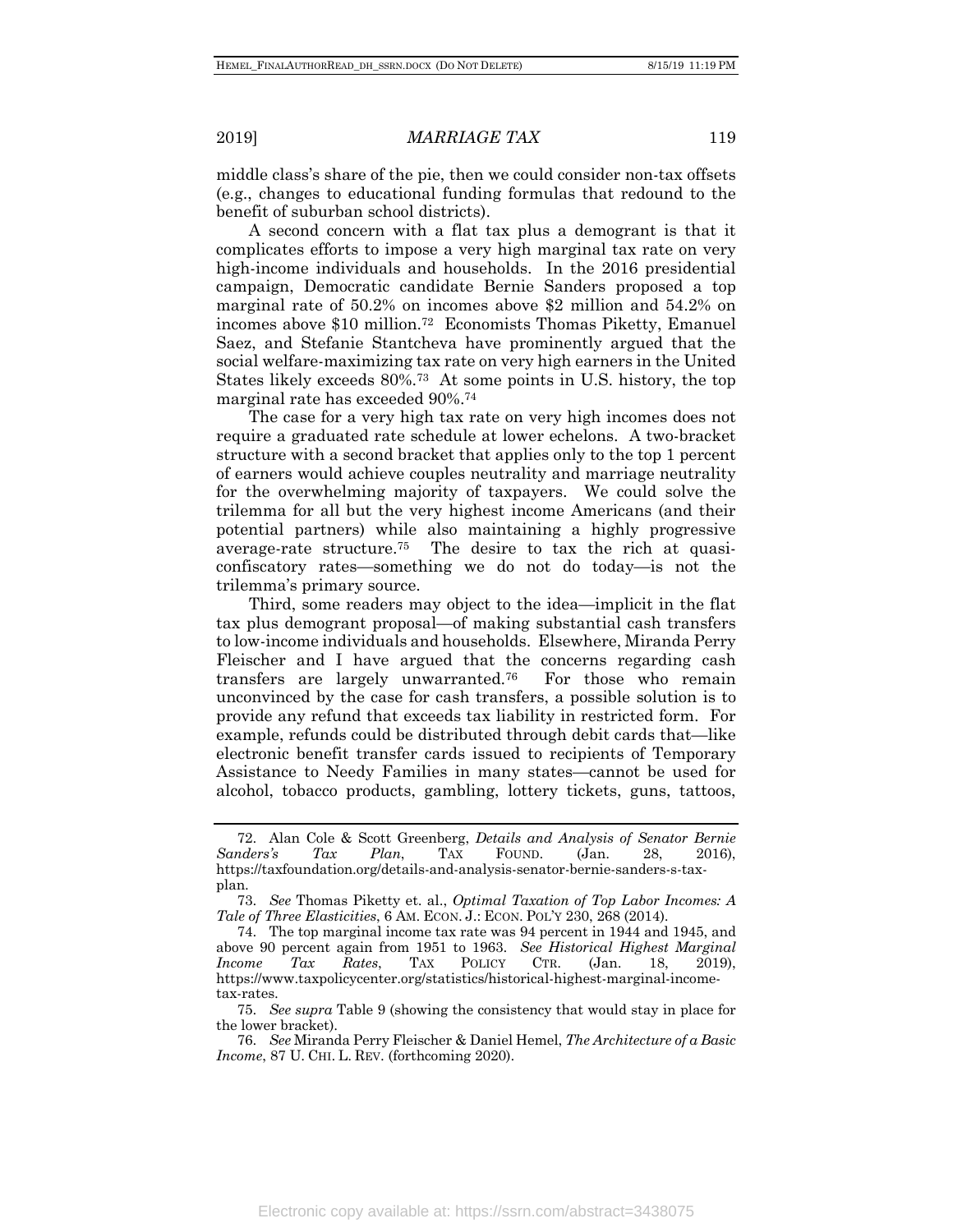middle class's share of the pie, then we could consider non-tax offsets (e.g., changes to educational funding formulas that redound to the benefit of suburban school districts).

A second concern with a flat tax plus a demogrant is that it complicates efforts to impose a very high marginal tax rate on very high-income individuals and households. In the 2016 presidential campaign, Democratic candidate Bernie Sanders proposed a top marginal rate of 50.2% on incomes above $2 million and 54.2% on incomes above $10 million.[72] Economists Thomas Piketty, Emanuel Saez, and Stefanie Stantcheva have prominently argued that the social welfare-maximizing tax rate on very high earners in the United States likely exceeds 80%.[73] At some points in U.S. history, the top marginal rate has exceeded 90%.[74]

The case for a very high tax rate on very high incomes does not require a graduated rate schedule at lower echelons. A two-bracket structure with a second bracket that applies only to the top 1 percent of earners would achieve couples neutrality and marriage neutrality for the overwhelming majority of taxpayers. We could solve the trilemma for all but the very highest income Americans (and their potential partners) while also maintaining a highly progressive average-rate structure.[75] The desire to tax the rich at quasi-confiscatory rates—something we do not do today—is not the trilemma's primary source.

Third, some readers may object to the idea—implicit in the flat tax plus demogrant proposal—of making substantial cash transfers to low-income individuals and households. Elsewhere, Miranda Perry Fleischer and I have argued that the concerns regarding cash transfers are largely unwarranted.[76] For those who remain unconvinced by the case for cash transfers, a possible solution is to provide any refund that exceeds tax liability in restricted form. For example, refunds could be distributed through debit cards that—like electronic benefit transfer cards issued to recipients of Temporary Assistance to Needy Families in many states—cannot be used for alcohol, tobacco products, gambling, lottery tickets, guns, tattoos,

---

72. Alan Cole & Scott Greenberg, *Details and Analysis of Senator Bernie Sanders's Tax Plan*, TAX FOUND. (Jan. 28, 2016), https://taxfoundation.org/details-and-analysis-senator-bernie-sanders-s-tax-plan.

73. *See* Thomas Piketty et. al., *Optimal Taxation of Top Labor Incomes: A Tale of Three Elasticities*, 6 AM. ECON. J.: ECON. POL'Y 230, 268 (2014).

74. The top marginal income tax rate was 94 percent in 1944 and 1945, and above 90 percent again from 1951 to 1963. *See Historical Highest Marginal Income Tax Rates*, TAX POLICY CTR. (Jan. 18, 2019), https://www.taxpolicycenter.org/statistics/historical-highest-marginal-income-tax-rates.

75. *See supra* Table 9 (showing the consistency that would stay in place for the lower bracket).

76. *See* Miranda Perry Fleischer & Daniel Hemel, *The Architecture of a Basic Income*, 87 U. CHI. L. REV. (forthcoming 2020).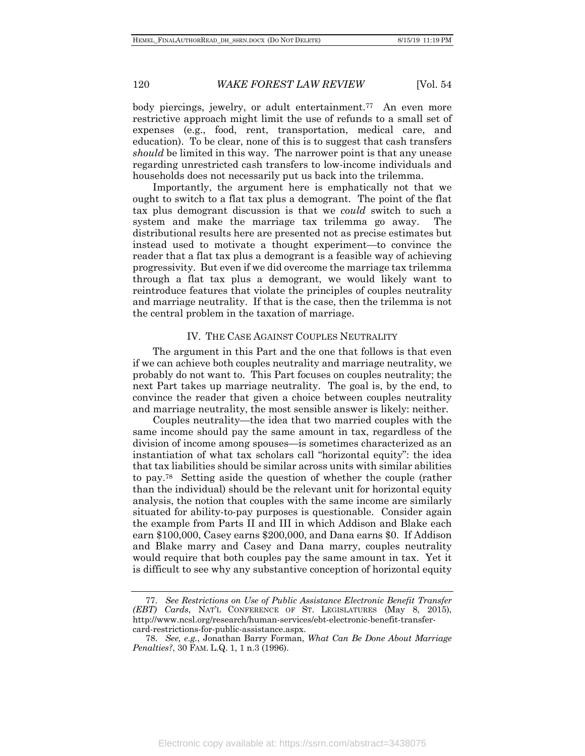body piercings, jewelry, or adult entertainment.[77] An even more restrictive approach might limit the use of refunds to a small set of expenses (e.g., food, rent, transportation, medical care, and education). To be clear, none of this is to suggest that cash transfers *should* be limited in this way. The narrower point is that any unease regarding unrestricted cash transfers to low-income individuals and households does not necessarily put us back into the trilemma.

Importantly, the argument here is emphatically not that we ought to switch to a flat tax plus a demogrant. The point of the flat tax plus demogrant discussion is that we *could* switch to such a system and make the marriage tax trilemma go away. The distributional results here are presented not as precise estimates but instead used to motivate a thought experiment—to convince the reader that a flat tax plus a demogrant is a feasible way of achieving progressivity. But even if we did overcome the marriage tax trilemma through a flat tax plus a demogrant, we would likely want to reintroduce features that violate the principles of couples neutrality and marriage neutrality. If that is the case, then the trilemma is not the central problem in the taxation of marriage.

## IV. THE CASE AGAINST COUPLES NEUTRALITY

The argument in this Part and the one that follows is that even if we can achieve both couples neutrality and marriage neutrality, we probably do not want to. This Part focuses on couples neutrality; the next Part takes up marriage neutrality. The goal is, by the end, to convince the reader that given a choice between couples neutrality and marriage neutrality, the most sensible answer is likely: neither.

Couples neutrality—the idea that two married couples with the same income should pay the same amount in tax, regardless of the division of income among spouses—is sometimes characterized as an instantiation of what tax scholars call "horizontal equity": the idea that tax liabilities should be similar across units with similar abilities to pay.[78] Setting aside the question of whether the couple (rather than the individual) should be the relevant unit for horizontal equity analysis, the notion that couples with the same income are similarly situated for ability-to-pay purposes is questionable. Consider again the example from Parts II and III in which Addison and Blake each earn $100,000, Casey earns $200,000, and Dana earns $0. If Addison and Blake marry and Casey and Dana marry, couples neutrality would require that both couples pay the same amount in tax. Yet it is difficult to see why any substantive conception of horizontal equity

---

77. *See Restrictions on Use of Public Assistance Electronic Benefit Transfer (EBT) Cards*, NAT'L CONFERENCE OF ST. LEGISLATURES (May 8, 2015), http://www.ncsl.org/research/human-services/ebt-electronic-benefit-transfer-card-restrictions-for-public-assistance.aspx.

78. *See, e.g.*, Jonathan Barry Forman, *What Can Be Done About Marriage Penalties?*, 30 FAM. L.Q. 1, 1 n.3 (1996).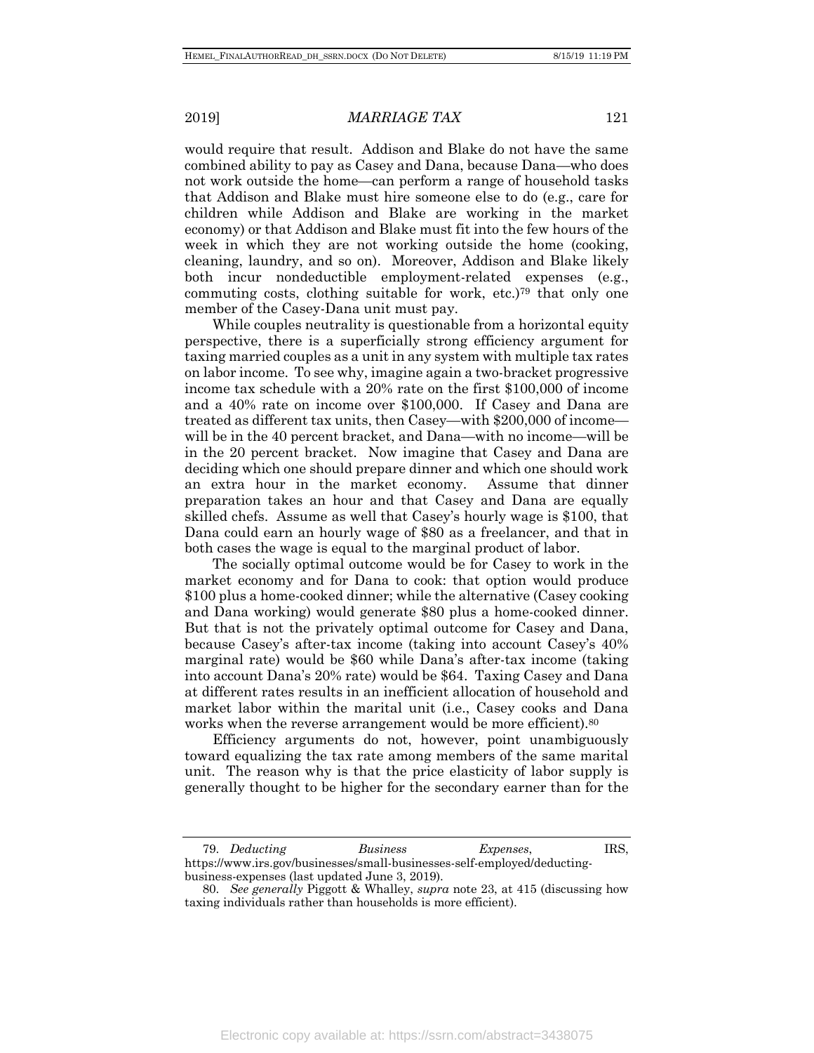would require that result. Addison and Blake do not have the same combined ability to pay as Casey and Dana, because Dana—who does not work outside the home—can perform a range of household tasks that Addison and Blake must hire someone else to do (e.g., care for children while Addison and Blake are working in the market economy) or that Addison and Blake must fit into the few hours of the week in which they are not working outside the home (cooking, cleaning, laundry, and so on). Moreover, Addison and Blake likely both incur nondeductible employment-related expenses (e.g., commuting costs, clothing suitable for work, etc.)[79] that only one member of the Casey-Dana unit must pay.

While couples neutrality is questionable from a horizontal equity perspective, there is a superficially strong efficiency argument for taxing married couples as a unit in any system with multiple tax rates on labor income. To see why, imagine again a two-bracket progressive income tax schedule with a 20% rate on the first $100,000 of income and a 40% rate on income over $100,000. If Casey and Dana are treated as different tax units, then Casey—with $200,000 of income—will be in the 40 percent bracket, and Dana—with no income—will be in the 20 percent bracket. Now imagine that Casey and Dana are deciding which one should prepare dinner and which one should work an extra hour in the market economy. Assume that dinner preparation takes an hour and that Casey and Dana are equally skilled chefs. Assume as well that Casey's hourly wage is $100, that Dana could earn an hourly wage of $80 as a freelancer, and that in both cases the wage is equal to the marginal product of labor.

The socially optimal outcome would be for Casey to work in the market economy and for Dana to cook: that option would produce $100 plus a home-cooked dinner; while the alternative (Casey cooking and Dana working) would generate $80 plus a home-cooked dinner. But that is not the privately optimal outcome for Casey and Dana, because Casey's after-tax income (taking into account Casey's 40% marginal rate) would be $60 while Dana's after-tax income (taking into account Dana's 20% rate) would be $64. Taxing Casey and Dana at different rates results in an inefficient allocation of household and market labor within the marital unit (i.e., Casey cooks and Dana works when the reverse arrangement would be more efficient).[80]

Efficiency arguments do not, however, point unambiguously toward equalizing the tax rate among members of the same marital unit. The reason why is that the price elasticity of labor supply is generally thought to be higher for the secondary earner than for the

---

79. *Deducting Business Expenses*, IRS, https://www.irs.gov/businesses/small-businesses-self-employed/deducting-business-expenses (last updated June 3, 2019).

80. *See generally* Piggott & Whalley, *supra* note 23, at 415 (discussing how taxing individuals rather than households is more efficient).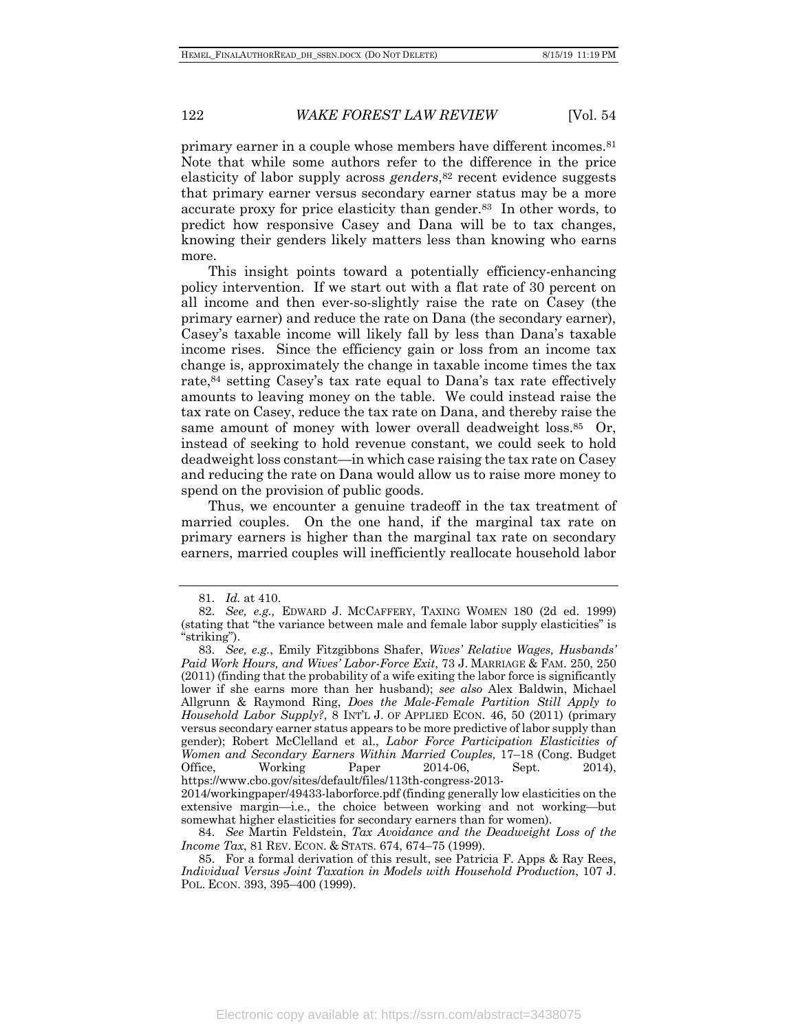primary earner in a couple whose members have different incomes.[81] Note that while some authors refer to the difference in the price elasticity of labor supply across *genders*,[82] recent evidence suggests that primary earner versus secondary earner status may be a more accurate proxy for price elasticity than gender.[83] In other words, to predict how responsive Casey and Dana will be to tax changes, knowing their genders likely matters less than knowing who earns more.

This insight points toward a potentially efficiency-enhancing policy intervention. If we start out with a flat rate of 30 percent on all income and then ever-so-slightly raise the rate on Casey (the primary earner) and reduce the rate on Dana (the secondary earner), Casey's taxable income will likely fall by less than Dana's taxable income rises. Since the efficiency gain or loss from an income tax change is, approximately the change in taxable income times the tax rate,[84] setting Casey's tax rate equal to Dana's tax rate effectively amounts to leaving money on the table. We could instead raise the tax rate on Casey, reduce the tax rate on Dana, and thereby raise the same amount of money with lower overall deadweight loss.[85] Or, instead of seeking to hold revenue constant, we could seek to hold deadweight loss constant—in which case raising the tax rate on Casey and reducing the rate on Dana would allow us to raise more money to spend on the provision of public goods.

Thus, we encounter a genuine tradeoff in the tax treatment of married couples. On the one hand, if the marginal tax rate on primary earners is higher than the marginal tax rate on secondary earners, married couples will inefficiently reallocate household labor

---

81. *Id.* at 410.

82. *See, e.g.,* EDWARD J. MCCAFFERY, TAXING WOMEN 180 (2d ed. 1999) (stating that "the variance between male and female labor supply elasticities" is "striking").

83. *See, e.g.*, Emily Fitzgibbons Shafer, *Wives' Relative Wages, Husbands' Paid Work Hours, and Wives' Labor-Force Exit*, 73 J. MARRIAGE & FAM. 250, 250 (2011) (finding that the probability of a wife exiting the labor force is significantly lower if she earns more than her husband); *see also* Alex Baldwin, Michael Allgrunn & Raymond Ring, *Does the Male-Female Partition Still Apply to Household Labor Supply?*, 8 INT'L J. OF APPLIED ECON. 46, 50 (2011) (primary versus secondary earner status appears to be more predictive of labor supply than gender); Robert McClelland et al., *Labor Force Participation Elasticities of Women and Secondary Earners Within Married Couples,* 17–18 (Cong. Budget Office, Working Paper 2014-06, Sept. 2014), https://www.cbo.gov/sites/default/files/113th-congress-2013-2014/workingpaper/49433-laborforce.pdf (finding generally low elasticities on the extensive margin—i.e., the choice between working and not working—but somewhat higher elasticities for secondary earners than for women).

84. *See* Martin Feldstein, *Tax Avoidance and the Deadweight Loss of the Income Tax*, 81 REV. ECON. & STATS. 674, 674–75 (1999).

85. For a formal derivation of this result, see Patricia F. Apps & Ray Rees, *Individual Versus Joint Taxation in Models with Household Production*, 107 J. POL. ECON. 393, 395–400 (1999).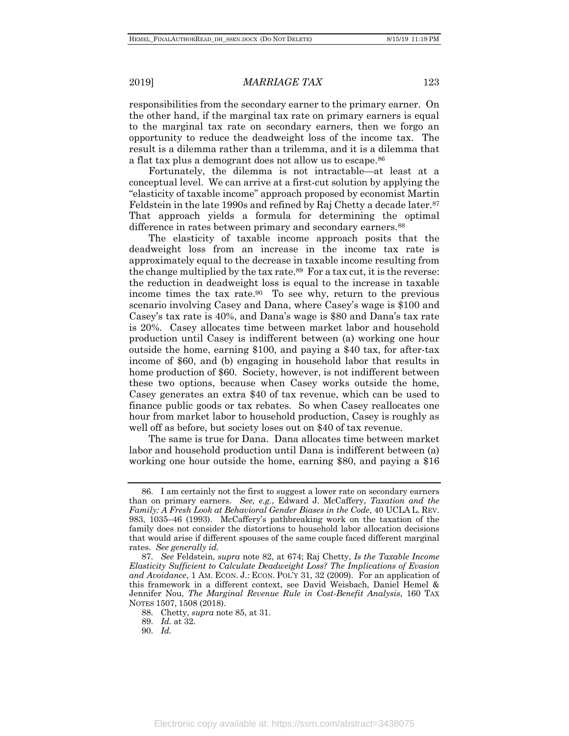responsibilities from the secondary earner to the primary earner. On the other hand, if the marginal tax rate on primary earners is equal to the marginal tax rate on secondary earners, then we forgo an opportunity to reduce the deadweight loss of the income tax. The result is a dilemma rather than a trilemma, and it is a dilemma that a flat tax plus a demogrant does not allow us to escape.[86]

Fortunately, the dilemma is not intractable—at least at a conceptual level. We can arrive at a first-cut solution by applying the "elasticity of taxable income" approach proposed by economist Martin Feldstein in the late 1990s and refined by Raj Chetty a decade later.[87] That approach yields a formula for determining the optimal difference in rates between primary and secondary earners.[88]

The elasticity of taxable income approach posits that the deadweight loss from an increase in the income tax rate is approximately equal to the decrease in taxable income resulting from the change multiplied by the tax rate.[89] For a tax cut, it is the reverse: the reduction in deadweight loss is equal to the increase in taxable income times the tax rate.[90] To see why, return to the previous scenario involving Casey and Dana, where Casey's wage is $100 and Casey's tax rate is 40%, and Dana's wage is $80 and Dana's tax rate is 20%. Casey allocates time between market labor and household production until Casey is indifferent between (a) working one hour outside the home, earning $100, and paying a $40 tax, for after-tax income of $60, and (b) engaging in household labor that results in home production of $60. Society, however, is not indifferent between these two options, because when Casey works outside the home, Casey generates an extra $40 of tax revenue, which can be used to finance public goods or tax rebates. So when Casey reallocates one hour from market labor to household production, Casey is roughly as well off as before, but society loses out on $40 of tax revenue.

The same is true for Dana. Dana allocates time between market labor and household production until Dana is indifferent between (a) working one hour outside the home, earning $80, and paying a $16

---

86. I am certainly not the first to suggest a lower rate on secondary earners than on primary earners. *See, e.g.*, Edward J. McCaffery, *Taxation and the Family: A Fresh Look at Behavioral Gender Biases in the Code*, 40 UCLA L. REV. 983, 1035–46 (1993). McCaffery's pathbreaking work on the taxation of the family does not consider the distortions to household labor allocation decisions that would arise if different spouses of the same couple faced different marginal rates. *See generally id.*

87. *See* Feldstein, *supra* note 82, at 674; Raj Chetty, *Is the Taxable Income Elasticity Sufficient to Calculate Deadweight Loss? The Implications of Evasion and Avoidance*, 1 AM. ECON. J.: ECON. POL'Y 31, 32 (2009). For an application of this framework in a different context, see David Weisbach, Daniel Hemel & Jennifer Nou, *The Marginal Revenue Rule in Cost-Benefit Analysis*, 160 TAX NOTES 1507, 1508 (2018).

88. Chetty, *supra* note 85, at 31.

89. *Id.* at 32.

90. *Id.*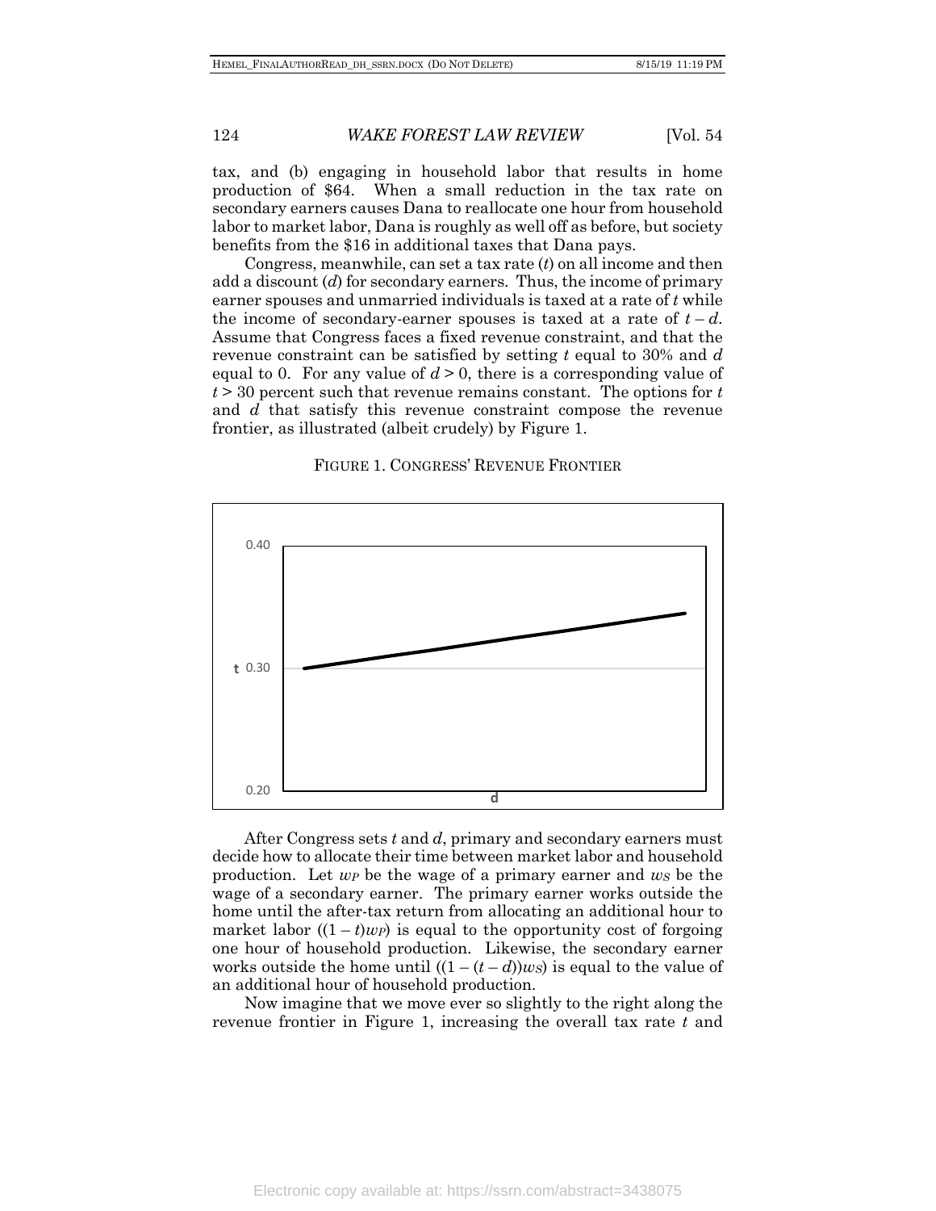tax, and (b) engaging in household labor that results in home production of \$64. When a small reduction in the tax rate on secondary earners causes Dana to reallocate one hour from household labor to market labor, Dana is roughly as well off as before, but society benefits from the \$16 in additional taxes that Dana pays.

Congress, meanwhile, can set a tax rate ($t$) on all income and then add a discount ($d$) for secondary earners. Thus, the income of primary earner spouses and unmarried individuals is taxed at a rate of $t$ while the income of secondary-earner spouses is taxed at a rate of $t - d$. Assume that Congress faces a fixed revenue constraint, and that the revenue constraint can be satisfied by setting $t$ equal to 30% and $d$ equal to 0. For any value of $d > 0$, there is a corresponding value of $t > 30$ percent such that revenue remains constant. The options for $t$ and $d$ that satisfy this revenue constraint compose the revenue frontier, as illustrated (albeit crudely) by Figure 1.

FIGURE 1. CONGRESS' REVENUE FRONTIER

After Congress sets $t$ and $d$, primary and secondary earners must decide how to allocate their time between market labor and household production. Let $w_P$ be the wage of a primary earner and $w_S$ be the wage of a secondary earner. The primary earner works outside the home until the after-tax return from allocating an additional hour to market labor ($(1 - t)w_P$) is equal to the opportunity cost of forgoing one hour of household production. Likewise, the secondary earner works outside the home until ($(1 - (t - d))w_S$) is equal to the value of an additional hour of household production.

Now imagine that we move ever so slightly to the right along the revenue frontier in Figure 1, increasing the overall tax rate $t$ and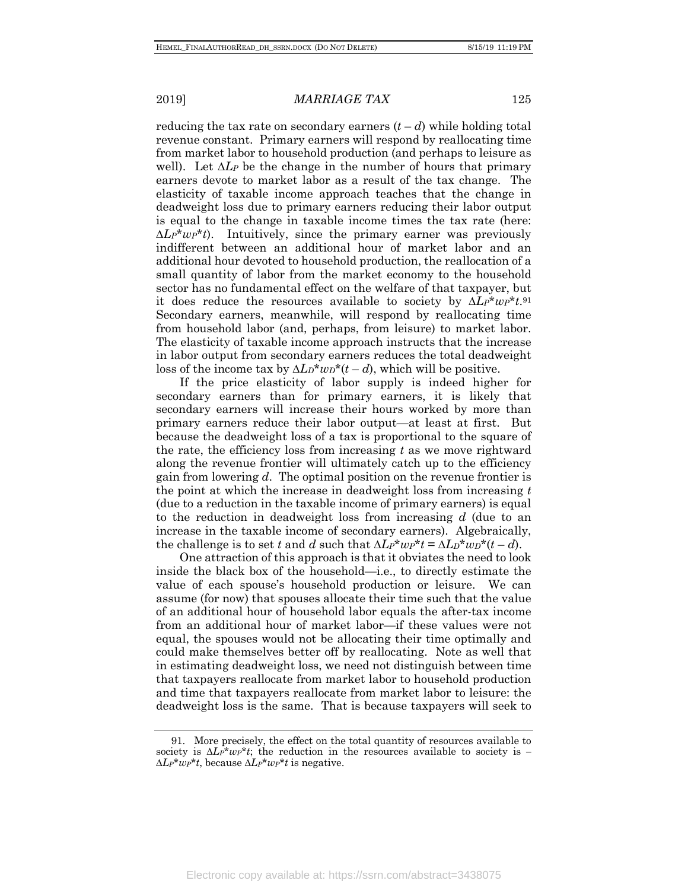reducing the tax rate on secondary earners $(t - d)$ while holding total revenue constant. Primary earners will respond by reallocating time from market labor to household production (and perhaps to leisure as well). Let $\Delta L_P$ be the change in the number of hours that primary earners devote to market labor as a result of the tax change. The elasticity of taxable income approach teaches that the change in deadweight loss due to primary earners reducing their labor output is equal to the change in taxable income times the tax rate (here: $\Delta L_P{*}w_P{*}t$). Intuitively, since the primary earner was previously indifferent between an additional hour of market labor and an additional hour devoted to household production, the reallocation of a small quantity of labor from the market economy to the household sector has no fundamental effect on the welfare of that taxpayer, but it does reduce the resources available to society by $\Delta L_P{*}w_P{*}t$.[91] Secondary earners, meanwhile, will respond by reallocating time from household labor (and, perhaps, from leisure) to market labor. The elasticity of taxable income approach instructs that the increase in labor output from secondary earners reduces the total deadweight loss of the income tax by $\Delta L_D{*}w_D{*}(t - d)$, which will be positive.

If the price elasticity of labor supply is indeed higher for secondary earners than for primary earners, it is likely that secondary earners will increase their hours worked by more than primary earners reduce their labor output—at least at first. But because the deadweight loss of a tax is proportional to the square of the rate, the efficiency loss from increasing $t$ as we move rightward along the revenue frontier will ultimately catch up to the efficiency gain from lowering $d$. The optimal position on the revenue frontier is the point at which the increase in deadweight loss from increasing $t$ (due to a reduction in the taxable income of primary earners) is equal to the reduction in deadweight loss from increasing $d$ (due to an increase in the taxable income of secondary earners). Algebraically, the challenge is to set $t$ and $d$ such that $\Delta L_P{*}w_P{*}t = \Delta L_D{*}w_D{*}(t - d)$.

One attraction of this approach is that it obviates the need to look inside the black box of the household—i.e., to directly estimate the value of each spouse's household production or leisure. We can assume (for now) that spouses allocate their time such that the value of an additional hour of household labor equals the after-tax income from an additional hour of market labor—if these values were not equal, the spouses would not be allocating their time optimally and could make themselves better off by reallocating. Note as well that in estimating deadweight loss, we need not distinguish between time that taxpayers reallocate from market labor to household production and time that taxpayers reallocate from market labor to leisure: the deadweight loss is the same. That is because taxpayers will seek to

---

91. More precisely, the effect on the total quantity of resources available to society is $\Delta L_P{*}w_P{*}t$; the reduction in the resources available to society is $-\Delta L_P{*}w_P{*}t$, because $\Delta L_P{*}w_P{*}t$ is negative.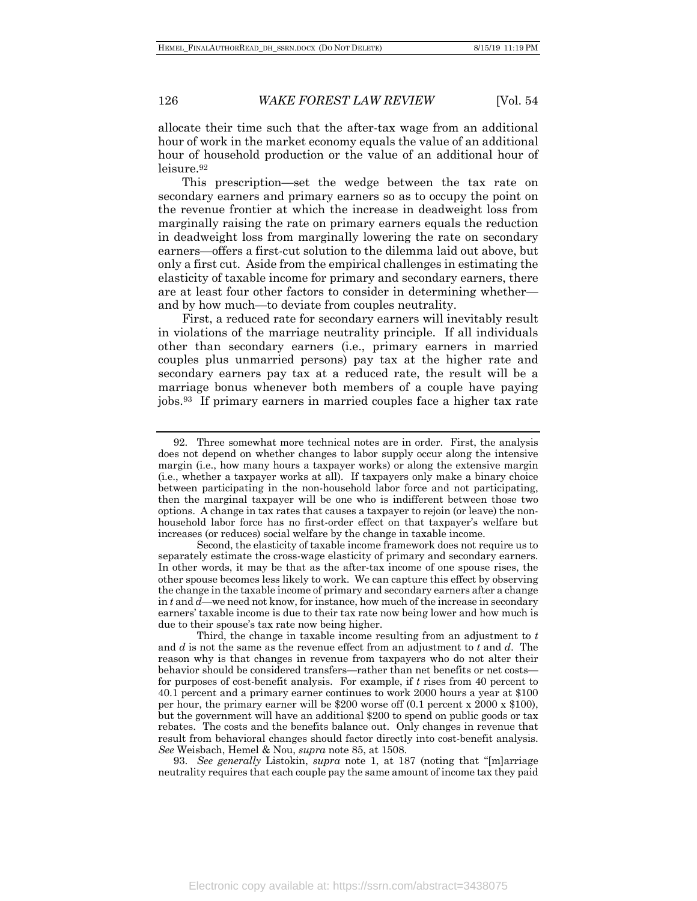allocate their time such that the after-tax wage from an additional hour of work in the market economy equals the value of an additional hour of household production or the value of an additional hour of leisure.[92]

This prescription—set the wedge between the tax rate on secondary earners and primary earners so as to occupy the point on the revenue frontier at which the increase in deadweight loss from marginally raising the rate on primary earners equals the reduction in deadweight loss from marginally lowering the rate on secondary earners—offers a first-cut solution to the dilemma laid out above, but only a first cut. Aside from the empirical challenges in estimating the elasticity of taxable income for primary and secondary earners, there are at least four other factors to consider in determining whether—and by how much—to deviate from couples neutrality.

First, a reduced rate for secondary earners will inevitably result in violations of the marriage neutrality principle. If all individuals other than secondary earners (i.e., primary earners in married couples plus unmarried persons) pay tax at the higher rate and secondary earners pay tax at a reduced rate, the result will be a marriage bonus whenever both members of a couple have paying jobs.[93] If primary earners in married couples face a higher tax rate

---

92. Three somewhat more technical notes are in order. First, the analysis does not depend on whether changes to labor supply occur along the intensive margin (i.e., how many hours a taxpayer works) or along the extensive margin (i.e., whether a taxpayer works at all). If taxpayers only make a binary choice between participating in the non-household labor force and not participating, then the marginal taxpayer will be one who is indifferent between those two options. A change in tax rates that causes a taxpayer to rejoin (or leave) the non-household labor force has no first-order effect on that taxpayer's welfare but increases (or reduces) social welfare by the change in taxable income.

Second, the elasticity of taxable income framework does not require us to separately estimate the cross-wage elasticity of primary and secondary earners. In other words, it may be that as the after-tax income of one spouse rises, the other spouse becomes less likely to work. We can capture this effect by observing the change in the taxable income of primary and secondary earners after a change in $t$ and $d$—we need not know, for instance, how much of the increase in secondary earners' taxable income is due to their tax rate now being lower and how much is due to their spouse's tax rate now being higher.

Third, the change in taxable income resulting from an adjustment to $t$ and $d$ is not the same as the revenue effect from an adjustment to $t$ and $d$. The reason why is that changes in revenue from taxpayers who do not alter their behavior should be considered transfers—rather than net benefits or net costs—for purposes of cost-benefit analysis. For example, if $t$ rises from 40 percent to 40.1 percent and a primary earner continues to work 2000 hours a year at $100 per hour, the primary earner will be $200 worse off (0.1 percent x 2000 x $100), but the government will have an additional $200 to spend on public goods or tax rebates. The costs and the benefits balance out. Only changes in revenue that result from behavioral changes should factor directly into cost-benefit analysis. *See* Weisbach, Hemel & Nou, *supra* note 85, at 1508.

93. *See generally* Listokin, *supra* note 1, at 187 (noting that "[m]arriage neutrality requires that each couple pay the same amount of income tax they paid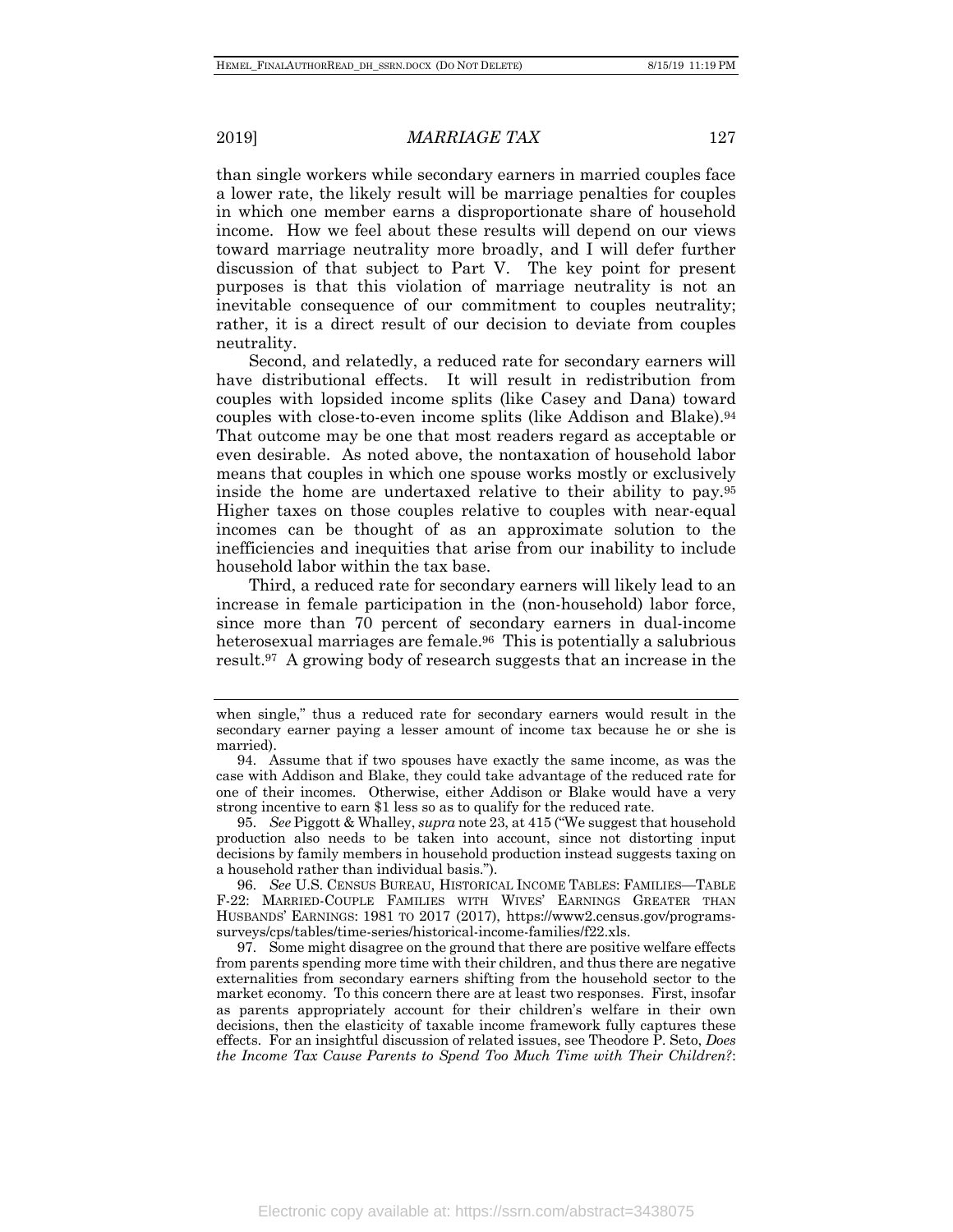than single workers while secondary earners in married couples face a lower rate, the likely result will be marriage penalties for couples in which one member earns a disproportionate share of household income. How we feel about these results will depend on our views toward marriage neutrality more broadly, and I will defer further discussion of that subject to Part V. The key point for present purposes is that this violation of marriage neutrality is not an inevitable consequence of our commitment to couples neutrality; rather, it is a direct result of our decision to deviate from couples neutrality.

Second, and relatedly, a reduced rate for secondary earners will have distributional effects. It will result in redistribution from couples with lopsided income splits (like Casey and Dana) toward couples with close-to-even income splits (like Addison and Blake).[94] That outcome may be one that most readers regard as acceptable or even desirable. As noted above, the nontaxation of household labor means that couples in which one spouse works mostly or exclusively inside the home are undertaxed relative to their ability to pay.[95] Higher taxes on those couples relative to couples with near-equal incomes can be thought of as an approximate solution to the inefficiencies and inequities that arise from our inability to include household labor within the tax base.

Third, a reduced rate for secondary earners will likely lead to an increase in female participation in the (non-household) labor force, since more than 70 percent of secondary earners in dual-income heterosexual marriages are female.[96] This is potentially a salubrious result.[97] A growing body of research suggests that an increase in the

---

when single," thus a reduced rate for secondary earners would result in the secondary earner paying a lesser amount of income tax because he or she is married).

94. Assume that if two spouses have exactly the same income, as was the case with Addison and Blake, they could take advantage of the reduced rate for one of their incomes. Otherwise, either Addison or Blake would have a very strong incentive to earn $1 less so as to qualify for the reduced rate.

95. *See* Piggott & Whalley, *supra* note 23, at 415 ("We suggest that household production also needs to be taken into account, since not distorting input decisions by family members in household production instead suggests taxing on a household rather than individual basis.").

96. *See* U.S. CENSUS BUREAU, HISTORICAL INCOME TABLES: FAMILIES—TABLE F-22: MARRIED-COUPLE FAMILIES WITH WIVES' EARNINGS GREATER THAN HUSBANDS' EARNINGS: 1981 TO 2017 (2017), https://www2.census.gov/programs-surveys/cps/tables/time-series/historical-income-families/f22.xls.

97. Some might disagree on the ground that there are positive welfare effects from parents spending more time with their children, and thus there are negative externalities from secondary earners shifting from the household sector to the market economy. To this concern there are at least two responses. First, insofar as parents appropriately account for their children's welfare in their own decisions, then the elasticity of taxable income framework fully captures these effects. For an insightful discussion of related issues, see Theodore P. Seto, *Does the Income Tax Cause Parents to Spend Too Much Time with Their Children?*: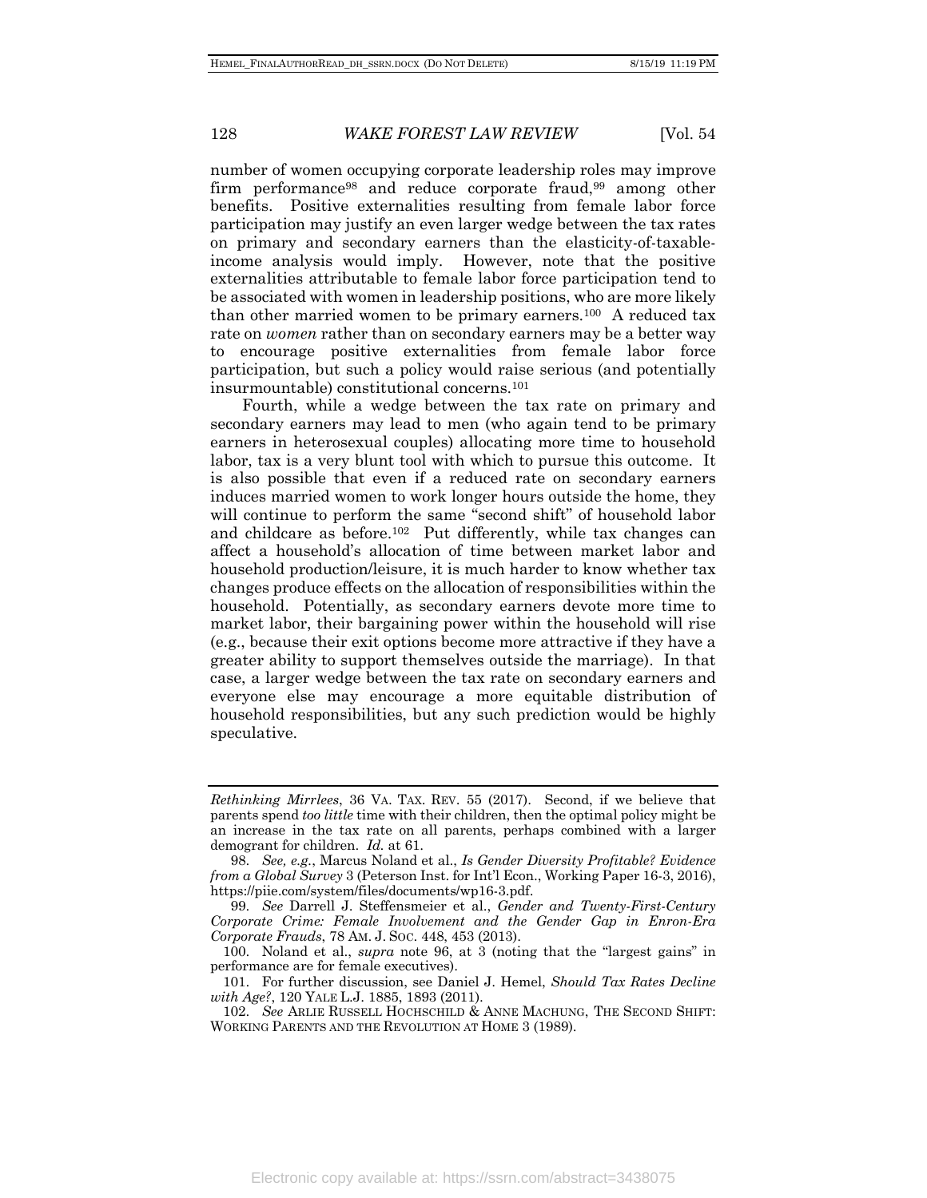number of women occupying corporate leadership roles may improve firm performance[98] and reduce corporate fraud,[99] among other benefits. Positive externalities resulting from female labor force participation may justify an even larger wedge between the tax rates on primary and secondary earners than the elasticity-of-taxable-income analysis would imply. However, note that the positive externalities attributable to female labor force participation tend to be associated with women in leadership positions, who are more likely than other married women to be primary earners.[100] A reduced tax rate on *women* rather than on secondary earners may be a better way to encourage positive externalities from female labor force participation, but such a policy would raise serious (and potentially insurmountable) constitutional concerns.[101]

Fourth, while a wedge between the tax rate on primary and secondary earners may lead to men (who again tend to be primary earners in heterosexual couples) allocating more time to household labor, tax is a very blunt tool with which to pursue this outcome. It is also possible that even if a reduced rate on secondary earners induces married women to work longer hours outside the home, they will continue to perform the same "second shift" of household labor and childcare as before.[102] Put differently, while tax changes can affect a household's allocation of time between market labor and household production/leisure, it is much harder to know whether tax changes produce effects on the allocation of responsibilities within the household. Potentially, as secondary earners devote more time to market labor, their bargaining power within the household will rise (e.g., because their exit options become more attractive if they have a greater ability to support themselves outside the marriage). In that case, a larger wedge between the tax rate on secondary earners and everyone else may encourage a more equitable distribution of household responsibilities, but any such prediction would be highly speculative.

---

*Rethinking Mirrlees*, 36 VA. TAX. REV. 55 (2017). Second, if we believe that parents spend *too little* time with their children, then the optimal policy might be an increase in the tax rate on all parents, perhaps combined with a larger demogrant for children. *Id.* at 61.

98. *See, e.g.*, Marcus Noland et al., *Is Gender Diversity Profitable? Evidence from a Global Survey* 3 (Peterson Inst. for Int'l Econ., Working Paper 16-3, 2016), https://piie.com/system/files/documents/wp16-3.pdf.

99. *See* Darrell J. Steffensmeier et al., *Gender and Twenty-First-Century Corporate Crime: Female Involvement and the Gender Gap in Enron-Era Corporate Frauds*, 78 AM. J. SOC. 448, 453 (2013).

100. Noland et al., *supra* note 96, at 3 (noting that the "largest gains" in performance are for female executives).

101. For further discussion, see Daniel J. Hemel, *Should Tax Rates Decline with Age?*, 120 YALE L.J. 1885, 1893 (2011).

102. *See* ARLIE RUSSELL HOCHSCHILD & ANNE MACHUNG, THE SECOND SHIFT: WORKING PARENTS AND THE REVOLUTION AT HOME 3 (1989).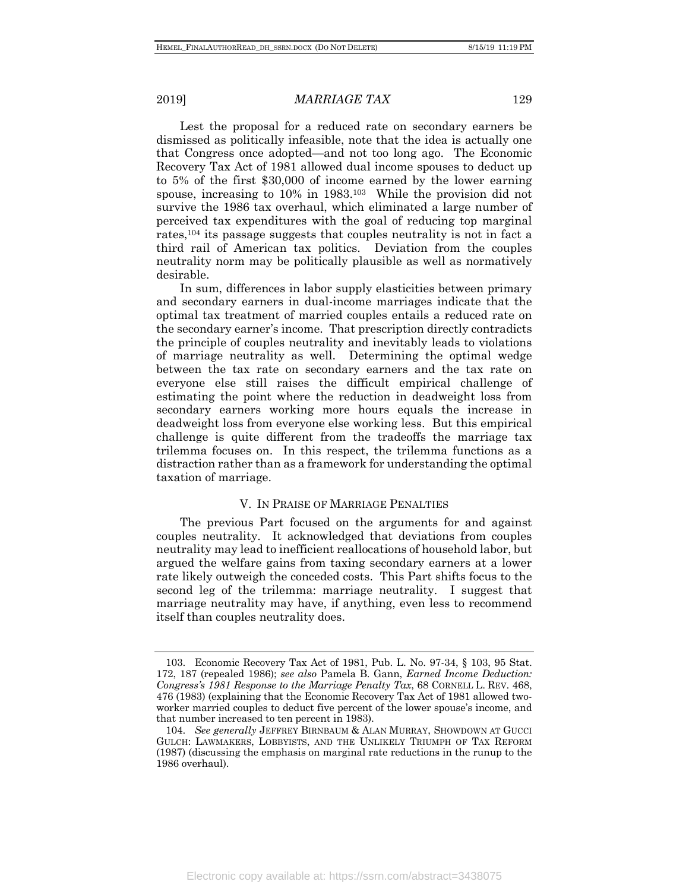Lest the proposal for a reduced rate on secondary earners be dismissed as politically infeasible, note that the idea is actually one that Congress once adopted—and not too long ago. The Economic Recovery Tax Act of 1981 allowed dual income spouses to deduct up to 5% of the first $30,000 of income earned by the lower earning spouse, increasing to 10% in 1983.[103] While the provision did not survive the 1986 tax overhaul, which eliminated a large number of perceived tax expenditures with the goal of reducing top marginal rates,[104] its passage suggests that couples neutrality is not in fact a third rail of American tax politics. Deviation from the couples neutrality norm may be politically plausible as well as normatively desirable.

In sum, differences in labor supply elasticities between primary and secondary earners in dual-income marriages indicate that the optimal tax treatment of married couples entails a reduced rate on the secondary earner's income. That prescription directly contradicts the principle of couples neutrality and inevitably leads to violations of marriage neutrality as well. Determining the optimal wedge between the tax rate on secondary earners and the tax rate on everyone else still raises the difficult empirical challenge of estimating the point where the reduction in deadweight loss from secondary earners working more hours equals the increase in deadweight loss from everyone else working less. But this empirical challenge is quite different from the tradeoffs the marriage tax trilemma focuses on. In this respect, the trilemma functions as a distraction rather than as a framework for understanding the optimal taxation of marriage.

## V. IN PRAISE OF MARRIAGE PENALTIES

The previous Part focused on the arguments for and against couples neutrality. It acknowledged that deviations from couples neutrality may lead to inefficient reallocations of household labor, but argued the welfare gains from taxing secondary earners at a lower rate likely outweigh the conceded costs. This Part shifts focus to the second leg of the trilemma: marriage neutrality. I suggest that marriage neutrality may have, if anything, even less to recommend itself than couples neutrality does.

---

103. Economic Recovery Tax Act of 1981, Pub. L. No. 97-34, § 103, 95 Stat. 172, 187 (repealed 1986); *see also* Pamela B. Gann, *Earned Income Deduction: Congress's 1981 Response to the Marriage Penalty Tax*, 68 CORNELL L. REV. 468, 476 (1983) (explaining that the Economic Recovery Tax Act of 1981 allowed two-worker married couples to deduct five percent of the lower spouse's income, and that number increased to ten percent in 1983).

104. *See generally* JEFFREY BIRNBAUM & ALAN MURRAY, SHOWDOWN AT GUCCI GULCH: LAWMAKERS, LOBBYISTS, AND THE UNLIKELY TRIUMPH OF TAX REFORM (1987) (discussing the emphasis on marginal rate reductions in the runup to the 1986 overhaul).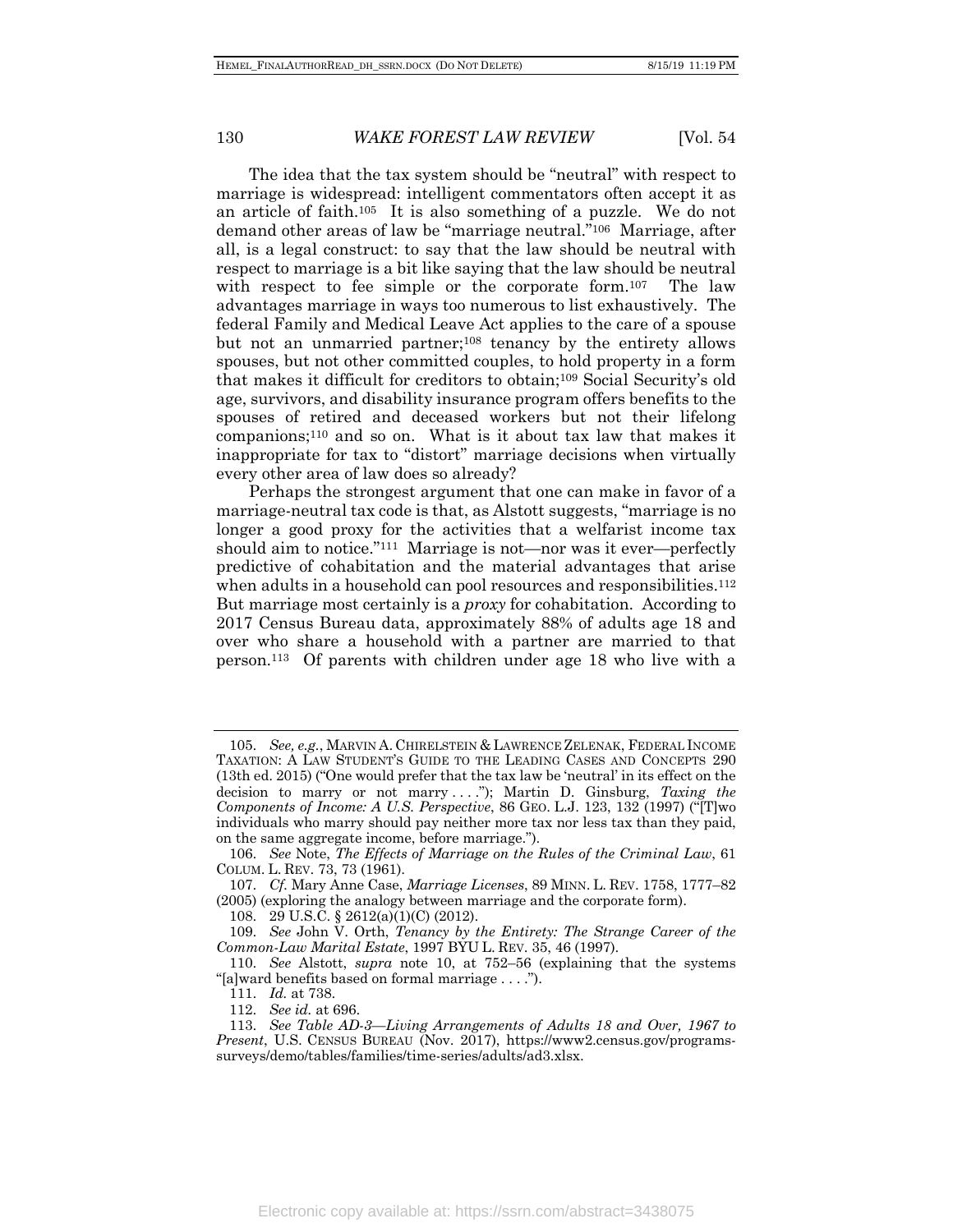The idea that the tax system should be "neutral" with respect to marriage is widespread: intelligent commentators often accept it as an article of faith.[105] It is also something of a puzzle. We do not demand other areas of law be "marriage neutral."[106] Marriage, after all, is a legal construct: to say that the law should be neutral with respect to marriage is a bit like saying that the law should be neutral with respect to fee simple or the corporate form.[107] The law advantages marriage in ways too numerous to list exhaustively. The federal Family and Medical Leave Act applies to the care of a spouse but not an unmarried partner;[108] tenancy by the entirety allows spouses, but not other committed couples, to hold property in a form that makes it difficult for creditors to obtain;[109] Social Security's old age, survivors, and disability insurance program offers benefits to the spouses of retired and deceased workers but not their lifelong companions;[110] and so on. What is it about tax law that makes it inappropriate for tax to "distort" marriage decisions when virtually every other area of law does so already?

Perhaps the strongest argument that one can make in favor of a marriage-neutral tax code is that, as Alstott suggests, "marriage is no longer a good proxy for the activities that a welfarist income tax should aim to notice."[111] Marriage is not—nor was it ever—perfectly predictive of cohabitation and the material advantages that arise when adults in a household can pool resources and responsibilities.[112] But marriage most certainly is a *proxy* for cohabitation. According to 2017 Census Bureau data, approximately 88% of adults age 18 and over who share a household with a partner are married to that person.[113] Of parents with children under age 18 who live with a

---

105. *See, e.g.*, MARVIN A. CHIRELSTEIN & LAWRENCE ZELENAK, FEDERAL INCOME TAXATION: A LAW STUDENT'S GUIDE TO THE LEADING CASES AND CONCEPTS 290 (13th ed. 2015) ("One would prefer that the tax law be 'neutral' in its effect on the decision to marry or not marry . . . ."); Martin D. Ginsburg, *Taxing the Components of Income: A U.S. Perspective*, 86 GEO. L.J. 123, 132 (1997) ("[T]wo individuals who marry should pay neither more tax nor less tax than they paid, on the same aggregate income, before marriage.").

106. *See* Note, *The Effects of Marriage on the Rules of the Criminal Law*, 61 COLUM. L. REV. 73, 73 (1961).

107. *Cf.* Mary Anne Case, *Marriage Licenses*, 89 MINN. L. REV. 1758, 1777–82 (2005) (exploring the analogy between marriage and the corporate form).

108. 29 U.S.C. § 2612(a)(1)(C) (2012).

109. *See* John V. Orth, *Tenancy by the Entirety: The Strange Career of the Common-Law Marital Estate*, 1997 BYU L. REV. 35, 46 (1997).

110. *See* Alstott, *supra* note 10, at 752–56 (explaining that the systems "[a]ward benefits based on formal marriage . . . .").

111. *Id.* at 738.

112. *See id.* at 696.

113. *See Table AD-3—Living Arrangements of Adults 18 and Over, 1967 to Present*, U.S. CENSUS BUREAU (Nov. 2017), https://www2.census.gov/programs-surveys/demo/tables/families/time-series/adults/ad3.xlsx.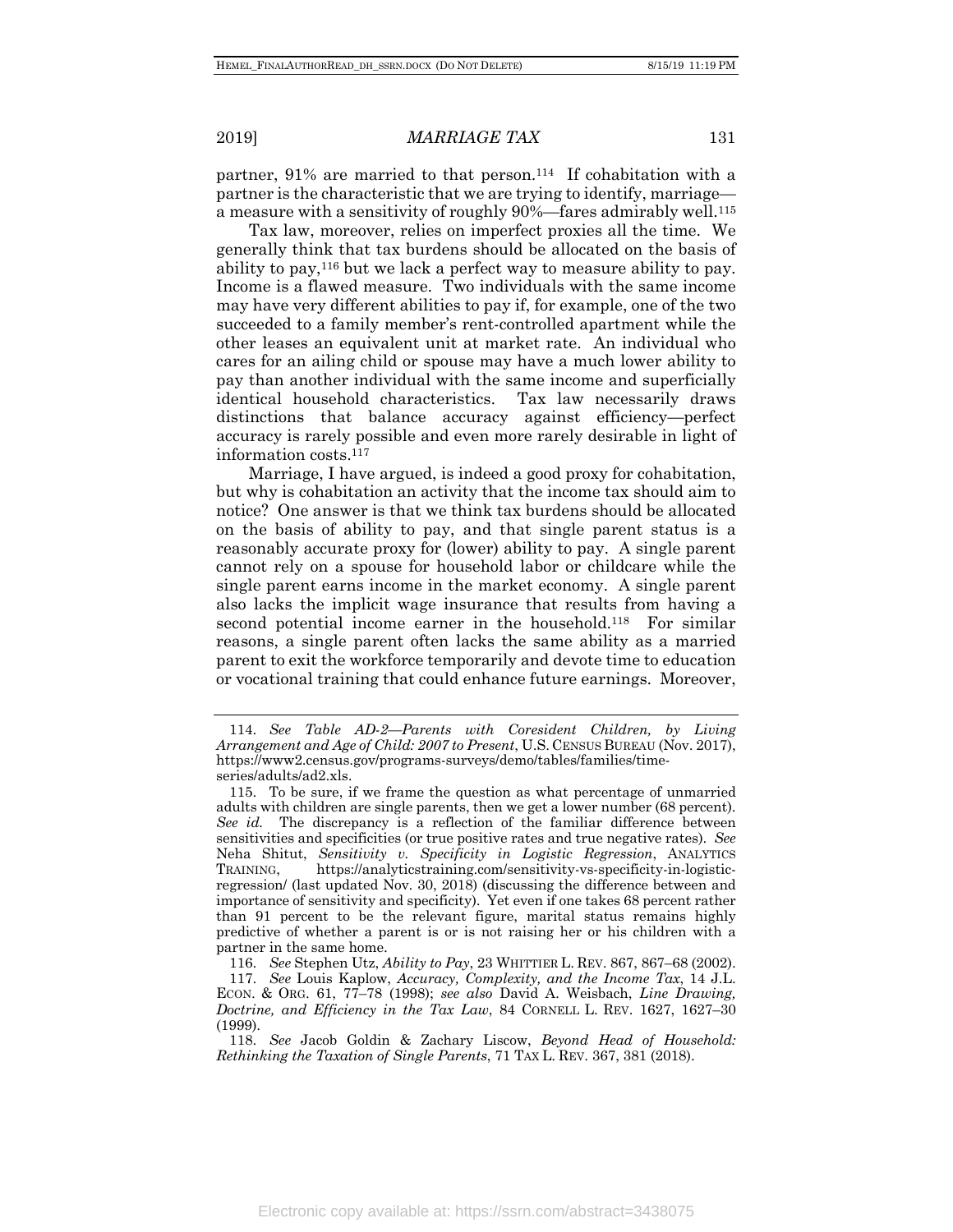partner, 91% are married to that person.[114] If cohabitation with a partner is the characteristic that we are trying to identify, marriage—a measure with a sensitivity of roughly 90%—fares admirably well.[115]

Tax law, moreover, relies on imperfect proxies all the time. We generally think that tax burdens should be allocated on the basis of ability to pay,[116] but we lack a perfect way to measure ability to pay. Income is a flawed measure. Two individuals with the same income may have very different abilities to pay if, for example, one of the two succeeded to a family member's rent-controlled apartment while the other leases an equivalent unit at market rate. An individual who cares for an ailing child or spouse may have a much lower ability to pay than another individual with the same income and superficially identical household characteristics. Tax law necessarily draws distinctions that balance accuracy against efficiency—perfect accuracy is rarely possible and even more rarely desirable in light of information costs.[117]

Marriage, I have argued, is indeed a good proxy for cohabitation, but why is cohabitation an activity that the income tax should aim to notice? One answer is that we think tax burdens should be allocated on the basis of ability to pay, and that single parent status is a reasonably accurate proxy for (lower) ability to pay. A single parent cannot rely on a spouse for household labor or childcare while the single parent earns income in the market economy. A single parent also lacks the implicit wage insurance that results from having a second potential income earner in the household.[118] For similar reasons, a single parent often lacks the same ability as a married parent to exit the workforce temporarily and devote time to education or vocational training that could enhance future earnings. Moreover,

---

114. *See Table AD-2—Parents with Coresident Children, by Living Arrangement and Age of Child: 2007 to Present*, U.S. CENSUS BUREAU (Nov. 2017), https://www2.census.gov/programs-surveys/demo/tables/families/time-series/adults/ad2.xls.

115. To be sure, if we frame the question as what percentage of unmarried adults with children are single parents, then we get a lower number (68 percent). *See id.* The discrepancy is a reflection of the familiar difference between sensitivities and specificities (or true positive rates and true negative rates). *See* Neha Shitut, *Sensitivity v. Specificity in Logistic Regression*, ANALYTICS TRAINING, https://analyticstraining.com/sensitivity-vs-specificity-in-logistic-regression/ (last updated Nov. 30, 2018) (discussing the difference between and importance of sensitivity and specificity). Yet even if one takes 68 percent rather than 91 percent to be the relevant figure, marital status remains highly predictive of whether a parent is or is not raising her or his children with a partner in the same home.

116. *See* Stephen Utz, *Ability to Pay*, 23 WHITTIER L. REV. 867, 867–68 (2002).

117. *See* Louis Kaplow, *Accuracy, Complexity, and the Income Tax*, 14 J.L. ECON. & ORG. 61, 77–78 (1998); *see also* David A. Weisbach, *Line Drawing, Doctrine, and Efficiency in the Tax Law*, 84 CORNELL L. REV. 1627, 1627–30 (1999).

118. *See* Jacob Goldin & Zachary Liscow, *Beyond Head of Household: Rethinking the Taxation of Single Parents*, 71 TAX L. REV. 367, 381 (2018).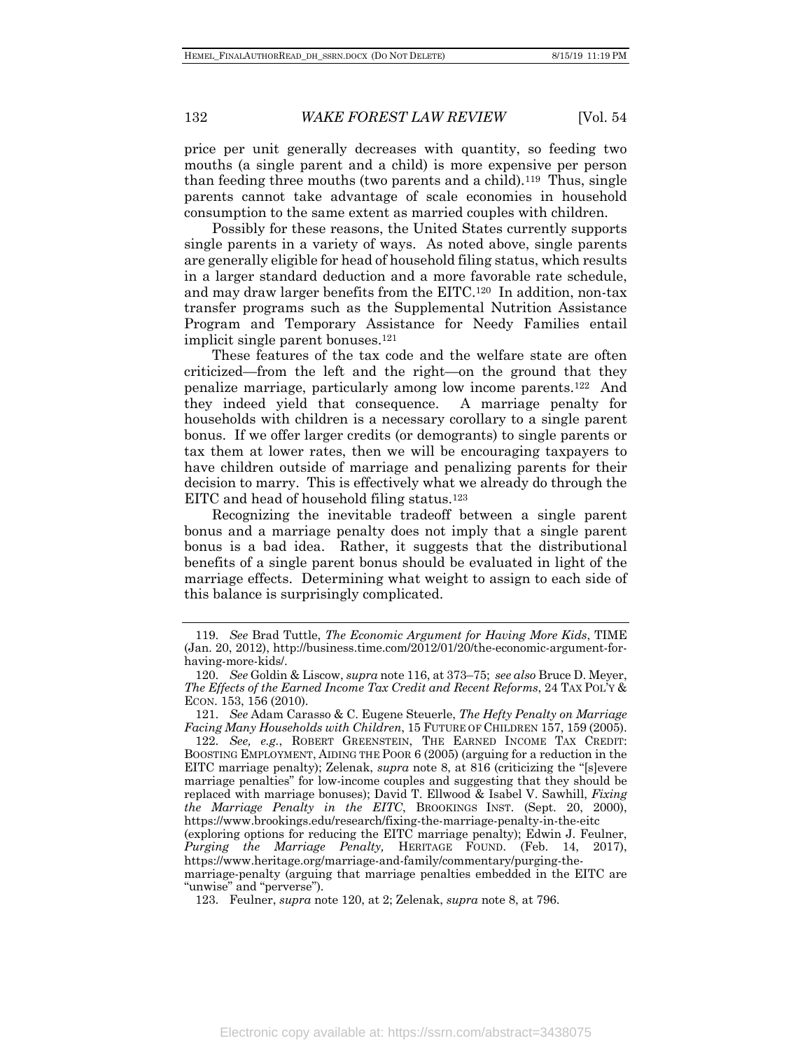price per unit generally decreases with quantity, so feeding two mouths (a single parent and a child) is more expensive per person than feeding three mouths (two parents and a child).[119] Thus, single parents cannot take advantage of scale economies in household consumption to the same extent as married couples with children.

Possibly for these reasons, the United States currently supports single parents in a variety of ways. As noted above, single parents are generally eligible for head of household filing status, which results in a larger standard deduction and a more favorable rate schedule, and may draw larger benefits from the EITC.[120] In addition, non-tax transfer programs such as the Supplemental Nutrition Assistance Program and Temporary Assistance for Needy Families entail implicit single parent bonuses.[121]

These features of the tax code and the welfare state are often criticized—from the left and the right—on the ground that they penalize marriage, particularly among low income parents.[122] And they indeed yield that consequence. A marriage penalty for households with children is a necessary corollary to a single parent bonus. If we offer larger credits (or demogrants) to single parents or tax them at lower rates, then we will be encouraging taxpayers to have children outside of marriage and penalizing parents for their decision to marry. This is effectively what we already do through the EITC and head of household filing status.[123]

Recognizing the inevitable tradeoff between a single parent bonus and a marriage penalty does not imply that a single parent bonus is a bad idea. Rather, it suggests that the distributional benefits of a single parent bonus should be evaluated in light of the marriage effects. Determining what weight to assign to each side of this balance is surprisingly complicated.

---

119. *See* Brad Tuttle, *The Economic Argument for Having More Kids*, TIME (Jan. 20, 2012), http://business.time.com/2012/01/20/the-economic-argument-for-having-more-kids/.

120. *See* Goldin & Liscow, *supra* note 116, at 373–75; *see also* Bruce D. Meyer, *The Effects of the Earned Income Tax Credit and Recent Reforms*, 24 TAX POL'Y & ECON. 153, 156 (2010).

121. *See* Adam Carasso & C. Eugene Steuerle, *The Hefty Penalty on Marriage Facing Many Households with Children*, 15 FUTURE OF CHILDREN 157, 159 (2005).

122. *See, e.g.*, ROBERT GREENSTEIN, THE EARNED INCOME TAX CREDIT: BOOSTING EMPLOYMENT, AIDING THE POOR 6 (2005) (arguing for a reduction in the EITC marriage penalty); Zelenak, *supra* note 8, at 816 (criticizing the "[s]evere marriage penalties" for low-income couples and suggesting that they should be replaced with marriage bonuses); David T. Ellwood & Isabel V. Sawhill, *Fixing the Marriage Penalty in the EITC*, BROOKINGS INST. (Sept. 20, 2000), https://www.brookings.edu/research/fixing-the-marriage-penalty-in-the-eitc (exploring options for reducing the EITC marriage penalty); Edwin J. Feulner, *Purging the Marriage Penalty,* HERITAGE FOUND. (Feb. 14, 2017), https://www.heritage.org/marriage-and-family/commentary/purging-the-marriage-penalty (arguing that marriage penalties embedded in the EITC are "unwise" and "perverse").

123. Feulner, *supra* note 120, at 2; Zelenak, *supra* note 8, at 796.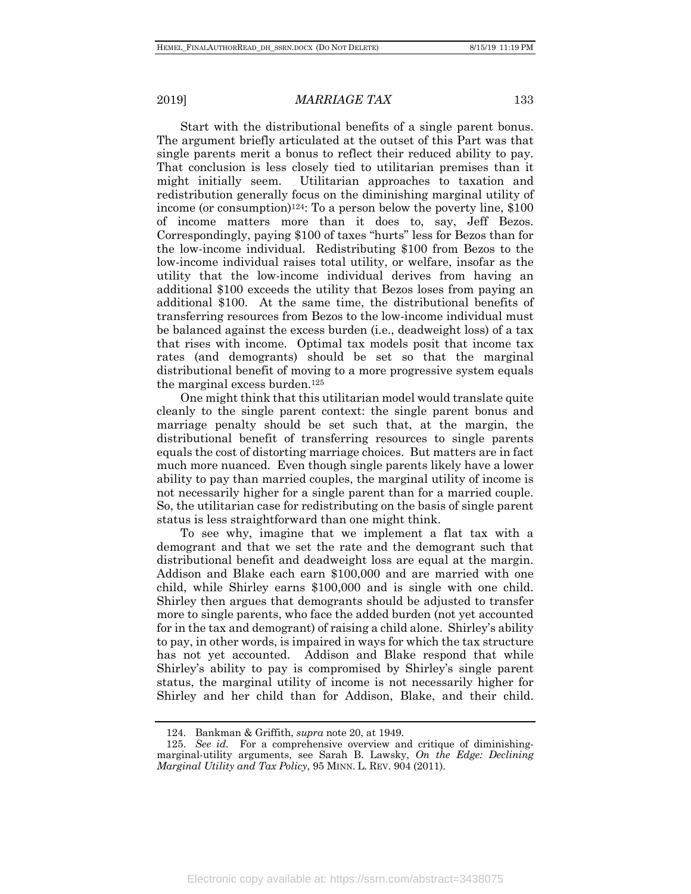Start with the distributional benefits of a single parent bonus. The argument briefly articulated at the outset of this Part was that single parents merit a bonus to reflect their reduced ability to pay. That conclusion is less closely tied to utilitarian premises than it might initially seem. Utilitarian approaches to taxation and redistribution generally focus on the diminishing marginal utility of income (or consumption)[124]: To a person below the poverty line, $100 of income matters more than it does to, say, Jeff Bezos. Correspondingly, paying $100 of taxes "hurts" less for Bezos than for the low-income individual. Redistributing $100 from Bezos to the low-income individual raises total utility, or welfare, insofar as the utility that the low-income individual derives from having an additional $100 exceeds the utility that Bezos loses from paying an additional $100. At the same time, the distributional benefits of transferring resources from Bezos to the low-income individual must be balanced against the excess burden (i.e., deadweight loss) of a tax that rises with income. Optimal tax models posit that income tax rates (and demogrants) should be set so that the marginal distributional benefit of moving to a more progressive system equals the marginal excess burden.[125]

One might think that this utilitarian model would translate quite cleanly to the single parent context: the single parent bonus and marriage penalty should be set such that, at the margin, the distributional benefit of transferring resources to single parents equals the cost of distorting marriage choices. But matters are in fact much more nuanced. Even though single parents likely have a lower ability to pay than married couples, the marginal utility of income is not necessarily higher for a single parent than for a married couple. So, the utilitarian case for redistributing on the basis of single parent status is less straightforward than one might think.

To see why, imagine that we implement a flat tax with a demogrant and that we set the rate and the demogrant such that distributional benefit and deadweight loss are equal at the margin. Addison and Blake each earn $100,000 and are married with one child, while Shirley earns $100,000 and is single with one child. Shirley then argues that demogrants should be adjusted to transfer more to single parents, who face the added burden (not yet accounted for in the tax and demogrant) of raising a child alone. Shirley's ability to pay, in other words, is impaired in ways for which the tax structure has not yet accounted. Addison and Blake respond that while Shirley's ability to pay is compromised by Shirley's single parent status, the marginal utility of income is not necessarily higher for Shirley and her child than for Addison, Blake, and their child.

124. Bankman & Griffith, *supra* note 20, at 1949.

125. *See id.* For a comprehensive overview and critique of diminishing-marginal-utility arguments, see Sarah B. Lawsky, *On the Edge: Declining Marginal Utility and Tax Policy*, 95 MINN. L. REV. 904 (2011).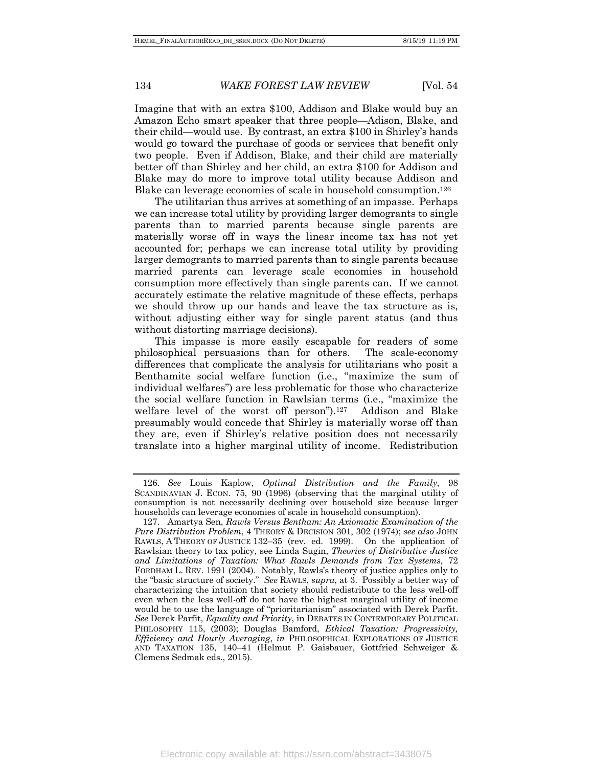Imagine that with an extra $100, Addison and Blake would buy an Amazon Echo smart speaker that three people—Adison, Blake, and their child—would use. By contrast, an extra $100 in Shirley's hands would go toward the purchase of goods or services that benefit only two people. Even if Addison, Blake, and their child are materially better off than Shirley and her child, an extra $100 for Addison and Blake may do more to improve total utility because Addison and Blake can leverage economies of scale in household consumption.[126]

The utilitarian thus arrives at something of an impasse. Perhaps we can increase total utility by providing larger demogrants to single parents than to married parents because single parents are materially worse off in ways the linear income tax has not yet accounted for; perhaps we can increase total utility by providing larger demogrants to married parents than to single parents because married parents can leverage scale economies in household consumption more effectively than single parents can. If we cannot accurately estimate the relative magnitude of these effects, perhaps we should throw up our hands and leave the tax structure as is, without adjusting either way for single parent status (and thus without distorting marriage decisions).

This impasse is more easily escapable for readers of some philosophical persuasions than for others. The scale-economy differences that complicate the analysis for utilitarians who posit a Benthamite social welfare function (i.e., "maximize the sum of individual welfares") are less problematic for those who characterize the social welfare function in Rawlsian terms (i.e., "maximize the welfare level of the worst off person").[127] Addison and Blake presumably would concede that Shirley is materially worse off than they are, even if Shirley's relative position does not necessarily translate into a higher marginal utility of income. Redistribution

---

126. *See* Louis Kaplow, *Optimal Distribution and the Family*, 98 SCANDINAVIAN J. ECON. 75, 90 (1996) (observing that the marginal utility of consumption is not necessarily declining over household size because larger households can leverage economies of scale in household consumption).

127. Amartya Sen, *Rawls Versus Bentham: An Axiomatic Examination of the Pure Distribution Problem*, 4 THEORY & DECISION 301, 302 (1974); *see also* JOHN RAWLS, A THEORY OF JUSTICE 132–35 (rev. ed. 1999). On the application of Rawlsian theory to tax policy, see Linda Sugin, *Theories of Distributive Justice and Limitations of Taxation: What Rawls Demands from Tax Systems*, 72 FORDHAM L. REV. 1991 (2004). Notably, Rawls's theory of justice applies only to the "basic structure of society." *See* RAWLS, *supra*, at 3. Possibly a better way of characterizing the intuition that society should redistribute to the less well-off even when the less well-off do not have the highest marginal utility of income would be to use the language of "prioritarianism" associated with Derek Parfit. *See* Derek Parfit, *Equality and Priority*, in DEBATES IN CONTEMPORARY POLITICAL PHILOSOPHY 115, (2003); Douglas Bamford, *Ethical Taxation: Progressivity, Efficiency and Hourly Averaging*, *in* PHILOSOPHICAL EXPLORATIONS OF JUSTICE AND TAXATION 135, 140–41 (Helmut P. Gaisbauer, Gottfried Schweiger & Clemens Sedmak eds., 2015).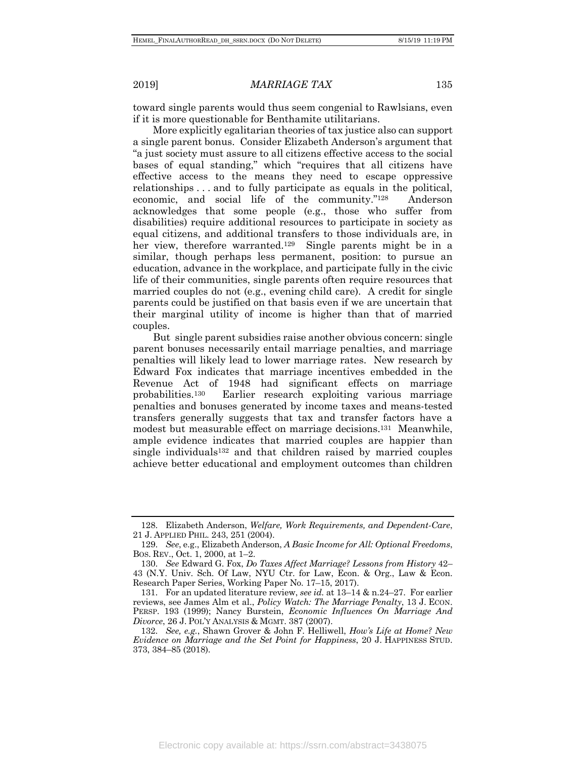toward single parents would thus seem congenial to Rawlsians, even if it is more questionable for Benthamite utilitarians.

More explicitly egalitarian theories of tax justice also can support a single parent bonus. Consider Elizabeth Anderson's argument that "a just society must assure to all citizens effective access to the social bases of equal standing," which "requires that all citizens have effective access to the means they need to escape oppressive relationships . . . and to fully participate as equals in the political, economic, and social life of the community."[128] Anderson acknowledges that some people (e.g., those who suffer from disabilities) require additional resources to participate in society as equal citizens, and additional transfers to those individuals are, in her view, therefore warranted.[129] Single parents might be in a similar, though perhaps less permanent, position: to pursue an education, advance in the workplace, and participate fully in the civic life of their communities, single parents often require resources that married couples do not (e.g., evening child care). A credit for single parents could be justified on that basis even if we are uncertain that their marginal utility of income is higher than that of married couples.

But single parent subsidies raise another obvious concern: single parent bonuses necessarily entail marriage penalties, and marriage penalties will likely lead to lower marriage rates. New research by Edward Fox indicates that marriage incentives embedded in the Revenue Act of 1948 had significant effects on marriage probabilities.[130] Earlier research exploiting various marriage penalties and bonuses generated by income taxes and means-tested transfers generally suggests that tax and transfer factors have a modest but measurable effect on marriage decisions.[131] Meanwhile, ample evidence indicates that married couples are happier than single individuals[132] and that children raised by married couples achieve better educational and employment outcomes than children

128. Elizabeth Anderson, *Welfare, Work Requirements, and Dependent-Care*, 21 J. APPLIED PHIL. 243, 251 (2004).

129. *See*, e.g., Elizabeth Anderson, *A Basic Income for All: Optional Freedoms*, BOS. REV., Oct. 1, 2000, at 1–2.

130. *See* Edward G. Fox, *Do Taxes Affect Marriage? Lessons from History* 42–43 (N.Y. Univ. Sch. Of Law, NYU Ctr. for Law, Econ. & Org., Law & Econ. Research Paper Series, Working Paper No. 17–15, 2017).

131. For an updated literature review, *see id.* at 13–14 & n.24–27. For earlier reviews, see James Alm et al., *Policy Watch: The Marriage Penalty*, 13 J. ECON. PERSP. 193 (1999); Nancy Burstein, *Economic Influences On Marriage And Divorce*, 26 J. POL'Y ANALYSIS & MGMT. 387 (2007).

132. *See, e.g.*, Shawn Grover & John F. Helliwell, *How's Life at Home? New Evidence on Marriage and the Set Point for Happiness*, 20 J. HAPPINESS STUD. 373, 384–85 (2018).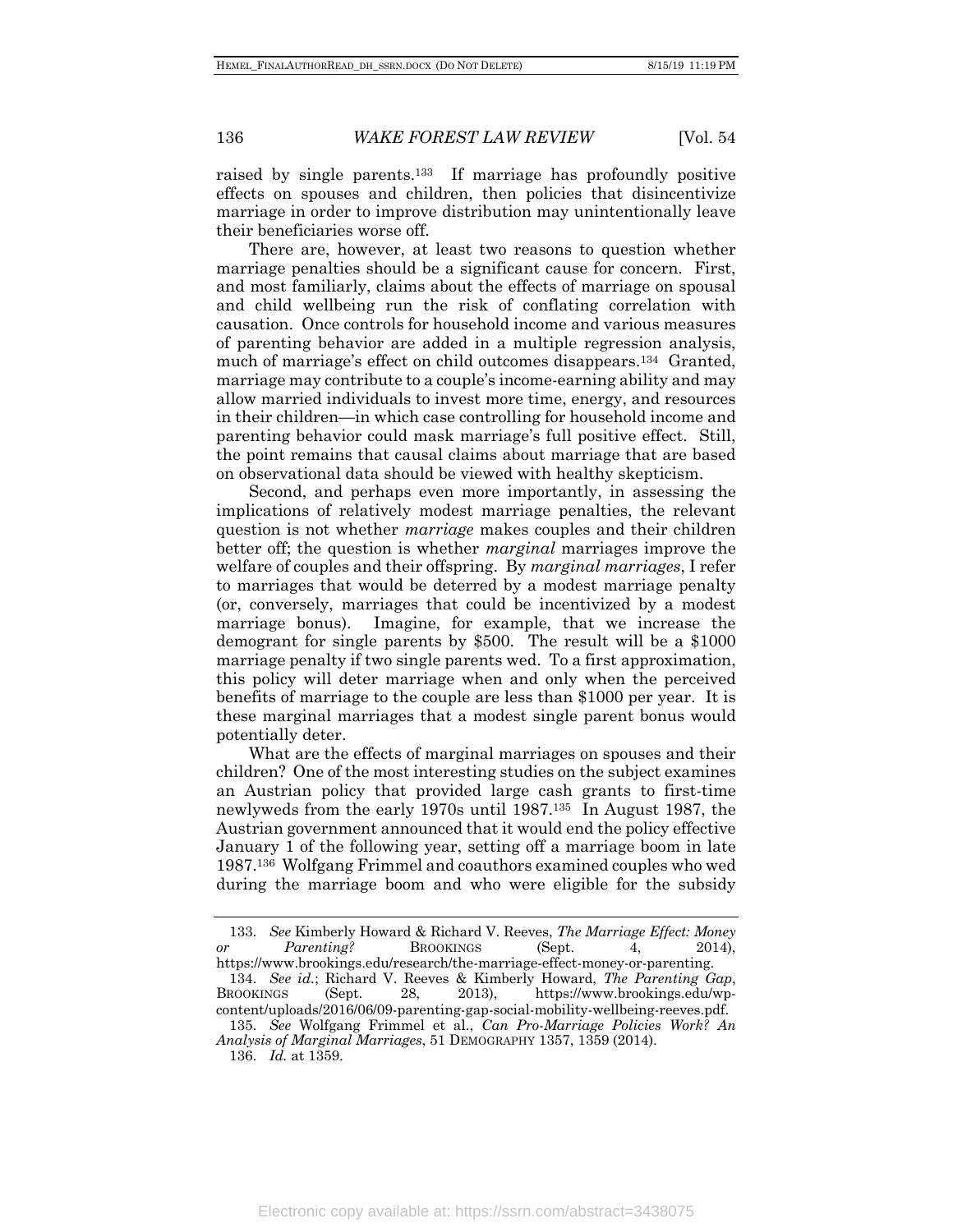raised by single parents.[133] If marriage has profoundly positive effects on spouses and children, then policies that disincentivize marriage in order to improve distribution may unintentionally leave their beneficiaries worse off.

There are, however, at least two reasons to question whether marriage penalties should be a significant cause for concern. First, and most familiarly, claims about the effects of marriage on spousal and child wellbeing run the risk of conflating correlation with causation. Once controls for household income and various measures of parenting behavior are added in a multiple regression analysis, much of marriage's effect on child outcomes disappears.[134] Granted, marriage may contribute to a couple's income-earning ability and may allow married individuals to invest more time, energy, and resources in their children—in which case controlling for household income and parenting behavior could mask marriage's full positive effect. Still, the point remains that causal claims about marriage that are based on observational data should be viewed with healthy skepticism.

Second, and perhaps even more importantly, in assessing the implications of relatively modest marriage penalties, the relevant question is not whether *marriage* makes couples and their children better off; the question is whether *marginal* marriages improve the welfare of couples and their offspring. By *marginal marriages*, I refer to marriages that would be deterred by a modest marriage penalty (or, conversely, marriages that could be incentivized by a modest marriage bonus). Imagine, for example, that we increase the demogrant for single parents by $500. The result will be a $1000 marriage penalty if two single parents wed. To a first approximation, this policy will deter marriage when and only when the perceived benefits of marriage to the couple are less than $1000 per year. It is these marginal marriages that a modest single parent bonus would potentially deter.

What are the effects of marginal marriages on spouses and their children? One of the most interesting studies on the subject examines an Austrian policy that provided large cash grants to first-time newlyweds from the early 1970s until 1987.[135] In August 1987, the Austrian government announced that it would end the policy effective January 1 of the following year, setting off a marriage boom in late 1987.[136] Wolfgang Frimmel and coauthors examined couples who wed during the marriage boom and who were eligible for the subsidy

---

133. *See* Kimberly Howard & Richard V. Reeves, *The Marriage Effect: Money or Parenting?* BROOKINGS (Sept. 4, 2014), https://www.brookings.edu/research/the-marriage-effect-money-or-parenting.

134. *See id.*; Richard V. Reeves & Kimberly Howard, *The Parenting Gap*, BROOKINGS (Sept. 28, 2013), https://www.brookings.edu/wp-content/uploads/2016/06/09-parenting-gap-social-mobility-wellbeing-reeves.pdf.

135. *See* Wolfgang Frimmel et al., *Can Pro-Marriage Policies Work? An Analysis of Marginal Marriages*, 51 DEMOGRAPHY 1357, 1359 (2014).

136. *Id.* at 1359.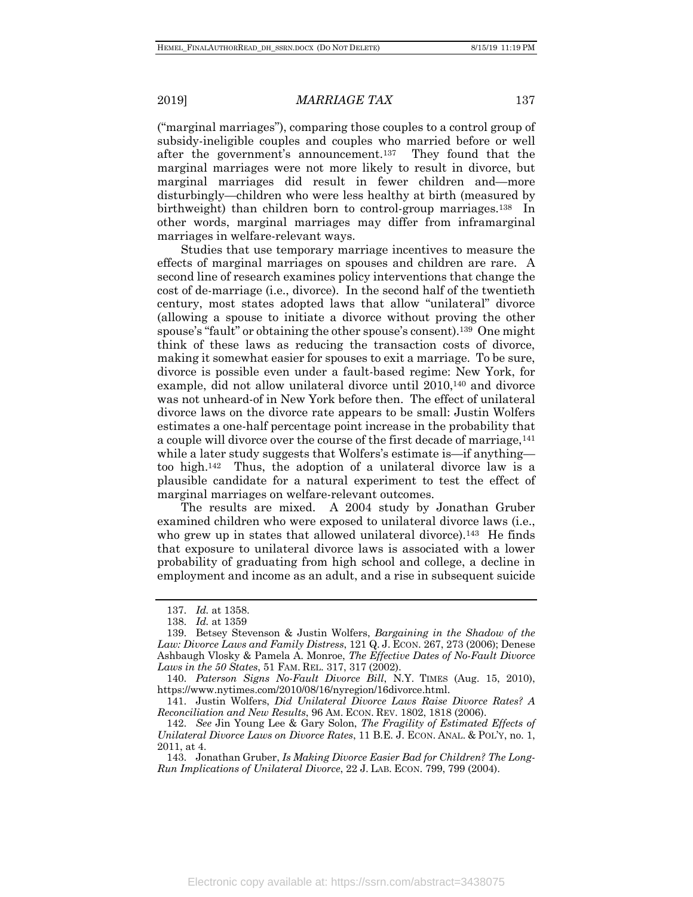("marginal marriages"), comparing those couples to a control group of subsidy-ineligible couples and couples who married before or well after the government's announcement.[137] They found that the marginal marriages were not more likely to result in divorce, but marginal marriages did result in fewer children and—more disturbingly—children who were less healthy at birth (measured by birthweight) than children born to control-group marriages.[138] In other words, marginal marriages may differ from inframarginal marriages in welfare-relevant ways.

Studies that use temporary marriage incentives to measure the effects of marginal marriages on spouses and children are rare. A second line of research examines policy interventions that change the cost of de-marriage (i.e., divorce). In the second half of the twentieth century, most states adopted laws that allow "unilateral" divorce (allowing a spouse to initiate a divorce without proving the other spouse's "fault" or obtaining the other spouse's consent).[139] One might think of these laws as reducing the transaction costs of divorce, making it somewhat easier for spouses to exit a marriage. To be sure, divorce is possible even under a fault-based regime: New York, for example, did not allow unilateral divorce until 2010,[140] and divorce was not unheard-of in New York before then. The effect of unilateral divorce laws on the divorce rate appears to be small: Justin Wolfers estimates a one-half percentage point increase in the probability that a couple will divorce over the course of the first decade of marriage,[141] while a later study suggests that Wolfers's estimate is—if anything—too high.[142] Thus, the adoption of a unilateral divorce law is a plausible candidate for a natural experiment to test the effect of marginal marriages on welfare-relevant outcomes.

The results are mixed. A 2004 study by Jonathan Gruber examined children who were exposed to unilateral divorce laws (i.e., who grew up in states that allowed unilateral divorce).[143] He finds that exposure to unilateral divorce laws is associated with a lower probability of graduating from high school and college, a decline in employment and income as an adult, and a rise in subsequent suicide

---

137. *Id.* at 1358.

138. *Id.* at 1359

139. Betsey Stevenson & Justin Wolfers, *Bargaining in the Shadow of the Law: Divorce Laws and Family Distress*, 121 Q. J. ECON. 267, 273 (2006); Denese Ashbaugh Vlosky & Pamela A. Monroe, *The Effective Dates of No-Fault Divorce Laws in the 50 States*, 51 FAM. REL. 317, 317 (2002).

140. *Paterson Signs No-Fault Divorce Bill*, N.Y. TIMES (Aug. 15, 2010), https://www.nytimes.com/2010/08/16/nyregion/16divorce.html.

141. Justin Wolfers, *Did Unilateral Divorce Laws Raise Divorce Rates? A Reconciliation and New Results*, 96 AM. ECON. REV. 1802, 1818 (2006).

142. *See* Jin Young Lee & Gary Solon, *The Fragility of Estimated Effects of Unilateral Divorce Laws on Divorce Rates*, 11 B.E. J. ECON. ANAL. & POL'Y, no. 1, 2011, at 4.

143. Jonathan Gruber, *Is Making Divorce Easier Bad for Children? The Long-Run Implications of Unilateral Divorce*, 22 J. LAB. ECON. 799, 799 (2004).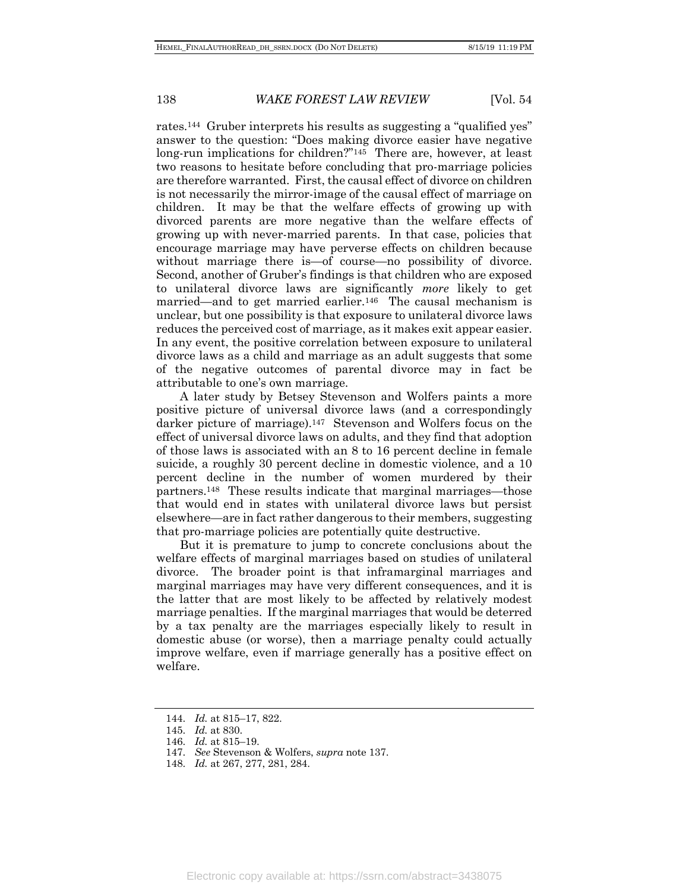rates.[144] Gruber interprets his results as suggesting a "qualified yes" answer to the question: "Does making divorce easier have negative long-run implications for children?"[145] There are, however, at least two reasons to hesitate before concluding that pro-marriage policies are therefore warranted. First, the causal effect of divorce on children is not necessarily the mirror-image of the causal effect of marriage on children. It may be that the welfare effects of growing up with divorced parents are more negative than the welfare effects of growing up with never-married parents. In that case, policies that encourage marriage may have perverse effects on children because without marriage there is—of course—no possibility of divorce. Second, another of Gruber's findings is that children who are exposed to unilateral divorce laws are significantly *more* likely to get married—and to get married earlier.[146] The causal mechanism is unclear, but one possibility is that exposure to unilateral divorce laws reduces the perceived cost of marriage, as it makes exit appear easier. In any event, the positive correlation between exposure to unilateral divorce laws as a child and marriage as an adult suggests that some of the negative outcomes of parental divorce may in fact be attributable to one's own marriage.

A later study by Betsey Stevenson and Wolfers paints a more positive picture of universal divorce laws (and a correspondingly darker picture of marriage).[147] Stevenson and Wolfers focus on the effect of universal divorce laws on adults, and they find that adoption of those laws is associated with an 8 to 16 percent decline in female suicide, a roughly 30 percent decline in domestic violence, and a 10 percent decline in the number of women murdered by their partners.[148] These results indicate that marginal marriages—those that would end in states with unilateral divorce laws but persist elsewhere—are in fact rather dangerous to their members, suggesting that pro-marriage policies are potentially quite destructive.

But it is premature to jump to concrete conclusions about the welfare effects of marginal marriages based on studies of unilateral divorce. The broader point is that inframarginal marriages and marginal marriages may have very different consequences, and it is the latter that are most likely to be affected by relatively modest marriage penalties. If the marginal marriages that would be deterred by a tax penalty are the marriages especially likely to result in domestic abuse (or worse), then a marriage penalty could actually improve welfare, even if marriage generally has a positive effect on welfare.

---

144. *Id.* at 815–17, 822.
145. *Id.* at 830.
146. *Id.* at 815–19.
147. *See* Stevenson & Wolfers, *supra* note 137.
148. *Id.* at 267, 277, 281, 284.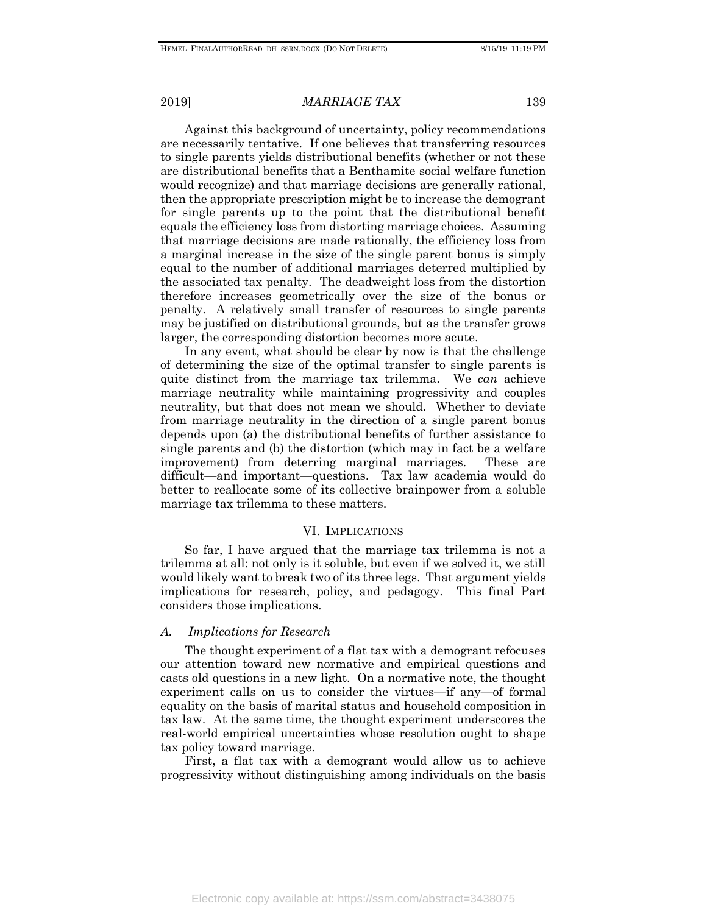Against this background of uncertainty, policy recommendations are necessarily tentative. If one believes that transferring resources to single parents yields distributional benefits (whether or not these are distributional benefits that a Benthamite social welfare function would recognize) and that marriage decisions are generally rational, then the appropriate prescription might be to increase the demogrant for single parents up to the point that the distributional benefit equals the efficiency loss from distorting marriage choices. Assuming that marriage decisions are made rationally, the efficiency loss from a marginal increase in the size of the single parent bonus is simply equal to the number of additional marriages deterred multiplied by the associated tax penalty. The deadweight loss from the distortion therefore increases geometrically over the size of the bonus or penalty. A relatively small transfer of resources to single parents may be justified on distributional grounds, but as the transfer grows larger, the corresponding distortion becomes more acute.

In any event, what should be clear by now is that the challenge of determining the size of the optimal transfer to single parents is quite distinct from the marriage tax trilemma. We *can* achieve marriage neutrality while maintaining progressivity and couples neutrality, but that does not mean we should. Whether to deviate from marriage neutrality in the direction of a single parent bonus depends upon (a) the distributional benefits of further assistance to single parents and (b) the distortion (which may in fact be a welfare improvement) from deterring marginal marriages. These are difficult—and important—questions. Tax law academia would do better to reallocate some of its collective brainpower from a soluble marriage tax trilemma to these matters.

## VI. Implications

So far, I have argued that the marriage tax trilemma is not a trilemma at all: not only is it soluble, but even if we solved it, we still would likely want to break two of its three legs. That argument yields implications for research, policy, and pedagogy. This final Part considers those implications.

### *A. Implications for Research*

The thought experiment of a flat tax with a demogrant refocuses our attention toward new normative and empirical questions and casts old questions in a new light. On a normative note, the thought experiment calls on us to consider the virtues—if any—of formal equality on the basis of marital status and household composition in tax law. At the same time, the thought experiment underscores the real-world empirical uncertainties whose resolution ought to shape tax policy toward marriage.

First, a flat tax with a demogrant would allow us to achieve progressivity without distinguishing among individuals on the basis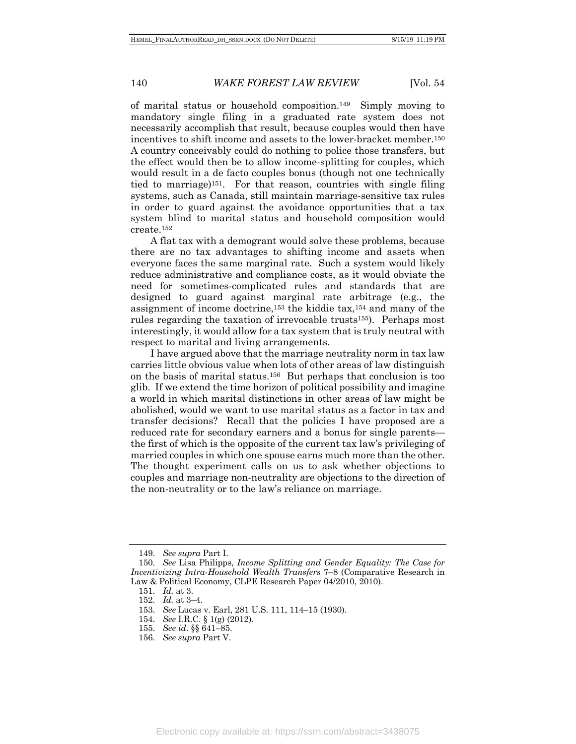of marital status or household composition.[149] Simply moving to mandatory single filing in a graduated rate system does not necessarily accomplish that result, because couples would then have incentives to shift income and assets to the lower-bracket member.[150] A country conceivably could do nothing to police those transfers, but the effect would then be to allow income-splitting for couples, which would result in a de facto couples bonus (though not one technically tied to marriage)[151]. For that reason, countries with single filing systems, such as Canada, still maintain marriage-sensitive tax rules in order to guard against the avoidance opportunities that a tax system blind to marital status and household composition would create.[152]

A flat tax with a demogrant would solve these problems, because there are no tax advantages to shifting income and assets when everyone faces the same marginal rate. Such a system would likely reduce administrative and compliance costs, as it would obviate the need for sometimes-complicated rules and standards that are designed to guard against marginal rate arbitrage (e.g., the assignment of income doctrine,[153] the kiddie tax,[154] and many of the rules regarding the taxation of irrevocable trusts[155]). Perhaps most interestingly, it would allow for a tax system that is truly neutral with respect to marital and living arrangements.

I have argued above that the marriage neutrality norm in tax law carries little obvious value when lots of other areas of law distinguish on the basis of marital status.[156] But perhaps that conclusion is too glib. If we extend the time horizon of political possibility and imagine a world in which marital distinctions in other areas of law might be abolished, would we want to use marital status as a factor in tax and transfer decisions? Recall that the policies I have proposed are a reduced rate for secondary earners and a bonus for single parents—the first of which is the opposite of the current tax law's privileging of married couples in which one spouse earns much more than the other. The thought experiment calls on us to ask whether objections to couples and marriage non-neutrality are objections to the direction of the non-neutrality or to the law's reliance on marriage.

---

149. *See supra* Part I.

150. *See* Lisa Philipps, *Income Splitting and Gender Equality: The Case for Incentivizing Intra-Household Wealth Transfers* 7–8 (Comparative Research in Law & Political Economy, CLPE Research Paper 04/2010, 2010).

151. *Id.* at 3.

152. *Id.* at 3–4.

153. *See* Lucas v. Earl, 281 U.S. 111, 114–15 (1930).

154. *See* I.R.C. § 1(g) (2012).

155. *See id*. §§ 641–85.

156. *See supra* Part V.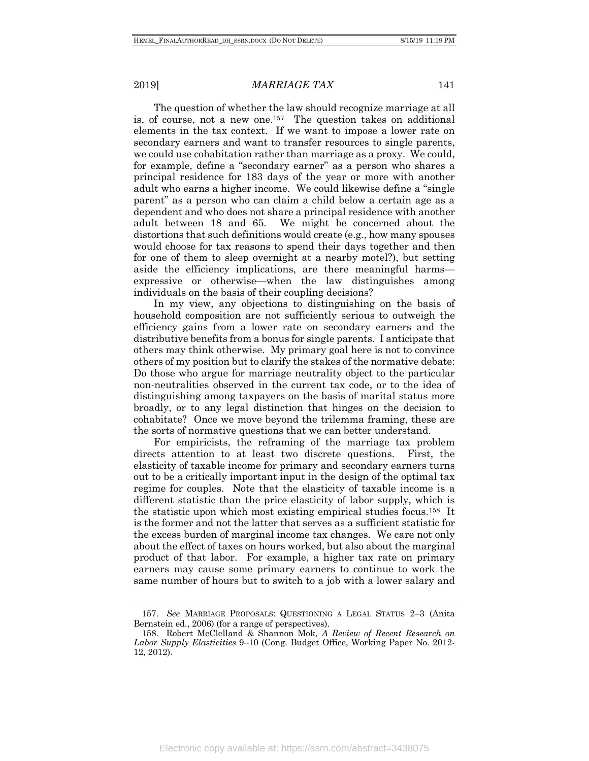The question of whether the law should recognize marriage at all is, of course, not a new one.[157] The question takes on additional elements in the tax context. If we want to impose a lower rate on secondary earners and want to transfer resources to single parents, we could use cohabitation rather than marriage as a proxy. We could, for example, define a "secondary earner" as a person who shares a principal residence for 183 days of the year or more with another adult who earns a higher income. We could likewise define a "single parent" as a person who can claim a child below a certain age as a dependent and who does not share a principal residence with another adult between 18 and 65. We might be concerned about the distortions that such definitions would create (e.g., how many spouses would choose for tax reasons to spend their days together and then for one of them to sleep overnight at a nearby motel?), but setting aside the efficiency implications, are there meaningful harms—expressive or otherwise—when the law distinguishes among individuals on the basis of their coupling decisions?

In my view, any objections to distinguishing on the basis of household composition are not sufficiently serious to outweigh the efficiency gains from a lower rate on secondary earners and the distributive benefits from a bonus for single parents. I anticipate that others may think otherwise. My primary goal here is not to convince others of my position but to clarify the stakes of the normative debate: Do those who argue for marriage neutrality object to the particular non-neutralities observed in the current tax code, or to the idea of distinguishing among taxpayers on the basis of marital status more broadly, or to any legal distinction that hinges on the decision to cohabitate? Once we move beyond the trilemma framing, these are the sorts of normative questions that we can better understand.

For empiricists, the reframing of the marriage tax problem directs attention to at least two discrete questions. First, the elasticity of taxable income for primary and secondary earners turns out to be a critically important input in the design of the optimal tax regime for couples. Note that the elasticity of taxable income is a different statistic than the price elasticity of labor supply, which is the statistic upon which most existing empirical studies focus.[158] It is the former and not the latter that serves as a sufficient statistic for the excess burden of marginal income tax changes. We care not only about the effect of taxes on hours worked, but also about the marginal product of that labor. For example, a higher tax rate on primary earners may cause some primary earners to continue to work the same number of hours but to switch to a job with a lower salary and

---

157. *See* MARRIAGE PROPOSALS: QUESTIONING A LEGAL STATUS 2–3 (Anita Bernstein ed., 2006) (for a range of perspectives).

158. Robert McClelland & Shannon Mok, *A Review of Recent Research on Labor Supply Elasticities* 9–10 (Cong. Budget Office, Working Paper No. 2012-12, 2012).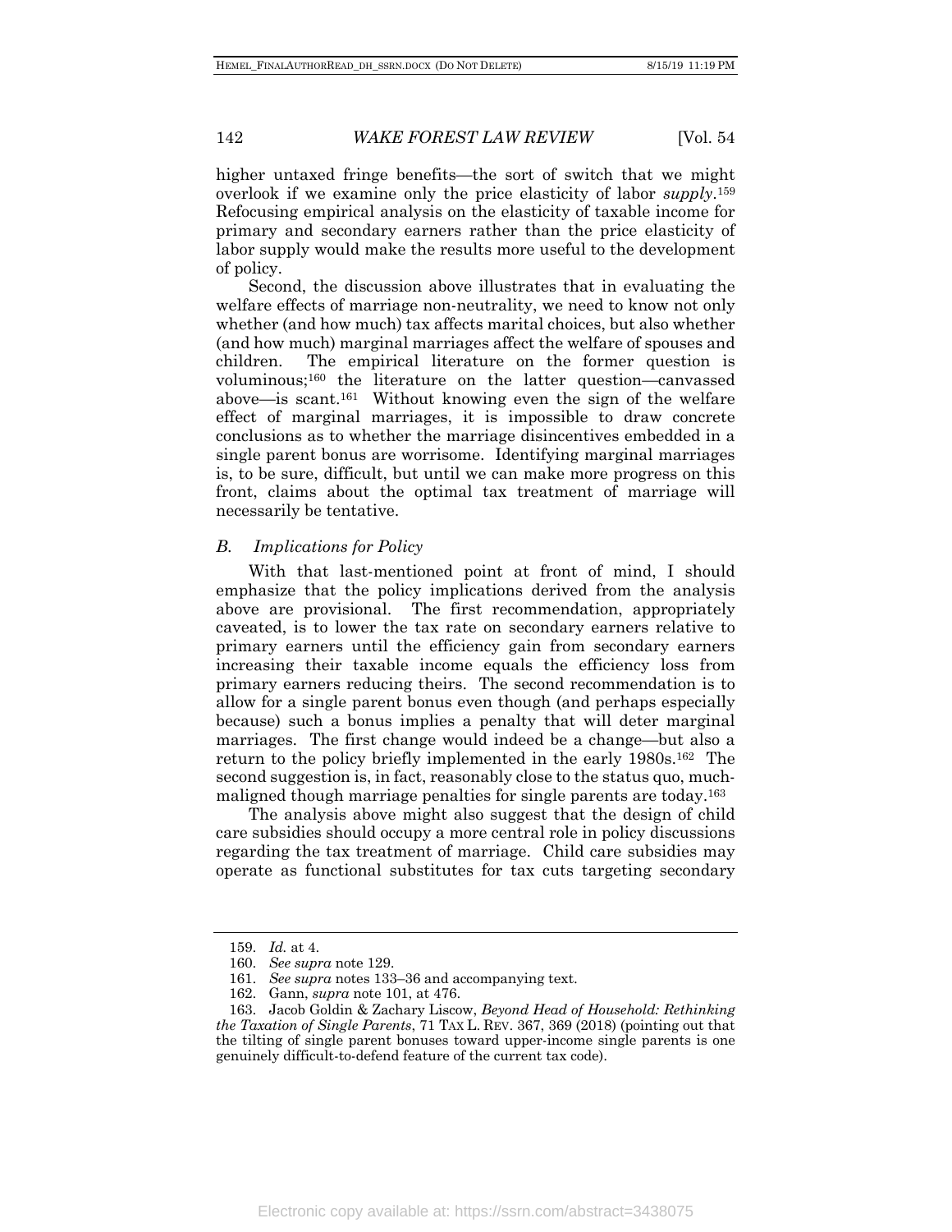higher untaxed fringe benefits—the sort of switch that we might overlook if we examine only the price elasticity of labor *supply*.[159] Refocusing empirical analysis on the elasticity of taxable income for primary and secondary earners rather than the price elasticity of labor supply would make the results more useful to the development of policy.

Second, the discussion above illustrates that in evaluating the welfare effects of marriage non-neutrality, we need to know not only whether (and how much) tax affects marital choices, but also whether (and how much) marginal marriages affect the welfare of spouses and children. The empirical literature on the former question is voluminous;[160] the literature on the latter question—canvassed above—is scant.[161] Without knowing even the sign of the welfare effect of marginal marriages, it is impossible to draw concrete conclusions as to whether the marriage disincentives embedded in a single parent bonus are worrisome. Identifying marginal marriages is, to be sure, difficult, but until we can make more progress on this front, claims about the optimal tax treatment of marriage will necessarily be tentative.

### *B. Implications for Policy*

With that last-mentioned point at front of mind, I should emphasize that the policy implications derived from the analysis above are provisional. The first recommendation, appropriately caveated, is to lower the tax rate on secondary earners relative to primary earners until the efficiency gain from secondary earners increasing their taxable income equals the efficiency loss from primary earners reducing theirs. The second recommendation is to allow for a single parent bonus even though (and perhaps especially because) such a bonus implies a penalty that will deter marginal marriages. The first change would indeed be a change—but also a return to the policy briefly implemented in the early 1980s.[162] The second suggestion is, in fact, reasonably close to the status quo, much-maligned though marriage penalties for single parents are today.[163]

The analysis above might also suggest that the design of child care subsidies should occupy a more central role in policy discussions regarding the tax treatment of marriage. Child care subsidies may operate as functional substitutes for tax cuts targeting secondary

---

159. *Id.* at 4.

160. *See supra* note 129.

161. *See supra* notes 133–36 and accompanying text.

162. Gann, *supra* note 101, at 476.

163. Jacob Goldin & Zachary Liscow, *Beyond Head of Household: Rethinking the Taxation of Single Parents*, 71 TAX L. REV. 367, 369 (2018) (pointing out that the tilting of single parent bonuses toward upper-income single parents is one genuinely difficult-to-defend feature of the current tax code).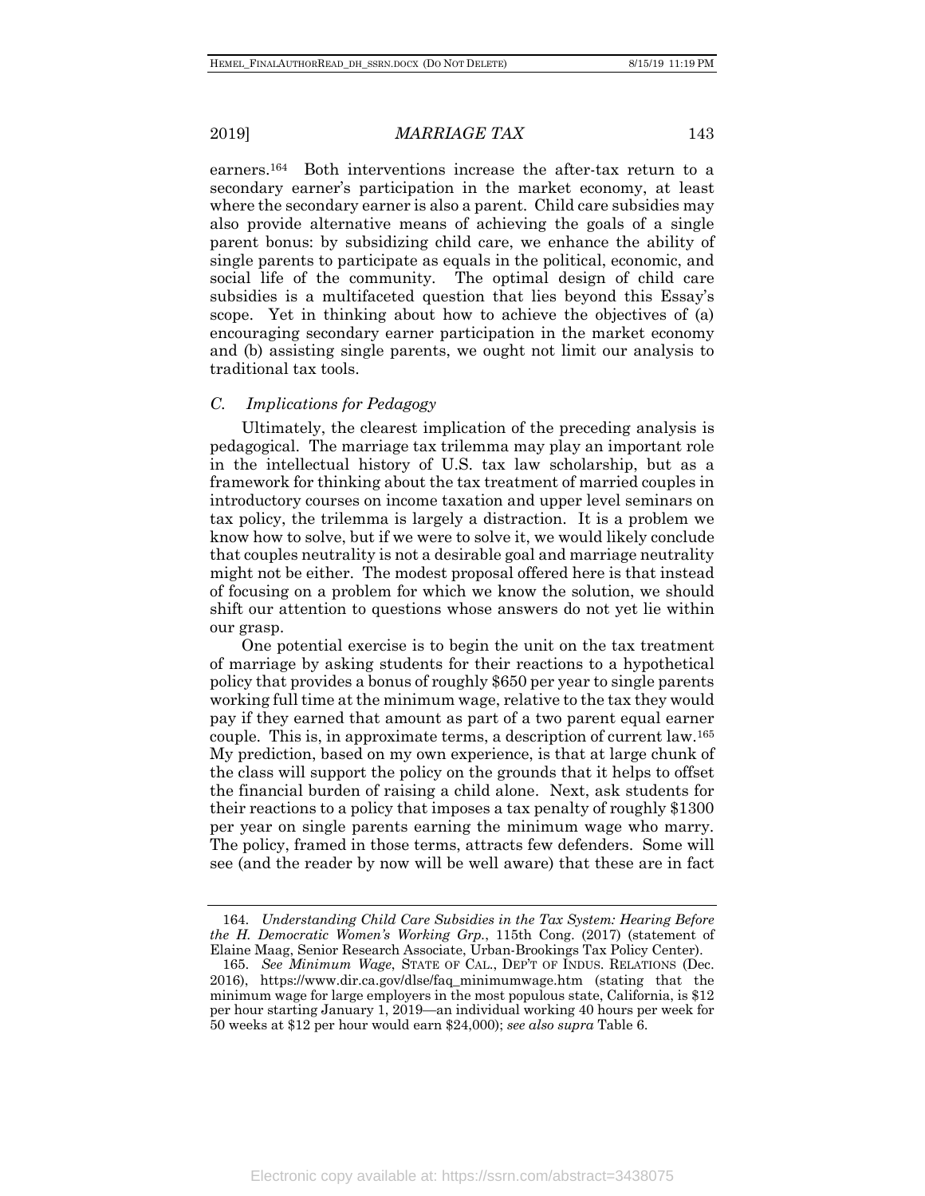earners.[164] Both interventions increase the after-tax return to a secondary earner's participation in the market economy, at least where the secondary earner is also a parent. Child care subsidies may also provide alternative means of achieving the goals of a single parent bonus: by subsidizing child care, we enhance the ability of single parents to participate as equals in the political, economic, and social life of the community. The optimal design of child care subsidies is a multifaceted question that lies beyond this Essay's scope. Yet in thinking about how to achieve the objectives of (a) encouraging secondary earner participation in the market economy and (b) assisting single parents, we ought not limit our analysis to traditional tax tools.

### *C. Implications for Pedagogy*

Ultimately, the clearest implication of the preceding analysis is pedagogical. The marriage tax trilemma may play an important role in the intellectual history of U.S. tax law scholarship, but as a framework for thinking about the tax treatment of married couples in introductory courses on income taxation and upper level seminars on tax policy, the trilemma is largely a distraction. It is a problem we know how to solve, but if we were to solve it, we would likely conclude that couples neutrality is not a desirable goal and marriage neutrality might not be either. The modest proposal offered here is that instead of focusing on a problem for which we know the solution, we should shift our attention to questions whose answers do not yet lie within our grasp.

One potential exercise is to begin the unit on the tax treatment of marriage by asking students for their reactions to a hypothetical policy that provides a bonus of roughly $650 per year to single parents working full time at the minimum wage, relative to the tax they would pay if they earned that amount as part of a two parent equal earner couple. This is, in approximate terms, a description of current law.[165] My prediction, based on my own experience, is that at large chunk of the class will support the policy on the grounds that it helps to offset the financial burden of raising a child alone. Next, ask students for their reactions to a policy that imposes a tax penalty of roughly $1300 per year on single parents earning the minimum wage who marry. The policy, framed in those terms, attracts few defenders. Some will see (and the reader by now will be well aware) that these are in fact

---

164. *Understanding Child Care Subsidies in the Tax System: Hearing Before the H. Democratic Women's Working Grp.*, 115th Cong. (2017) (statement of Elaine Maag, Senior Research Associate, Urban-Brookings Tax Policy Center).

165. *See Minimum Wage*, STATE OF CAL., DEP'T OF INDUS. RELATIONS (Dec. 2016), https://www.dir.ca.gov/dlse/faq_minimumwage.htm (stating that the minimum wage for large employers in the most populous state, California, is $12 per hour starting January 1, 2019—an individual working 40 hours per week for 50 weeks at $12 per hour would earn $24,000); *see also supra* Table 6.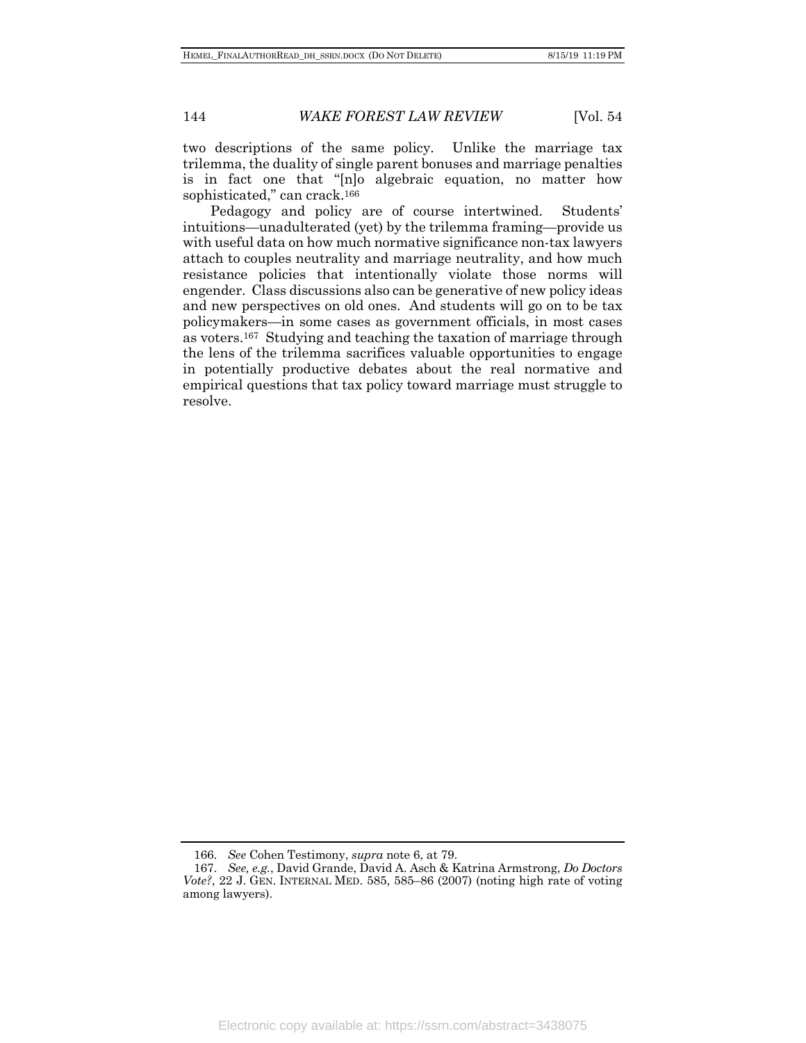two descriptions of the same policy. Unlike the marriage tax trilemma, the duality of single parent bonuses and marriage penalties is in fact one that "[n]o algebraic equation, no matter how sophisticated," can crack.[166]

Pedagogy and policy are of course intertwined. Students' intuitions—unadulterated (yet) by the trilemma framing—provide us with useful data on how much normative significance non-tax lawyers attach to couples neutrality and marriage neutrality, and how much resistance policies that intentionally violate those norms will engender. Class discussions also can be generative of new policy ideas and new perspectives on old ones. And students will go on to be tax policymakers—in some cases as government officials, in most cases as voters.[167] Studying and teaching the taxation of marriage through the lens of the trilemma sacrifices valuable opportunities to engage in potentially productive debates about the real normative and empirical questions that tax policy toward marriage must struggle to resolve.

---

166. *See* Cohen Testimony, *supra* note 6, at 79.

167. *See, e.g.*, David Grande, David A. Asch & Katrina Armstrong, *Do Doctors Vote?*, 22 J. GEN. INTERNAL MED. 585, 585–86 (2007) (noting high rate of voting among lawyers).

Electronic copy available at: https://ssrn.com/abstract=3438075